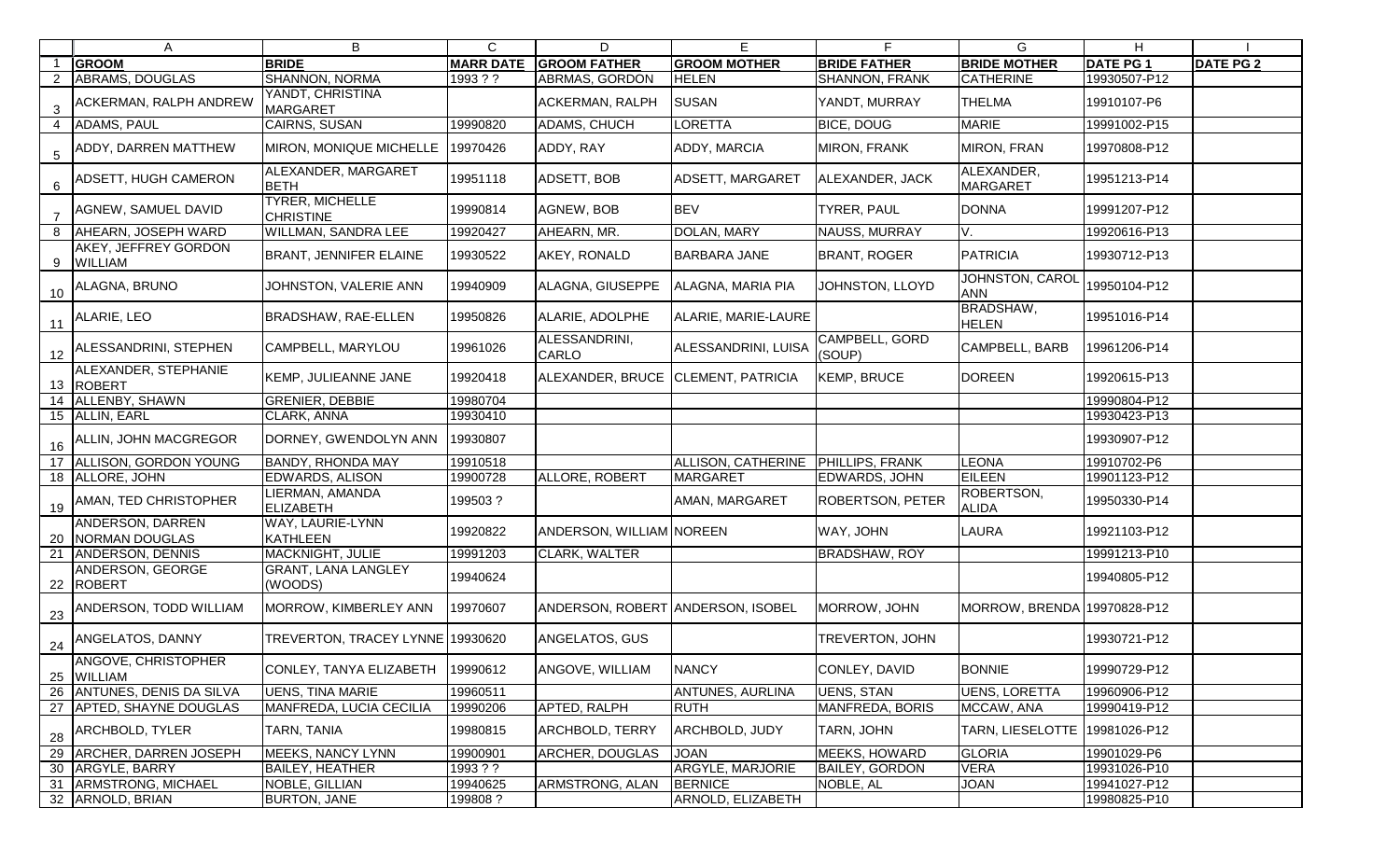| GROOM | BRIDE | MARR DATE | GROOM FATHER | GROOM MOTHER | BRIDE FATHER | BRIDE MOTHER | DATE PG 1 | DATE PG 2 |
|---|---|---|---|---|---|---|---|---|
| ABRAMS, DOUGLAS | SHANNON, NORMA | 1993 ? ? | ABRMAS, GORDON | HELEN | SHANNON, FRANK | CATHERINE | 19930507-P12 | |
| ACKERMAN, RALPH ANDREW | YANDT, CHRISTINA MARGARET | | ACKERMAN, RALPH | SUSAN | YANDT, MURRAY | THELMA | 19910107-P6 | |
| ADAMS, PAUL | CAIRNS, SUSAN | 19990820 | ADAMS, CHUCH | LORETTA | BICE, DOUG | MARIE | 19991002-P15 | |
| ADDY, DARREN MATTHEW | MIRON, MONIQUE MICHELLE | 19970426 | ADDY, RAY | ADDY, MARCIA | MIRON, FRANK | MIRON, FRAN | 19970808-P12 | |
| ADSETT, HUGH CAMERON | ALEXANDER, MARGARET | 19951118 | ADSETT, BOB | ADSETT, MARGARET | ALEXANDER, JACK | ALEXANDER, MARGARET | 19951213-P14 | |
| AGNEW, SAMUEL DAVID | TYRER, MICHELLE CHRISTINE | 19990814 | AGNEW, BOB | BEV | TYRER, PAUL | DONNA | 19991207-P12 | |
| AHEARN, JOSEPH WARD | WILLMAN, SANDRA LEE | 19920427 | AHEARN, MR. | DOLAN, MARY | NAUSS, MURRAY | V. | 19920616-P13 | |
| AKEY, JEFFREY GORDON WILLIAM | BRANT, JENNIFER ELAINE | 19930522 | AKEY, RONALD | BARBARA JANE | BRANT, ROGER | PATRICIA | 19930712-P13 | |
| ALAGNA, BRUNO | JOHNSTON, VALERIE ANN | 19940909 | ALAGNA, GIUSEPPE | ALAGNA, MARIA PIA | JOHNSTON, LLOYD | JOHNSTON, CAROL ANN | 19950104-P12 | |
| ALARIE, LEO | BRADSHAW, RAE-ELLEN | 19950826 | ALARIE, ADOLPHE | ALARIE, MARIE-LAURE | | BRADSHAW, HELEN | 19951016-P14 | |
| ALESSANDRINI, STEPHEN | CAMPBELL, MARYLOU | 19961026 | ALESSANDRINI, CARLO | ALESSANDRINI, LUISA | CAMPBELL, GORD (SOUP) | CAMPBELL, BARB | 19961206-P14 | |
| ALEXANDER, STEPHANIE ROBERT | KEMP, JULIEANNE JANE | 19920418 | ALEXANDER, BRUCE | CLEMENT, PATRICIA | KEMP, BRUCE | DOREEN | 19920615-P13 | |
| ALLENBY, SHAWN | GRENIER, DEBBIE | 19980704 | | | | | 19990804-P12 | |
| ALLIN, EARL | CLARK, ANNA | 19930410 | | | | | 19930423-P13 | |
| ALLIN, JOHN MACGREGOR | DORNEY, GWENDOLYN ANN | 19930807 | | | | | 19930907-P12 | |
| ALLISON, GORDON YOUNG | BANDY, RHONDA MAY | 19910518 | | ALLISON, CATHERINE | PHILLIPS, FRANK | LEONA | 19910702-P6 | |
| ALLORE, JOHN | EDWARDS, ALISON | 19900728 | ALLORE, ROBERT | MARGARET | EDWARDS, JOHN | EILEEN | 19901123-P12 | |
| AMAN, TED CHRISTOPHER | LIERMAN, AMANDA ELIZABETH | 199503 ? | | AMAN, MARGARET | ROBERTSON, PETER | ROBERTSON, ALIDA | 19950330-P14 | |
| ANDERSON, DARREN NORMAN DOUGLAS | WAY, LAURIE-LYNN KATHLEEN | 19920822 | ANDERSON, WILLIAM | NOREEN | WAY, JOHN | LAURA | 19921103-P12 | |
| ANDERSON, DENNIS | MACKNIGHT, JULIE | 19991203 | CLARK, WALTER | | BRADSHAW, ROY | | 19991213-P10 | |
| ANDERSON, GEORGE ROBERT | GRANT, LANA LANGLEY (WOODS) | 19940624 | | | | | 19940805-P12 | |
| ANDERSON, TODD WILLIAM | MORROW, KIMBERLEY ANN | 19970607 | ANDERSON, ROBERT | ANDERSON, ISOBEL | MORROW, JOHN | MORROW, BRENDA | 19970828-P12 | |
| ANGELATOS, DANNY | TREVERTON, TRACEY LYNNE | 19930620 | ANGELATOS, GUS | | TREVERTON, JOHN | | 19930721-P12 | |
| ANGOVE, CHRISTOPHER WILLIAM | CONLEY, TANYA ELIZABETH | 19990612 | ANGOVE, WILLIAM | NANCY | CONLEY, DAVID | BONNIE | 19990729-P12 | |
| ANTUNES, DENIS DA SILVA | UENS, TINA MARIE | 19960511 | | ANTUNES, AURLINA | UENS, STAN | UENS, LORETTA | 19960906-P12 | |
| APTED, SHAYNE DOUGLAS | MANFREDA, LUCIA CECILIA | 19990206 | APTED, RALPH | RUTH | MANFREDA, BORIS | MCCAW, ANA | 19990419-P12 | |
| ARCHBOLD, TYLER | TARN, TANIA | 19980815 | ARCHBOLD, TERRY | ARCHBOLD, JUDY | TARN, JOHN | TARN, LIESELOTTE | 19981026-P12 | |
| ARCHER, DARREN JOSEPH | MEEKS, NANCY LYNN | 19900901 | ARCHER, DOUGLAS | JOAN | MEEKS, HOWARD | GLORIA | 19901029-P6 | |
| ARGYLE, BARRY | BAILEY, HEATHER | 1993 ? ? | | ARGYLE, MARJORIE | BAILEY, GORDON | VERA | 19931026-P10 | |
| ARMSTRONG, MICHAEL | NOBLE, GILLIAN | 19940625 | ARMSTRONG, ALAN | BERNICE | NOBLE, AL | JOAN | 19941027-P12 | |
| ARNOLD, BRIAN | BURTON, JANE | 199808 ? | | ARNOLD, ELIZABETH | | | 19980825-P10 | |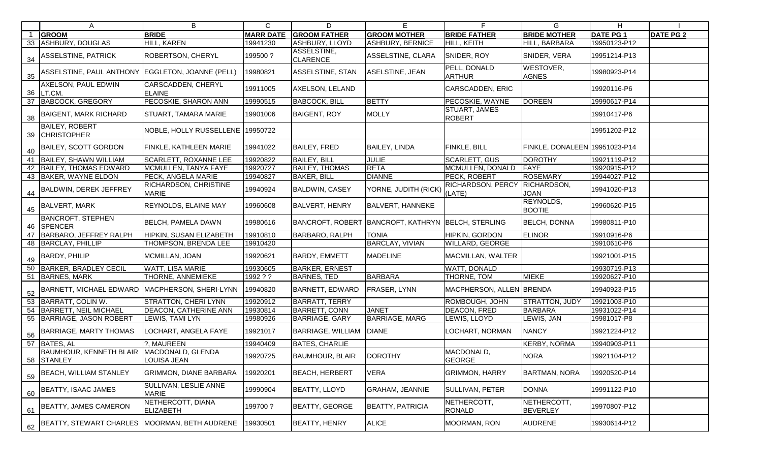| | A | B | C | D | E | F | G | H | I |
|---|---|---|---|---|---|---|---|---|---|
| 1 | **GROOM** | **BRIDE** | **MARR DATE** | **GROOM FATHER** | **GROOM MOTHER** | **BRIDE FATHER** | **BRIDE MOTHER** | **DATE PG 1** | **DATE PG 2** |
| 33 | ASHBURY, DOUGLAS | HILL, KAREN | 19941230 | ASHBURY, LLOYD | ASHBURY, BERNICE | HILL, KEITH | HILL, BARBARA | 19950123-P12 | |
| 34 | ASSELSTINE, PATRICK | ROBERTSON, CHERYL | 199500 ? | ASSELSTINE, CLARENCE | ASSELSTINE, CLARA | SNIDER, ROY | SNIDER, VERA | 19951214-P13 | |
| 35 | ASSELSTINE, PAUL ANTHONY | EGGLETON, JOANNE (PELL) | 19980821 | ASSELSTINE, STAN | ASELSTINE, JEAN | PELL, DONALD ARTHUR | WESTOVER, AGNES | 19980923-P14 | |
| 36 | AXELSON, PAUL EDWIN LT.CM. | CARSCADDEN, CHERYL ELAINE | 19911005 | AXELSON, LELAND | | CARSCADDEN, ERIC | | 19920116-P6 | |
| 37 | BABCOCK, GREGORY | PECOSKIE, SHARON ANN | 19990515 | BABCOCK, BILL | BETTY | PECOSKIE, WAYNE | DOREEN | 19990617-P14 | |
| 38 | BAIGENT, MARK RICHARD | STUART, TAMARA MARIE | 19901006 | BAIGENT, ROY | MOLLY | STUART, JAMES ROBERT | | 19910417-P6 | |
| 39 | BAILEY, ROBERT CHRISTOPHER | NOBLE, HOLLY RUSSELLENE | 19950722 | | | | | 19951202-P12 | |
| 40 | BAILEY, SCOTT GORDON | FINKLE, KATHLEEN MARIE | 19941022 | BAILEY, FRED | BAILEY, LINDA | FINKLE, BILL | FINKLE, DONALEEN | 19951023-P14 | |
| 41 | BAILEY, SHAWN WILLIAM | SCARLETT, ROXANNE LEE | 19920822 | BAILEY, BILL | JULIE | SCARLETT, GUS | DOROTHY | 19921119-P12 | |
| 42 | BAILEY, THOMAS EDWARD | MCMULLEN, TANYA FAYE | 19920727 | BAILEY, THOMAS | RETA | MCMULLEN, DONALD | FAYE | 19920915-P12 | |
| 43 | BAKER, WAYNE ELDON | PECK, ANGELA MARIE | 19940827 | BAKER, BILL | DIANNE | PECK, ROBERT | ROSEMARY | 19944027-P12 | |
| 44 | BALDWIN, DEREK JEFFREY | RICHARDSON, CHRISTINE MARIE | 19940924 | BALDWIN, CASEY | YORNE, JUDITH (RICK) | RICHARDSON, PERCY (LATE) | RICHARDSON, JOAN | 19941020-P13 | |
| 45 | BALVERT, MARK | REYNOLDS, ELAINE MAY | 19960608 | BALVERT, HENRY | BALVERT, HANNEKE | | REYNOLDS, BOOTIE | 19960620-P15 | |
| 46 | BANCROFT, STEPHEN SPENCER | BELCH, PAMELA DAWN | 19980616 | BANCROFT, ROBERT | BANCROFT, KATHRYN | BELCH, STERLING | BELCH, DONNA | 19980811-P10 | |
| 47 | BARBARO, JEFFREY RALPH | HIPKIN, SUSAN ELIZABETH | 19910810 | BARBARO, RALPH | TONIA | HIPKIN, GORDON | ELINOR | 19910916-P6 | |
| 48 | BARCLAY, PHILLIP | THOMPSON, BRENDA LEE | 19910420 | | BARCLAY, VIVIAN | WILLARD, GEORGE | | 19910610-P6 | |
| 49 | BARDY, PHILIP | MCMILLAN, JOAN | 19920621 | BARDY, EMMETT | MADELINE | MACMILLAN, WALTER | | 19921001-P15 | |
| 50 | BARKER, BRADLEY CECIL | WATT, LISA MARIE | 19930605 | BARKER, ERNEST | | WATT, DONALD | | 19930719-P13 | |
| 51 | BARNES, MARK | THORNE, ANNEMIEKE | 1992 ? ? | BARNES, TED | BARBARA | THORNE, TOM | MIEKE | 19920627-P10 | |
| 52 | BARNETT, MICHAEL EDWARD | MACPHERSON, SHERI-LYNN | 19940820 | BARNETT, EDWARD | FRASER, LYNN | MACPHERSON, ALLEN | BRENDA | 19940923-P15 | |
| 53 | BARRATT, COLIN W. | STRATTON, CHERI LYNN | 19920912 | BARRATT, TERRY | | ROMBOUGH, JOHN | STRATTON, JUDY | 19921003-P10 | |
| 54 | BARRETT, NEIL MICHAEL | DEACON, CATHERINE ANN | 19930814 | BARRETT, CONN | JANET | DEACON, FRED | BARBARA | 19931022-P14 | |
| 55 | BARRIAGE, JASON ROBERT | LEWIS, TAMI LYN | 19980926 | BARRIAGE, GARY | BARRIAGE, MARG | LEWIS, LLOYD | LEWIS, JAN | 19981017-P8 | |
| 56 | BARRIAGE, MARTY THOMAS | LOCHART, ANGELA FAYE | 19921017 | BARRIAGE, WILLIAM | DIANE | LOCHART, NORMAN | NANCY | 19921224-P12 | |
| 57 | BATES, AL | ?, MAUREEN | 19940409 | BATES, CHARLIE | | | KERBY, NORMA | 19940903-P11 | |
| 58 | BAUMHOUR, KENNETH BLAIR STANLEY | MACDONALD, GLENDA LOUISA JEAN | 19920725 | BAUMHOUR, BLAIR | DOROTHY | MACDONALD, GEORGE | NORA | 19921104-P12 | |
| 59 | BEACH, WILLIAM STANLEY | GRIMMON, DIANE BARBARA | 19920201 | BEACH, HERBERT | VERA | GRIMMON, HARRY | BARTMAN, NORA | 19920520-P14 | |
| 60 | BEATTY, ISAAC JAMES | SULLIVAN, LESLIE ANNE MARIE | 19990904 | BEATTY, LLOYD | GRAHAM, JEANNIE | SULLIVAN, PETER | DONNA | 19991122-P10 | |
| 61 | BEATTY, JAMES CAMERON | NETHERCOTT, DIANA ELIZABETH | 199700 ? | BEATTY, GEORGE | BEATTY, PATRICIA | NETHERCOTT, RONALD | NETHERCOTT, BEVERLEY | 19970807-P12 | |
| 62 | BEATTY, STEWART CHARLES | MOORMAN, BETH AUDRENE | 19930501 | BEATTY, HENRY | ALICE | MOORMAN, RON | AUDRENE | 19930614-P12 | |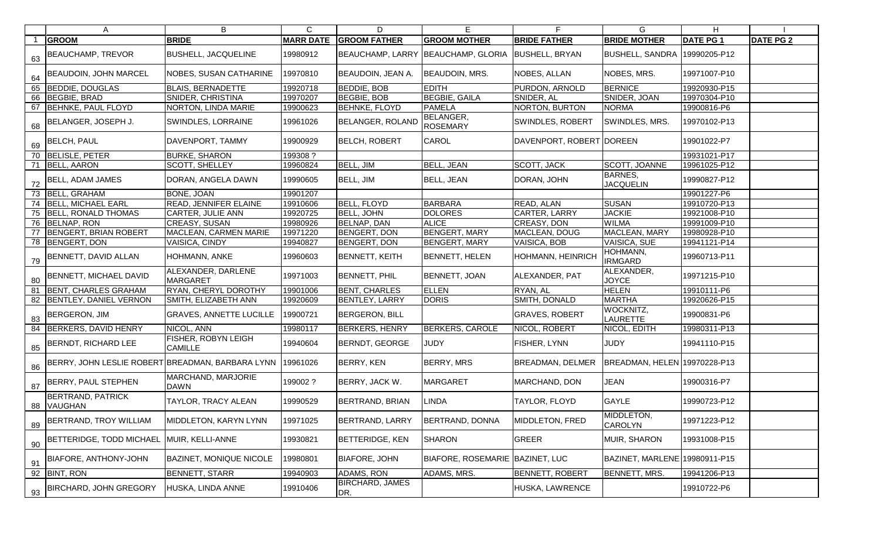| | A | B | C | D | E | F | G | H | I |
|---|---|---|---|---|---|---|---|---|---|
| 1 | **GROOM** | **BRIDE** | **MARR DATE** | **GROOM FATHER** | **GROOM MOTHER** | **BRIDE FATHER** | **BRIDE MOTHER** | **DATE PG 1** | **DATE PG 2** |
| 63 | BEAUCHAMP, TREVOR | BUSHELL, JACQUELINE | 19980912 | BEAUCHAMP, LARRY | BEAUCHAMP, GLORIA | BUSHELL, BRYAN | BUSHELL, SANDRA | 19990205-P12 | |
| 64 | BEAUDOIN, JOHN MARCEL | NOBES, SUSAN CATHARINE | 19970810 | BEAUDOIN, JEAN A. | BEAUDOIN, MRS. | NOBES, ALLAN | NOBES, MRS. | 19971007-P10 | |
| 65 | BEDDIE, DOUGLAS | BLAIS, BERNADETTE | 19920718 | BEDDIE, BOB | EDITH | PURDON, ARNOLD | BERNICE | 19920930-P15 | |
| 66 | BEGBIE, BRAD | SNIDER, CHRISTINA | 19970207 | BEGBIE, BOB | BEGBIE, GAILA | SNIDER, AL | SNIDER, JOAN | 19970304-P10 | |
| 67 | BEHNKE, PAUL FLOYD | NORTON, LINDA MARIE | 19900623 | BEHNKE, FLOYD | PAMELA | NORTON, BURTON | NORMA | 19900816-P6 | |
| 68 | BELANGER, JOSEPH J. | SWINDLES, LORRAINE | 19961026 | BELANGER, ROLAND | BELANGER, ROSEMARY | SWINDLES, ROBERT | SWINDLES, MRS. | 19970102-P13 | |
| 69 | BELCH, PAUL | DAVENPORT, TAMMY | 19900929 | BELCH, ROBERT | CAROL | DAVENPORT, ROBERT | DOREEN | 19901022-P7 | |
| 70 | BELISLE, PETER | BURKE, SHARON | 199308 ? | | | | | 19931021-P17 | |
| 71 | BELL, AARON | SCOTT, SHELLEY | 19960824 | BELL, JIM | BELL, JEAN | SCOTT, JACK | SCOTT, JOANNE | 19961025-P12 | |
| 72 | BELL, ADAM JAMES | DORAN, ANGELA DAWN | 19990605 | BELL, JIM | BELL, JEAN | DORAN, JOHN | BARNES, JACQUELIN | 19990827-P12 | |
| 73 | BELL, GRAHAM | BONE, JOAN | 19901207 | | | | | 19901227-P6 | |
| 74 | BELL, MICHAEL EARL | READ, JENNIFER ELAINE | 19910606 | BELL, FLOYD | BARBARA | READ, ALAN | SUSAN | 19910720-P13 | |
| 75 | BELL, RONALD THOMAS | CARTER, JULIE ANN | 19920725 | BELL, JOHN | DOLORES | CARTER, LARRY | JACKIE | 19921008-P10 | |
| 76 | BELNAP, RON | CREASY, SUSAN | 19980926 | BELNAP, DAN | ALICE | CREASY, DON | WILMA | 19991009-P10 | |
| 77 | BENGERT, BRIAN ROBERT | MACLEAN, CARMEN MARIE | 19971220 | BENGERT, DON | BENGERT, MARY | MACLEAN, DOUG | MACLEAN, MARY | 19980928-P10 | |
| 78 | BENGERT, DON | VAISICA, CINDY | 19940827 | BENGERT, DON | BENGERT, MARY | VAISICA, BOB | VAISICA, SUE | 19941121-P14 | |
| 79 | BENNETT, DAVID ALLAN | HOHMANN, ANKE | 19960603 | BENNETT, KEITH | BENNETT, HELEN | HOHMANN, HEINRICH | HOHMANN, IRMGARD | 19960713-P11 | |
| 80 | BENNETT, MICHAEL DAVID | ALEXANDER, DARLENE MARGARET | 19971003 | BENNETT, PHIL | BENNETT, JOAN | ALEXANDER, PAT | ALEXANDER, JOYCE | 19971215-P10 | |
| 81 | BENT, CHARLES GRAHAM | RYAN, CHERYL DOROTHY | 19901006 | BENT, CHARLES | ELLEN | RYAN, AL | HELEN | 19910111-P6 | |
| 82 | BENTLEY, DANIEL VERNON | SMITH, ELIZABETH ANN | 19920609 | BENTLEY, LARRY | DORIS | SMITH, DONALD | MARTHA | 19920626-P15 | |
| 83 | BERGERON, JIM | GRAVES, ANNETTE LUCILLE | 19900721 | BERGERON, BILL | | GRAVES, ROBERT | WOCKNITZ, LAURETTE | 19900831-P6 | |
| 84 | BERKERS, DAVID HENRY | NICOL, ANN | 19980117 | BERKERS, HENRY | BERKERS, CAROLE | NICOL, ROBERT | NICOL, EDITH | 19980311-P13 | |
| 85 | BERNDT, RICHARD LEE | FISHER, ROBYN LEIGH CAMILLE | 19940604 | BERNDT, GEORGE | JUDY | FISHER, LYNN | JUDY | 19941110-P15 | |
| 86 | BERRY, JOHN LESLIE ROBERT | BREADMAN, BARBARA LYNN | 19961026 | BERRY, KEN | BERRY, MRS | BREADMAN, DELMER | BREADMAN, HELEN | 19970228-P13 | |
| 87 | BERRY, PAUL STEPHEN | MARCHAND, MARJORIE DAWN | 199002 ? | BERRY, JACK W. | MARGARET | MARCHAND, DON | JEAN | 19900316-P7 | |
| 88 | BERTRAND, PATRICK VAUGHAN | TAYLOR, TRACY ALEAN | 19990529 | BERTRAND, BRIAN | LINDA | TAYLOR, FLOYD | GAYLE | 19990723-P12 | |
| 89 | BERTRAND, TROY WILLIAM | MIDDLETON, KARYN LYNN | 19971025 | BERTRAND, LARRY | BERTRAND, DONNA | MIDDLETON, FRED | MIDDLETON, CAROLYN | 19971223-P12 | |
| 90 | BETTERIDGE, TODD MICHAEL | MUIR, KELLI-ANNE | 19930821 | BETTERIDGE, KEN | SHARON | GREER | MUIR, SHARON | 19931008-P15 | |
| 91 | BIAFORE, ANTHONY-JOHN | BAZINET, MONIQUE NICOLE | 19980801 | BIAFORE, JOHN | BIAFORE, ROSEMARIE | BAZINET, LUC | BAZINET, MARLENE | 19980911-P15 | |
| 92 | BINT, RON | BENNETT, STARR | 19940903 | ADAMS, RON | ADAMS, MRS. | BENNETT, ROBERT | BENNETT, MRS. | 19941206-P13 | |
| 93 | BIRCHARD, JOHN GREGORY | HUSKA, LINDA ANNE | 19910406 | BIRCHARD, JAMES DR. | | HUSKA, LAWRENCE | | 19910722-P6 | |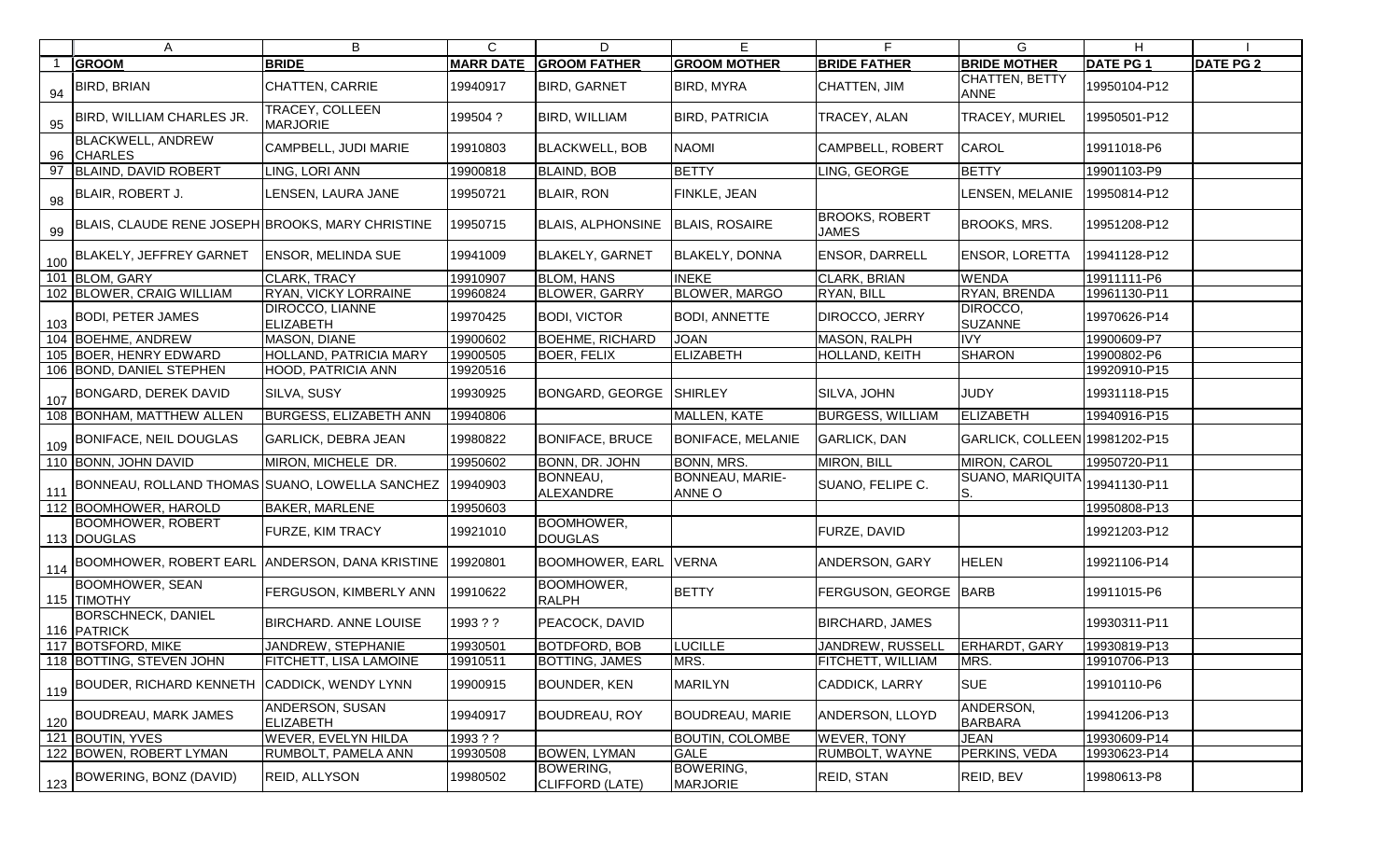| | A | B | C | D | E | F | G | H | I |
|---|---|---|---|---|---|---|---|---|---|
| 1 | **GROOM** | **BRIDE** | **MARR DATE** | **GROOM FATHER** | **GROOM MOTHER** | **BRIDE FATHER** | **BRIDE MOTHER** | **DATE PG 1** | **DATE PG 2** |
| 94 | BIRD, BRIAN | CHATTEN, CARRIE | 19940917 | BIRD, GARNET | BIRD, MYRA | CHATTEN, JIM | CHATTEN, BETTY ANNE | 19950104-P12 | |
| 95 | BIRD, WILLIAM CHARLES JR. | TRACEY, COLLEEN MARJORIE | 199504 ? | BIRD, WILLIAM | BIRD, PATRICIA | TRACEY, ALAN | TRACEY, MURIEL | 19950501-P12 | |
| 96 | BLACKWELL, ANDREW CHARLES | CAMPBELL, JUDI MARIE | 19910803 | BLACKWELL, BOB | NAOMI | CAMPBELL, ROBERT | CAROL | 19911018-P6 | |
| 97 | BLAIND, DAVID ROBERT | LING, LORI ANN | 19900818 | BLAIND, BOB | BETTY | LING, GEORGE | BETTY | 19901103-P9 | |
| 98 | BLAIR, ROBERT J. | LENSEN, LAURA JANE | 19950721 | BLAIR, RON | FINKLE, JEAN | | LENSEN, MELANIE | 19950814-P12 | |
| 99 | BLAIS, CLAUDE RENE JOSEPH | BROOKS, MARY CHRISTINE | 19950715 | BLAIS, ALPHONSINE | BLAIS, ROSAIRE | BROOKS, ROBERT JAMES | BROOKS, MRS. | 19951208-P12 | |
| 100 | BLAKELY, JEFFREY GARNET | ENSOR, MELINDA SUE | 19941009 | BLAKELY, GARNET | BLAKELY, DONNA | ENSOR, DARRELL | ENSOR, LORETTA | 19941128-P12 | |
| 101 | BLOM, GARY | CLARK, TRACY | 19910907 | BLOM, HANS | INEKE | CLARK, BRIAN | WENDA | 19911111-P6 | |
| 102 | BLOWER, CRAIG WILLIAM | RYAN, VICKY LORRAINE | 19960824 | BLOWER, GARRY | BLOWER, MARGO | RYAN, BILL | RYAN, BRENDA | 19961130-P11 | |
| 103 | BODI, PETER JAMES | DIROCCO, LIANNE ELIZABETH | 19970425 | BODI, VICTOR | BODI, ANNETTE | DIROCCO, JERRY | DIROCCO, SUZANNE | 19970626-P14 | |
| 104 | BOEHME, ANDREW | MASON, DIANE | 19900602 | BOEHME, RICHARD | JOAN | MASON, RALPH | IVY | 19900609-P7 | |
| 105 | BOER, HENRY EDWARD | HOLLAND, PATRICIA MARY | 19900505 | BOER, FELIX | ELIZABETH | HOLLAND, KEITH | SHARON | 19900802-P6 | |
| 106 | BOND, DANIEL STEPHEN | HOOD, PATRICIA ANN | 19920516 | | | | | 19920910-P15 | |
| 107 | BONGARD, DEREK DAVID | SILVA, SUSY | 19930925 | BONGARD, GEORGE | SHIRLEY | SILVA, JOHN | JUDY | 19931118-P15 | |
| 108 | BONHAM, MATTHEW ALLEN | BURGESS, ELIZABETH ANN | 19940806 | | MALLEN, KATE | BURGESS, WILLIAM | ELIZABETH | 19940916-P15 | |
| 109 | BONIFACE, NEIL DOUGLAS | GARLICK, DEBRA JEAN | 19980822 | BONIFACE, BRUCE | BONIFACE, MELANIE | GARLICK, DAN | GARLICK, COLLEEN | 19981202-P15 | |
| 110 | BONN, JOHN DAVID | MIRON, MICHELE DR. | 19950602 | BONN, DR. JOHN | BONN, MRS. | MIRON, BILL | MIRON, CAROL | 19950720-P11 | |
| 111 | BONNEAU, ROLLAND THOMAS | SUANO, LOWELLA SANCHEZ | 19940903 | BONNEAU, ALEXANDRE | BONNEAU, MARIE-ANNE O | SUANO, FELIPE C. | SUANO, MARIQUITA S. | 19941130-P11 | |
| 112 | BOOMHOWER, HAROLD | BAKER, MARLENE | 19950603 | | | | | 19950808-P13 | |
| 113 | BOOMHOWER, ROBERT DOUGLAS | FURZE, KIM TRACY | 19921010 | BOOMHOWER, DOUGLAS | | FURZE, DAVID | | 19921203-P12 | |
| 114 | BOOMHOWER, ROBERT EARL | ANDERSON, DANA KRISTINE | 19920801 | BOOMHOWER, EARL | VERNA | ANDERSON, GARY | HELEN | 19921106-P14 | |
| 115 | BOOMHOWER, SEAN TIMOTHY | FERGUSON, KIMBERLY ANN | 19910622 | BOOMHOWER, RALPH | BETTY | FERGUSON, GEORGE | BARB | 19911015-P6 | |
| 116 | BORSCHNECK, DANIEL PATRICK | BIRCHARD. ANNE LOUISE | 1993 ? ? | PEACOCK, DAVID | | BIRCHARD, JAMES | | 19930311-P11 | |
| 117 | BOTSFORD, MIKE | JANDREW, STEPHANIE | 19930501 | BOTDFORD, BOB | LUCILLE | JANDREW, RUSSELL | ERHARDT, GARY | 19930819-P13 | |
| 118 | BOTTING, STEVEN JOHN | FITCHETT, LISA LAMOINE | 19910511 | BOTTING, JAMES | MRS. | FITCHETT, WILLIAM | MRS. | 19910706-P13 | |
| 119 | BOUDER, RICHARD KENNETH | CADDICK, WENDY LYNN | 19900915 | BOUNDER, KEN | MARILYN | CADDICK, LARRY | SUE | 19910110-P6 | |
| 120 | BOUDREAU, MARK JAMES | ANDERSON, SUSAN ELIZABETH | 19940917 | BOUDREAU, ROY | BOUDREAU, MARIE | ANDERSON, LLOYD | ANDERSON, BARBARA | 19941206-P13 | |
| 121 | BOUTIN, YVES | WEVER, EVELYN HILDA | 1993 ? ? | | BOUTIN, COLOMBE | WEVER, TONY | JEAN | 19930609-P14 | |
| 122 | BOWEN, ROBERT LYMAN | RUMBOLT, PAMELA ANN | 19930508 | BOWEN, LYMAN | GALE | RUMBOLT, WAYNE | PERKINS, VEDA | 19930623-P14 | |
| 123 | BOWERING, BONZ (DAVID) | REID, ALLYSON | 19980502 | BOWERING, CLIFFORD (LATE) | BOWERING, MARJORIE | REID, STAN | REID, BEV | 19980613-P8 | |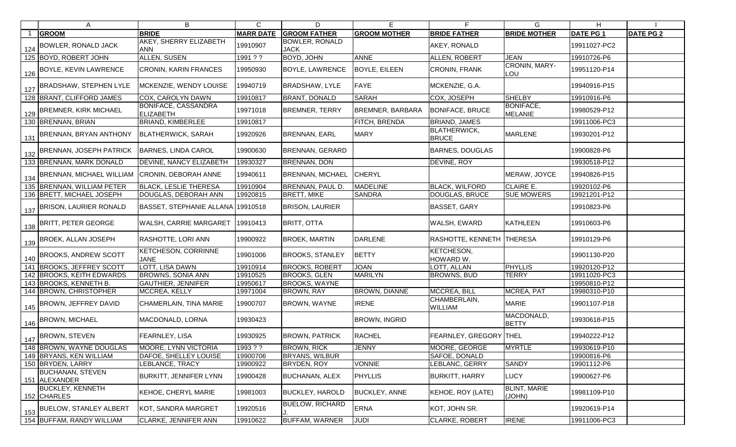| | A | B | C | D | E | F | G | H | I |
|---|---|---|---|---|---|---|---|---|---|
| 1 | **GROOM** | **BRIDE** | **MARR DATE** | **GROOM FATHER** | **GROOM MOTHER** | **BRIDE FATHER** | **BRIDE MOTHER** | **DATE PG 1** | **DATE PG 2** |
| 124 | BOWLER, RONALD JACK | AKEY, SHERRY ELIZABETH ANN | 19910907 | BOWLER, RONALD JACK | | AKEY, RONALD | | 19911027-PC2 | |
| 125 | BOYD, ROBERT JOHN | ALLEN, SUSEN | 1991 ? ? | BOYD, JOHN | ANNE | ALLEN, ROBERT | JEAN | 19910726-P6 | |
| 126 | BOYLE, KEVIN LAWRENCE | CRONIN, KARIN FRANCES | 19950930 | BOYLE, LAWRENCE | BOYLE, EILEEN | CRONIN, FRANK | CRONIN, MARY-LOU | 19951120-P14 | |
| 127 | BRADSHAW, STEPHEN LYLE | MCKENZIE, WENDY LOUISE | 19940719 | BRADSHAW, LYLE | FAYE | MCKENZIE, G.A. | | 19940916-P15 | |
| 128 | BRANT, CLIFFORD JAMES | COX, CAROLYN DAWN | 19910817 | BRANT, DONALD | SARAH | COX, JOSEPH | SHELBY | 19910916-P6 | |
| 129 | BREMNER, KIRK MICHAEL | BONIFACE, CASSANDRA ELIZABETH | 19971018 | BREMNER, TERRY | BREMNER, BARBARA | BONIFACE, BRUCE | BONIFACE, MELANIE | 19980529-P12 | |
| 130 | BRENNAN, BRIAN | BRIAND, KIMBERLEE | 19910817 | | FITCH, BRENDA | BRIAND, JAMES | | 19911006-PC3 | |
| 131 | BRENNAN, BRYAN ANTHONY | BLATHERWICK, SARAH | 19920926 | BRENNAN, EARL | MARY | BLATHERWICK, BRUCE | MARLENE | 19930201-P12 | |
| 132 | BRENNAN, JOSEPH PATRICK | BARNES, LINDA CAROL | 19900630 | BRENNAN, GERARD | | BARNES, DOUGLAS | | 19900828-P6 | |
| 133 | BRENNAN, MARK DONALD | DEVINE, NANCY ELIZABETH | 19930327 | BRENNAN, DON | | DEVINE, ROY | | 19930518-P12 | |
| 134 | BRENNAN, MICHAEL WILLIAM | CRONIN, DEBORAH ANNE | 19940611 | BRENNAN, MICHAEL | CHERYL | | MERAW, JOYCE | 19940826-P15 | |
| 135 | BRENNAN, WILLIAM PETER | BLACK, LESLIE THERESA | 19910904 | BRENNAN, PAUL D. | MADELINE | BLACK, WILFORD | CLAIRE E. | 19920102-P6 | |
| 136 | BRETT, MICHAEL JOSEPH | DOUGLAS, DEBORAH ANN | 19920815 | BRETT, MIKE | SANDRA | DOUGLAS, BRUCE | SUE MOWERS | 19921201-P12 | |
| 137 | BRISON, LAURIER RONALD | BASSET, STEPHANIE ALLANA | 19910518 | BRISON, LAURIER | | BASSET, GARY | | 19910823-P6 | |
| 138 | BRITT, PETER GEORGE | WALSH, CARRIE MARGARET | 19910413 | BRITT, OTTA | | WALSH, EWARD | KATHLEEN | 19910603-P6 | |
| 139 | BROEK, ALLAN JOSEPH | RASHOTTE, LORI ANN | 19900922 | BROEK, MARTIN | DARLENE | RASHOTTE, KENNETH | THERESA | 19910129-P6 | |
| 140 | BROOKS, ANDREW SCOTT | KETCHESON, CORRINNE JANE | 19901006 | BROOKS, STANLEY | BETTY | KETCHESON, HOWARD W. | | 19901130-P20 | |
| 141 | BROOKS, JEFFREY SCOTT | LOTT, LISA DAWN | 19910914 | BROOKS, ROBERT | JOAN | LOTT, ALLAN | PHYLLIS | 19920120-P12 | |
| 142 | BROOKS, KEITH EDWARDS | BROWNS, SONIA ANN | 19910525 | BROOKS, GLEN | MARILYN | BROWNS, BUD | TERRY | 19911020-PC3 | |
| 143 | BROOKS, KENNETH B. | GAUTHIER, JENNIFER | 19950617 | BROOKS, WAYNE | | | | 19950810-P12 | |
| 144 | BROWN, CHRISTOPHER | MCCREA, KELLY | 19971004 | BROWN, RAY | BROWN, DIANNE | MCCREA, BILL | MCREA, PAT | 19980310-P10 | |
| 145 | BROWN, JEFFREY DAVID | CHAMERLAIN, TINA MARIE | 19900707 | BROWN, WAYNE | IRENE | CHAMBERLAIN, WILLIAM | MARIE | 19901107-P18 | |
| 146 | BROWN, MICHAEL | MACDONALD, LORNA | 19930423 | | BROWN, INGRID | | MACDONALD, BETTY | 19930618-P15 | |
| 147 | BROWN, STEVEN | FEARNLEY, LISA | 19930925 | BROWN, PATRICK | RACHEL | FEARNLEY, GREGORY | THEL | 19940222-P12 | |
| 148 | BROWN, WAYNE DOUGLAS | MOORE, LYNN VICTORIA | 1993 ? ? | BROWN, RICK | JENNY | MOORE, GEORGE | MYRTLE | 19930619-P10 | |
| 149 | BRYANS, KEN WILLIAM | DAFOE, SHELLEY LOUISE | 19900706 | BRYANS, WILBUR | | SAFOE, DONALD | | 19900816-P6 | |
| 150 | BRYDEN, LARRY | LEBLANCE, TRACY | 19900922 | BRYDEN, ROY | VONNIE | LEBLANC, GERRY | SANDY | 19901112-P6 | |
| 151 | BUCHANAN, STEVEN ALEXANDER | BURKITT, JENNIFER LYNN | 19900428 | BUCHANAN, ALEX | PHYLLIS | BURKITT, HARRY | LUCY | 19900627-P6 | |
| 152 | BUCKLEY, KENNETH CHARLES | KEHOE, CHERYL MARIE | 19981003 | BUCKLEY, HAROLD | BUCKLEY, ANNE | KEHOE, ROY (LATE) | BLINT, MARIE (JOHN) | 19981109-P10 | |
| 153 | BUELOW, STANLEY ALBERT | KOT, SANDRA MARGRET | 19920516 | BUELOW, RICHARD J. | ERNA | KOT, JOHN SR. | | 19920619-P14 | |
| 154 | BUFFAM, RANDY WILLIAM | CLARKE, JENNIFER ANN | 19910622 | BUFFAM, WARNER | JUDI | CLARKE, ROBERT | IRENE | 19911006-PC3 | |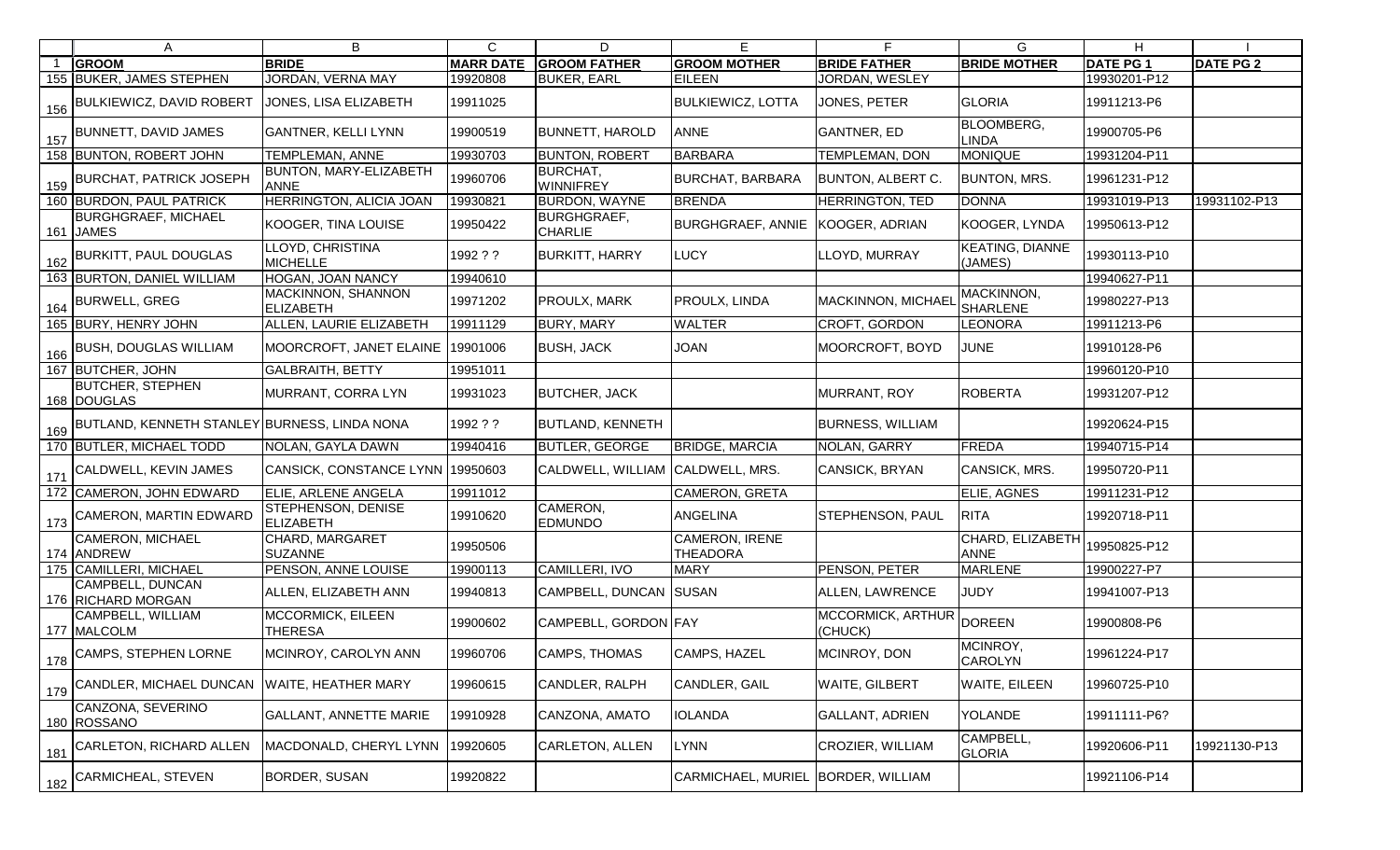| | A | B | C | D | E | F | G | H | I |
|---|---|---|---|---|---|---|---|---|---|
| 1 | **GROOM** | **BRIDE** | **MARR DATE** | **GROOM FATHER** | **GROOM MOTHER** | **BRIDE FATHER** | **BRIDE MOTHER** | **DATE PG 1** | **DATE PG 2** |
| 155 | BUKER, JAMES STEPHEN | JORDAN, VERNA MAY | 19920808 | BUKER, EARL | EILEEN | JORDAN, WESLEY | | 19930201-P12 | |
| 156 | BULKIEWICZ, DAVID ROBERT | JONES, LISA ELIZABETH | 19911025 | | BULKIEWICZ, LOTTA | JONES, PETER | GLORIA | 19911213-P6 | |
| 157 | BUNNETT, DAVID JAMES | GANTNER, KELLI LYNN | 19900519 | BUNNETT, HAROLD | ANNE | GANTNER, ED | BLOOMBERG, LINDA | 19900705-P6 | |
| 158 | BUNTON, ROBERT JOHN | TEMPLEMAN, ANNE | 19930703 | BUNTON, ROBERT | BARBARA | TEMPLEMAN, DON | MONIQUE | 19931204-P11 | |
| 159 | BURCHAT, PATRICK JOSEPH | BUNTON, MARY-ELIZABETH ANNE | 19960706 | BURCHAT, WINNIFREY | BURCHAT, BARBARA | BUNTON, ALBERT C. | BUNTON, MRS. | 19961231-P12 | |
| 160 | BURDON, PAUL PATRICK | HERRINGTON, ALICIA JOAN | 19930821 | BURDON, WAYNE | BRENDA | HERRINGTON, TED | DONNA | 19931019-P13 | 19931102-P13 |
| 161 | BURGHGRAEF, MICHAEL JAMES | KOOGER, TINA LOUISE | 19950422 | BURGHGRAEF, CHARLIE | BURGHGRAEF, ANNIE | KOOGER, ADRIAN | KOOGER, LYNDA | 19950613-P12 | |
| 162 | BURKITT, PAUL DOUGLAS | LLOYD, CHRISTINA MICHELLE | 1992 ? ? | BURKITT, HARRY | LUCY | LLOYD, MURRAY | KEATING, DIANNE (JAMES) | 19930113-P10 | |
| 163 | BURTON, DANIEL WILLIAM | HOGAN, JOAN NANCY | 19940610 | | | | | 19940627-P11 | |
| 164 | BURWELL, GREG | MACKINNON, SHANNON ELIZABETH | 19971202 | PROULX, MARK | PROULX, LINDA | MACKINNON, MICHAEL | MACKINNON, SHARLENE | 19980227-P13 | |
| 165 | BURY, HENRY JOHN | ALLEN, LAURIE ELIZABETH | 19911129 | BURY, MARY | WALTER | CROFT, GORDON | LEONORA | 19911213-P6 | |
| 166 | BUSH, DOUGLAS WILLIAM | MOORCROFT, JANET ELAINE | 19901006 | BUSH, JACK | JOAN | MOORCROFT, BOYD | JUNE | 19910128-P6 | |
| 167 | BUTCHER, JOHN | GALBRAITH, BETTY | 19951011 | | | | | 19960120-P10 | |
| 168 | BUTCHER, STEPHEN DOUGLAS | MURRANT, CORRA LYN | 19931023 | BUTCHER, JACK | | MURRANT, ROY | ROBERTA | 19931207-P12 | |
| 169 | BUTLAND, KENNETH STANLEY | BURNESS, LINDA NONA | 1992 ? ? | BUTLAND, KENNETH | | BURNESS, WILLIAM | | 19920624-P15 | |
| 170 | BUTLER, MICHAEL TODD | NOLAN, GAYLA DAWN | 19940416 | BUTLER, GEORGE | BRIDGE, MARCIA | NOLAN, GARRY | FREDA | 19940715-P14 | |
| 171 | CALDWELL, KEVIN JAMES | CANSICK, CONSTANCE LYNN | 19950603 | CALDWELL, WILLIAM | CALDWELL, MRS. | CANSICK, BRYAN | CANSICK, MRS. | 19950720-P11 | |
| 172 | CAMERON, JOHN EDWARD | ELIE, ARLENE ANGELA | 19911012 | | CAMERON, GRETA | | ELIE, AGNES | 19911231-P12 | |
| 173 | CAMERON, MARTIN EDWARD | STEPHENSON, DENISE ELIZABETH | 19910620 | CAMERON, EDMUNDO | ANGELINA | STEPHENSON, PAUL | RITA | 19920718-P11 | |
| 174 | CAMERON, MICHAEL ANDREW | CHARD, MARGARET SUZANNE | 19950506 | | CAMERON, IRENE THEADORA | | CHARD, ELIZABETH ANNE | 19950825-P12 | |
| 175 | CAMILLERI, MICHAEL | PENSON, ANNE LOUISE | 19900113 | CAMILLERI, IVO | MARY | PENSON, PETER | MARLENE | 19900227-P7 | |
| 176 | CAMPBELL, DUNCAN RICHARD MORGAN | ALLEN, ELIZABETH ANN | 19940813 | CAMPBELL, DUNCAN | SUSAN | ALLEN, LAWRENCE | JUDY | 19941007-P13 | |
| 177 | CAMPBELL, WILLIAM MALCOLM | MCCORMICK, EILEEN THERESA | 19900602 | CAMPEBLL, GORDON | FAY | MCCORMICK, ARTHUR (CHUCK) | DOREEN | 19900808-P6 | |
| 178 | CAMPS, STEPHEN LORNE | MCINROY, CAROLYN ANN | 19960706 | CAMPS, THOMAS | CAMPS, HAZEL | MCINROY, DON | MCINROY, CAROLYN | 19961224-P17 | |
| 179 | CANDLER, MICHAEL DUNCAN | WAITE, HEATHER MARY | 19960615 | CANDLER, RALPH | CANDLER, GAIL | WAITE, GILBERT | WAITE, EILEEN | 19960725-P10 | |
| 180 | CANZONA, SEVERINO ROSSANO | GALLANT, ANNETTE MARIE | 19910928 | CANZONA, AMATO | IOLANDA | GALLANT, ADRIEN | YOLANDE | 19911111-P6? | |
| 181 | CARLETON, RICHARD ALLEN | MACDONALD, CHERYL LYNN | 19920605 | CARLETON, ALLEN | LYNN | CROZIER, WILLIAM | CAMPBELL, GLORIA | 19920606-P11 | 19921130-P13 |
| 182 | CARMICHEAL, STEVEN | BORDER, SUSAN | 19920822 | | CARMICHAEL, MURIEL | BORDER, WILLIAM | | 19921106-P14 | |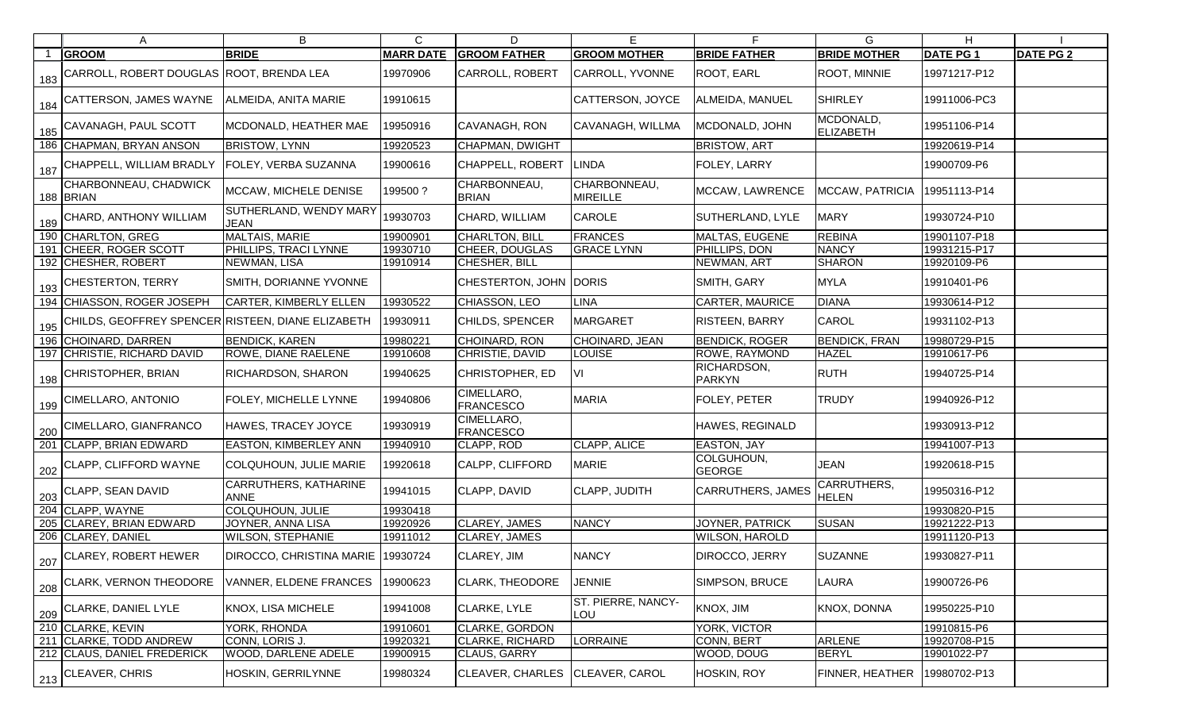| | A | B | C | D | E | F | G | H | I |
|---|---|---|---|---|---|---|---|---|---|
| 1 | **GROOM** | **BRIDE** | **MARR DATE** | **GROOM FATHER** | **GROOM MOTHER** | **BRIDE FATHER** | **BRIDE MOTHER** | **DATE PG 1** | **DATE PG 2** |
| 183 | CARROLL, ROBERT DOUGLAS | ROOT, BRENDA LEA | 19970906 | CARROLL, ROBERT | CARROLL, YVONNE | ROOT, EARL | ROOT, MINNIE | 19971217-P12 | |
| 184 | CATTERSON, JAMES WAYNE | ALMEIDA, ANITA MARIE | 19910615 | | CATTERSON, JOYCE | ALMEIDA, MANUEL | SHIRLEY | 19911006-PC3 | |
| 185 | CAVANAGH, PAUL SCOTT | MCDONALD, HEATHER MAE | 19950916 | CAVANAGH, RON | CAVANAGH, WILLMA | MCDONALD, JOHN | MCDONALD, ELIZABETH | 19951106-P14 | |
| 186 | CHAPMAN, BRYAN ANSON | BRISTOW, LYNN | 19920523 | CHAPMAN, DWIGHT | | BRISTOW, ART | | 19920619-P14 | |
| 187 | CHAPPELL, WILLIAM BRADLY | FOLEY, VERBA SUZANNA | 19900616 | CHAPPELL, ROBERT | LINDA | FOLEY, LARRY | | 19900709-P6 | |
| 188 | CHARBONNEAU, CHADWICK BRIAN | MCCAW, MICHELE DENISE | 199500 ? | CHARBONNEAU, BRIAN | CHARBONNEAU, MIREILLE | MCCAW, LAWRENCE | MCCAW, PATRICIA | 19951113-P14 | |
| 189 | CHARD, ANTHONY WILLIAM | SUTHERLAND, WENDY MARY JEAN | 19930703 | CHARD, WILLIAM | CAROLE | SUTHERLAND, LYLE | MARY | 19930724-P10 | |
| 190 | CHARLTON, GREG | MALTAIS, MARIE | 19900901 | CHARLTON, BILL | FRANCES | MALTAS, EUGENE | REBINA | 19901107-P18 | |
| 191 | CHEER, ROGER SCOTT | PHILLIPS, TRACI LYNNE | 19930710 | CHEER, DOUGLAS | GRACE LYNN | PHILLIPS, DON | NANCY | 19931215-P17 | |
| 192 | CHESHER, ROBERT | NEWMAN, LISA | 19910914 | CHESHER, BILL | | NEWMAN, ART | SHARON | 19920109-P6 | |
| 193 | CHESTERTON, TERRY | SMITH, DORIANNE YVONNE | | CHESTERTON, JOHN | DORIS | SMITH, GARY | MYLA | 19910401-P6 | |
| 194 | CHIASSON, ROGER JOSEPH | CARTER, KIMBERLY ELLEN | 19930522 | CHIASSON, LEO | LINA | CARTER, MAURICE | DIANA | 19930614-P12 | |
| 195 | CHILDS, GEOFFREY SPENCER | RISTEEN, DIANE ELIZABETH | 19930911 | CHILDS, SPENCER | MARGARET | RISTEEN, BARRY | CAROL | 19931102-P13 | |
| 196 | CHOINARD, DARREN | BENDICK, KAREN | 19980221 | CHOINARD, RON | CHOINARD, JEAN | BENDICK, ROGER | BENDICK, FRAN | 19980729-P15 | |
| 197 | CHRISTIE, RICHARD DAVID | ROWE, DIANE RAELENE | 19910608 | CHRISTIE, DAVID | LOUISE | ROWE, RAYMOND | HAZEL | 19910617-P6 | |
| 198 | CHRISTOPHER, BRIAN | RICHARDSON, SHARON | 19940625 | CHRISTOPHER, ED | VI | RICHARDSON, PARKYN | RUTH | 19940725-P14 | |
| 199 | CIMELLARO, ANTONIO | FOLEY, MICHELLE LYNNE | 19940806 | CIMELLARO, FRANCESCO | MARIA | FOLEY, PETER | TRUDY | 19940926-P12 | |
| 200 | CIMELLARO, GIANFRANCO | HAWES, TRACEY JOYCE | 19930919 | CIMELLARO, FRANCESCO | | HAWES, REGINALD | | 19930913-P12 | |
| 201 | CLAPP, BRIAN EDWARD | EASTON, KIMBERLEY ANN | 19940910 | CLAPP, ROD | CLAPP, ALICE | EASTON, JAY | | 19941007-P13 | |
| 202 | CLAPP, CLIFFORD WAYNE | COLQUHOUN, JULIE MARIE | 19920618 | CALPP, CLIFFORD | MARIE | COLGUHOUN, GEORGE | JEAN | 19920618-P15 | |
| 203 | CLAPP, SEAN DAVID | CARRUTHERS, KATHARINE ANNE | 19941015 | CLAPP, DAVID | CLAPP, JUDITH | CARRUTHERS, JAMES | CARRUTHERS, HELEN | 19950316-P12 | |
| 204 | CLAPP, WAYNE | COLQUHOUN, JULIE | 19930418 | | | | | 19930820-P15 | |
| 205 | CLAREY, BRIAN EDWARD | JOYNER, ANNA LISA | 19920926 | CLAREY, JAMES | NANCY | JOYNER, PATRICK | SUSAN | 19921222-P13 | |
| 206 | CLAREY, DANIEL | WILSON, STEPHANIE | 19911012 | CLAREY, JAMES | | WILSON, HAROLD | | 19911120-P13 | |
| 207 | CLAREY, ROBERT HEWER | DIROCCO, CHRISTINA MARIE | 19930724 | CLAREY, JIM | NANCY | DIROCCO, JERRY | SUZANNE | 19930827-P11 | |
| 208 | CLARK, VERNON THEODORE | VANNER, ELDENE FRANCES | 19900623 | CLARK, THEODORE | JENNIE | SIMPSON, BRUCE | LAURA | 19900726-P6 | |
| 209 | CLARKE, DANIEL LYLE | KNOX, LISA MICHELE | 19941008 | CLARKE, LYLE | ST. PIERRE, NANCY-LOU | KNOX, JIM | KNOX, DONNA | 19950225-P10 | |
| 210 | CLARKE, KEVIN | YORK, RHONDA | 19910601 | CLARKE, GORDON | | YORK, VICTOR | | 19910815-P6 | |
| 211 | CLARKE, TODD ANDREW | CONN, LORIS J. | 19920321 | CLARKE, RICHARD | LORRAINE | CONN, BERT | ARLENE | 19920708-P15 | |
| 212 | CLAUS, DANIEL FREDERICK | WOOD, DARLENE ADELE | 19900915 | CLAUS, GARRY | | WOOD, DOUG | BERYL | 19901022-P7 | |
| 213 | CLEAVER, CHRIS | HOSKIN, GERRILYNNE | 19980324 | CLEAVER, CHARLES | CLEAVER, CAROL | HOSKIN, ROY | FINNER, HEATHER | 19980702-P13 | |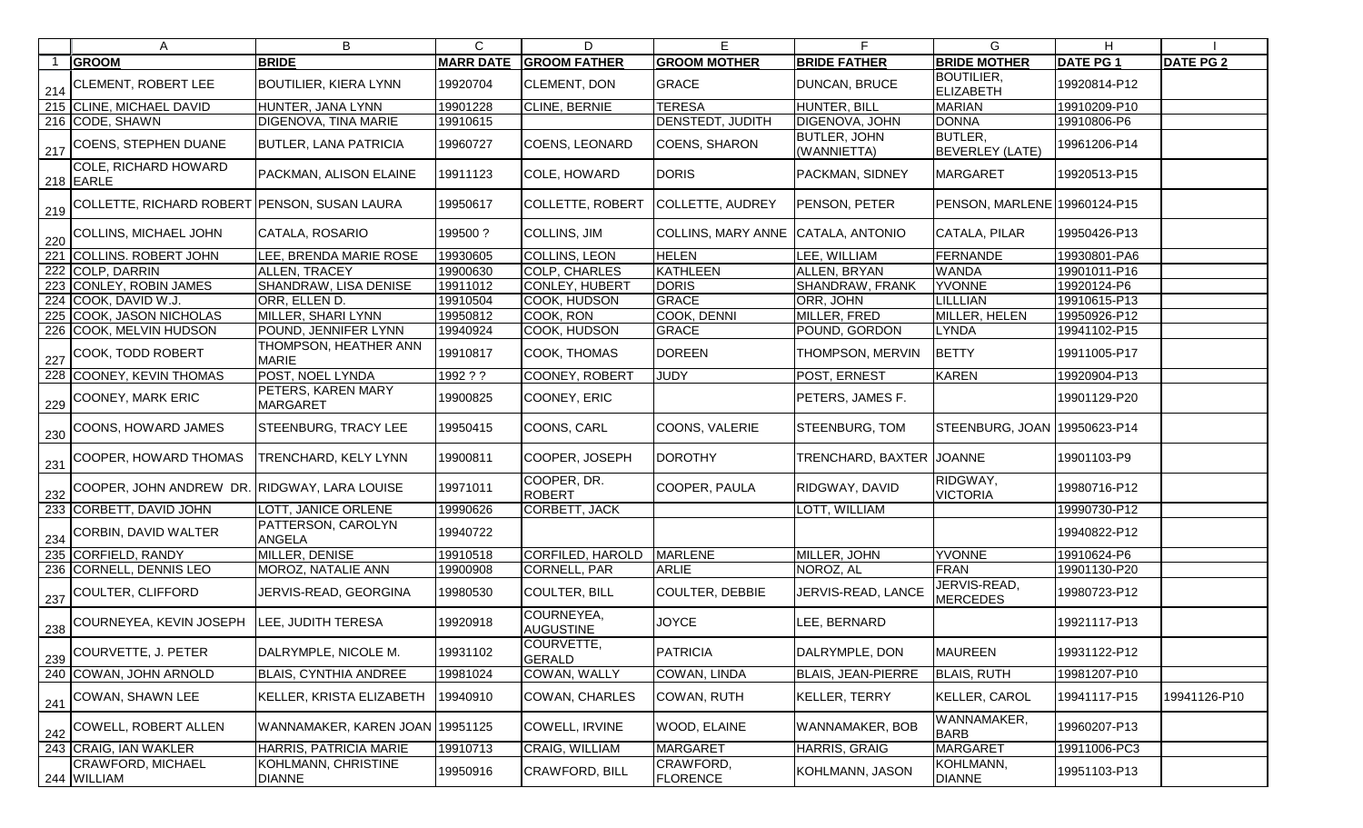| | A | B | C | D | E | F | G | H | I |
|---|---|---|---|---|---|---|---|---|---|
| 1 | **GROOM** | **BRIDE** | **MARR DATE** | **GROOM FATHER** | **GROOM MOTHER** | **BRIDE FATHER** | **BRIDE MOTHER** | **DATE PG 1** | **DATE PG 2** |
| 214 | CLEMENT, ROBERT LEE | BOUTILIER, KIERA LYNN | 19920704 | CLEMENT, DON | GRACE | DUNCAN, BRUCE | BOUTILIER, ELIZABETH | 19920814-P12 | |
| 215 | CLINE, MICHAEL DAVID | HUNTER, JANA LYNN | 19901228 | CLINE, BERNIE | TERESA | HUNTER, BILL | MARIAN | 19910209-P10 | |
| 216 | CODE, SHAWN | DIGENOVA, TINA MARIE | 19910615 | | DENSTEDT, JUDITH | DIGENOVA, JOHN | DONNA | 19910806-P6 | |
| 217 | COENS, STEPHEN DUANE | BUTLER, LANA PATRICIA | 19960727 | COENS, LEONARD | COENS, SHARON | BUTLER, JOHN (WANNIETTA) | BUTLER, BEVERLEY (LATE) | 19961206-P14 | |
| 218 | COLE, RICHARD HOWARD EARLE | PACKMAN, ALISON ELAINE | 19911123 | COLE, HOWARD | DORIS | PACKMAN, SIDNEY | MARGARET | 19920513-P15 | |
| 219 | COLLETTE, RICHARD ROBERT | PENSON, SUSAN LAURA | 19950617 | COLLETTE, ROBERT | COLLETTE, AUDREY | PENSON, PETER | PENSON, MARLENE | 19960124-P15 | |
| 220 | COLLINS, MICHAEL JOHN | CATALA, ROSARIO | 199500 ? | COLLINS, JIM | COLLINS, MARY ANNE | CATALA, ANTONIO | CATALA, PILAR | 19950426-P13 | |
| 221 | COLLINS. ROBERT JOHN | LEE, BRENDA MARIE ROSE | 19930605 | COLLINS, LEON | HELEN | LEE, WILLIAM | FERNANDE | 19930801-PA6 | |
| 222 | COLP, DARRIN | ALLEN, TRACEY | 19900630 | COLP, CHARLES | KATHLEEN | ALLEN, BRYAN | WANDA | 19901011-P16 | |
| 223 | CONLEY, ROBIN JAMES | SHANDRAW, LISA DENISE | 19911012 | CONLEY, HUBERT | DORIS | SHANDRAW, FRANK | YVONNE | 19920124-P6 | |
| 224 | COOK, DAVID W.J. | ORR, ELLEN D. | 19910504 | COOK, HUDSON | GRACE | ORR, JOHN | LILLLIAN | 19910615-P13 | |
| 225 | COOK, JASON NICHOLAS | MILLER, SHARI LYNN | 19950812 | COOK, RON | COOK, DENNI | MILLER, FRED | MILLER, HELEN | 19950926-P12 | |
| 226 | COOK, MELVIN HUDSON | POUND, JENNIFER LYNN | 19940924 | COOK, HUDSON | GRACE | POUND, GORDON | LYNDA | 19941102-P15 | |
| 227 | COOK, TODD ROBERT | THOMPSON, HEATHER ANN MARIE | 19910817 | COOK, THOMAS | DOREEN | THOMPSON, MERVIN | BETTY | 19911005-P17 | |
| 228 | COONEY, KEVIN THOMAS | POST, NOEL LYNDA | 1992 ? ? | COONEY, ROBERT | JUDY | POST, ERNEST | KAREN | 19920904-P13 | |
| 229 | COONEY, MARK ERIC | PETERS, KAREN MARY MARGARET | 19900825 | COONEY, ERIC | | PETERS, JAMES F. | | 19901129-P20 | |
| 230 | COONS, HOWARD JAMES | STEENBURG, TRACY LEE | 19950415 | COONS, CARL | COONS, VALERIE | STEENBURG, TOM | STEENBURG, JOAN | 19950623-P14 | |
| 231 | COOPER, HOWARD THOMAS | TRENCHARD, KELY LYNN | 19900811 | COOPER, JOSEPH | DOROTHY | TRENCHARD, BAXTER | JOANNE | 19901103-P9 | |
| 232 | COOPER, JOHN ANDREW DR. | RIDGWAY, LARA LOUISE | 19971011 | COOPER, DR. ROBERT | COOPER, PAULA | RIDGWAY, DAVID | RIDGWAY, VICTORIA | 19980716-P12 | |
| 233 | CORBETT, DAVID JOHN | LOTT, JANICE ORLENE | 19990626 | CORBETT, JACK | | LOTT, WILLIAM | | 19990730-P12 | |
| 234 | CORBIN, DAVID WALTER | PATTERSON, CAROLYN ANGELA | 19940722 | | | | | 19940822-P12 | |
| 235 | CORFIELD, RANDY | MILLER, DENISE | 19910518 | CORFILED, HAROLD | MARLENE | MILLER, JOHN | YVONNE | 19910624-P6 | |
| 236 | CORNELL, DENNIS LEO | MOROZ, NATALIE ANN | 19900908 | CORNELL, PAR | ARLIE | NOROZ, AL | FRAN | 19901130-P20 | |
| 237 | COULTER, CLIFFORD | JERVIS-READ, GEORGINA | 19980530 | COULTER, BILL | COULTER, DEBBIE | JERVIS-READ, LANCE | JERVIS-READ, MERCEDES | 19980723-P12 | |
| 238 | COURNEYEA, KEVIN JOSEPH | LEE, JUDITH TERESA | 19920918 | COURNEYEA, AUGUSTINE | JOYCE | LEE, BERNARD | | 19921117-P13 | |
| 239 | COURVETTE, J. PETER | DALRYMPLE, NICOLE M. | 19931102 | COURVETTE, GERALD | PATRICIA | DALRYMPLE, DON | MAUREEN | 19931122-P12 | |
| 240 | COWAN, JOHN ARNOLD | BLAIS, CYNTHIA ANDREE | 19981024 | COWAN, WALLY | COWAN, LINDA | BLAIS, JEAN-PIERRE | BLAIS, RUTH | 19981207-P10 | |
| 241 | COWAN, SHAWN LEE | KELLER, KRISTA ELIZABETH | 19940910 | COWAN, CHARLES | COWAN, RUTH | KELLER, TERRY | KELLER, CAROL | 19941117-P15 | 19941126-P10 |
| 242 | COWELL, ROBERT ALLEN | WANNAMAKER, KAREN JOAN | 19951125 | COWELL, IRVINE | WOOD, ELAINE | WANNAMAKER, BOB | WANNAMAKER, BARB | 19960207-P13 | |
| 243 | CRAIG, IAN WAKLER | HARRIS, PATRICIA MARIE | 19910713 | CRAIG, WILLIAM | MARGARET | HARRIS, GRAIG | MARGARET | 19911006-PC3 | |
| 244 | CRAWFORD, MICHAEL WILLIAM | KOHLMANN, CHRISTINE DIANNE | 19950916 | CRAWFORD, BILL | CRAWFORD, FLORENCE | KOHLMANN, JASON | KOHLMANN, DIANNE | 19951103-P13 | |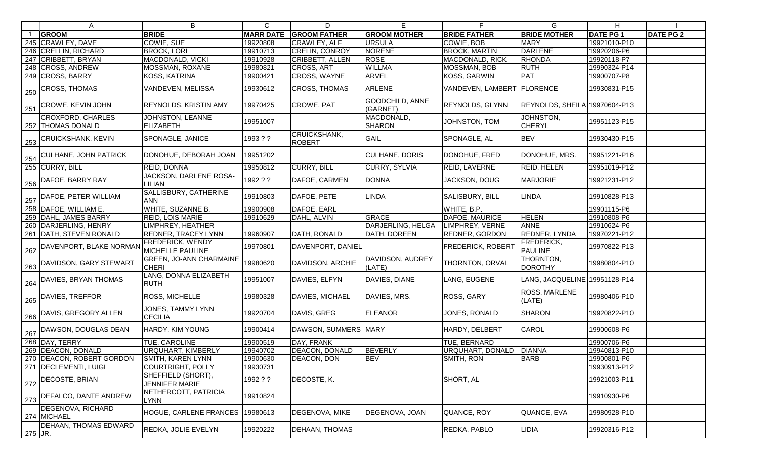| | A | B | C | D | E | F | G | H | I |
|---|---|---|---|---|---|---|---|---|---|
| 1 | **GROOM** | **BRIDE** | **MARR DATE** | **GROOM FATHER** | **GROOM MOTHER** | **BRIDE FATHER** | **BRIDE MOTHER** | **DATE PG 1** | **DATE PG 2** |
| 245 | CRAWLEY, DAVE | COWIE, SUE | 19920808 | CRAWLEY, ALF | URSULA | COWIE, BOB | MARY | 19921010-P10 | |
| 246 | CRELLIN, RICHARD | BROCK, LORI | 19910713 | CRELIN, CONROY | NORENE | BROCK, MARTIN | DARLENE | 19920206-P6 | |
| 247 | CRIBBETT, BRYAN | MACDONALD, VICKI | 19910928 | CRIBBETT, ALLEN | ROSE | MACDONALD, RICK | RHONDA | 19920118-P7 | |
| 248 | CROSS, ANDREW | MOSSMAN, ROXANE | 19980821 | CROSS, ART | WILLMA | MOSSMAN, BOB | RUTH | 19990324-P14 | |
| 249 | CROSS, BARRY | KOSS, KATRINA | 19900421 | CROSS, WAYNE | ARVEL | KOSS, GARWIN | PAT | 19900707-P8 | |
| 250 | CROSS, THOMAS | VANDEVEN, MELISSA | 19930612 | CROSS, THOMAS | ARLENE | VANDEVEN, LAMBERT | FLORENCE | 19930831-P15 | |
| 251 | CROWE, KEVIN JOHN | REYNOLDS, KRISTIN AMY | 19970425 | CROWE, PAT | GOODCHILD, ANNE (GARNET) | REYNOLDS, GLYNN | REYNOLDS, SHEILA | 19970604-P13 | |
| 252 | CROXFORD, CHARLES THOMAS DONALD | JOHNSTON, LEANNE ELIZABETH | 19951007 | | MACDONALD, SHARON | JOHNSTON, TOM | JOHNSTON, CHERYL | 19951123-P15 | |
| 253 | CRUICKSHANK, KEVIN | SPONAGLE, JANICE | 1993 ? ? | CRUICKSHANK, ROBERT | GAIL | SPONAGLE, AL | BEV | 19930430-P15 | |
| 254 | CULHANE, JOHN PATRICK | DONOHUE, DEBORAH JOAN | 19951202 | | CULHANE, DORIS | DONOHUE, FRED | DONOHUE, MRS. | 19951221-P16 | |
| 255 | CURRY, BILL | REID, DONNA | 19950812 | CURRY, BILL | CURRY, SYLVIA | REID, LAVERNE | REID, HELEN | 19951019-P12 | |
| 256 | DAFOE, BARRY RAY | JACKSON, DARLENE ROSA-LILIAN | 1992 ? ? | DAFOE, CARMEN | DONNA | JACKSON, DOUG | MARJORIE | 19921231-P12 | |
| 257 | DAFOE, PETER WILLIAM | SALLISBURY, CATHERINE ANN | 19910803 | DAFOE, PETE | LINDA | SALISBURY, BILL | LINDA | 19910828-P13 | |
| 258 | DAFOE, WILLIAM E. | WHITE, SUZANNE B. | 19900908 | DAFOE, EARL | | WHITE, B.P. | | 19901115-P6 | |
| 259 | DAHL, JAMES BARRY | REID, LOIS MARIE | 19910629 | DAHL, ALVIN | GRACE | DAFOE, MAURICE | HELEN | 19910808-P6 | |
| 260 | DARJERLING, HENRY | LIMPHREY, HEATHER | | | DARJERLING, HELGA | LIMPHREY, VERNE | ANNE | 19910624-P6 | |
| 261 | DATH, STEVEN RONALD | REDNER, TRACEY LYNN | 19960907 | DATH, RONALD | DATH, DOREEN | REDNER, GORDON | REDNER, LYNDA | 19970221-P12 | |
| 262 | DAVENPORT, BLAKE NORMAN | FREDERICK, WENDY MICHELLE PAULINE | 19970801 | DAVENPORT, DANIEL | | FREDERICK, ROBERT | FREDERICK, PAULINE | 19970822-P13 | |
| 263 | DAVIDSON, GARY STEWART | GREEN, JO-ANN CHARMAINE CHERI | 19980620 | DAVIDSON, ARCHIE | DAVIDSON, AUDREY (LATE) | THORNTON, ORVAL | THORNTON, DOROTHY | 19980804-P10 | |
| 264 | DAVIES, BRYAN THOMAS | LANG, DONNA ELIZABETH RUTH | 19951007 | DAVIES, ELFYN | DAVIES, DIANE | LANG, EUGENE | LANG, JACQUELINE | 19951128-P14 | |
| 265 | DAVIES, TREFFOR | ROSS, MICHELLE | 19980328 | DAVIES, MICHAEL | DAVIES, MRS. | ROSS, GARY | ROSS, MARLENE (LATE) | 19980406-P10 | |
| 266 | DAVIS, GREGORY ALLEN | JONES, TAMMY LYNN CECILIA | 19920704 | DAVIS, GREG | ELEANOR | JONES, RONALD | SHARON | 19920822-P10 | |
| 267 | DAWSON, DOUGLAS DEAN | HARDY, KIM YOUNG | 19900414 | DAWSON, SUMMERS | MARY | HARDY, DELBERT | CAROL | 19900608-P6 | |
| 268 | DAY, TERRY | TUE, CAROLINE | 19900519 | DAY, FRANK | | TUE, BERNARD | | 19900706-P6 | |
| 269 | DEACON, DONALD | URQUHART, KIMBERLY | 19940702 | DEACON, DONALD | BEVERLY | URQUHART, DONALD | DIANNA | 19940813-P10 | |
| 270 | DEACON, ROBERT GORDON | SMITH, KAREN LYNN | 19900630 | DEACON, DON | BEV | SMITH, RON | BARB | 19900801-P6 | |
| 271 | DECLEMENTI, LUIGI | COURTRIGHT, POLLY | 19930731 | | | | | 19930913-P12 | |
| 272 | DECOSTE, BRIAN | SHEFFIELD (SHORT), JENNIFER MARIE | 1992 ? ? | DECOSTE, K. | | SHORT, AL | | 19921003-P11 | |
| 273 | DEFALCO, DANTE ANDREW | NETHERCOTT, PATRICIA LYNN | 19910824 | | | | | 19910930-P6 | |
| 274 | DEGENOVA, RICHARD MICHAEL | HOGUE, CARLENE FRANCES | 19980613 | DEGENOVA, MIKE | DEGENOVA, JOAN | QUANCE, ROY | QUANCE, EVA | 19980928-P10 | |
| 275 | DEHAAN, THOMAS EDWARD JR. | REDKA, JOLIE EVELYN | 19920222 | DEHAAN, THOMAS | | REDKA, PABLO | LIDIA | 19920316-P12 | |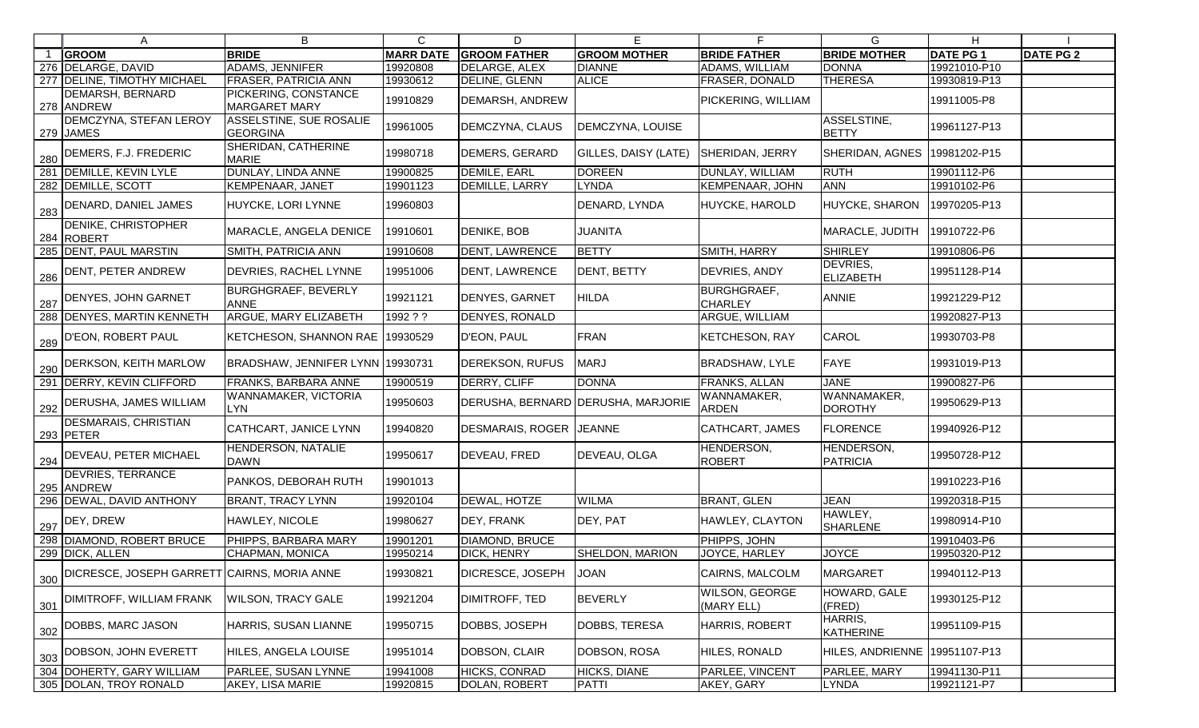| | A | B | C | D | E | F | G | H | I |
|---|---|---|---|---|---|---|---|---|---|
| 1 | **GROOM** | **BRIDE** | **MARR DATE** | **GROOM FATHER** | **GROOM MOTHER** | **BRIDE FATHER** | **BRIDE MOTHER** | **DATE PG 1** | **DATE PG 2** |
| 276 | DELARGE, DAVID | ADAMS, JENNIFER | 19920808 | DELARGE, ALEX | DIANNE | ADAMS, WILLIAM | DONNA | 19921010-P10 | |
| 277 | DELINE, TIMOTHY MICHAEL | FRASER, PATRICIA ANN | 19930612 | DELINE, GLENN | ALICE | FRASER, DONALD | THERESA | 19930819-P13 | |
| 278 | DEMARSH, BERNARD ANDREW | PICKERING, CONSTANCE MARGARET MARY | 19910829 | DEMARSH, ANDREW | | PICKERING, WILLIAM | | 19911005-P8 | |
| 279 | DEMCZYNA, STEFAN LEROY JAMES | ASSELSTINE, SUE ROSALIE GEORGINA | 19961005 | DEMCZYNA, CLAUS | DEMCZYNA, LOUISE | | ASSELSTINE, BETTY | 19961127-P13 | |
| 280 | DEMERS, F.J. FREDERIC | SHERIDAN, CATHERINE MARIE | 19980718 | DEMERS, GERARD | GILLES, DAISY (LATE) | SHERIDAN, JERRY | SHERIDAN, AGNES | 19981202-P15 | |
| 281 | DEMILLE, KEVIN LYLE | DUNLAY, LINDA ANNE | 19900825 | DEMILE, EARL | DOREEN | DUNLAY, WILLIAM | RUTH | 19901112-P6 | |
| 282 | DEMILLE, SCOTT | KEMPENAAR, JANET | 19901123 | DEMILLE, LARRY | LYNDA | KEMPENAAR, JOHN | ANN | 19910102-P6 | |
| 283 | DENARD, DANIEL JAMES | HUYCKE, LORI LYNNE | 19960803 | | DENARD, LYNDA | HUYCKE, HAROLD | HUYCKE, SHARON | 19970205-P13 | |
| 284 | DENIKE, CHRISTOPHER ROBERT | MARACLE, ANGELA DENICE | 19910601 | DENIKE, BOB | JUANITA | | MARACLE, JUDITH | 19910722-P6 | |
| 285 | DENT, PAUL MARSTIN | SMITH, PATRICIA ANN | 19910608 | DENT, LAWRENCE | BETTY | SMITH, HARRY | SHIRLEY | 19910806-P6 | |
| 286 | DENT, PETER ANDREW | DEVRIES, RACHEL LYNNE | 19951006 | DENT, LAWRENCE | DENT, BETTY | DEVRIES, ANDY | DEVRIES, ELIZABETH | 19951128-P14 | |
| 287 | DENYES, JOHN GARNET | BURGHGRAEF, BEVERLY ANNE | 19921121 | DENYES, GARNET | HILDA | BURGHGRAEF, CHARLEY | ANNIE | 19921229-P12 | |
| 288 | DENYES, MARTIN KENNETH | ARGUE, MARY ELIZABETH | 1992 ? ? | DENYES, RONALD | | ARGUE, WILLIAM | | 19920827-P13 | |
| 289 | D'EON, ROBERT PAUL | KETCHESON, SHANNON RAE | 19930529 | D'EON, PAUL | FRAN | KETCHESON, RAY | CAROL | 19930703-P8 | |
| 290 | DERKSON, KEITH MARLOW | BRADSHAW, JENNIFER LYNN | 19930731 | DEREKSON, RUFUS | MARJ | BRADSHAW, LYLE | FAYE | 19931019-P13 | |
| 291 | DERRY, KEVIN CLIFFORD | FRANKS, BARBARA ANNE | 19900519 | DERRY, CLIFF | DONNA | FRANKS, ALLAN | JANE | 19900827-P6 | |
| 292 | DERUSHA, JAMES WILLIAM | WANNAMAKER, VICTORIA LYN | 19950603 | DERUSHA, BERNARD | DERUSHA, MARJORIE | WANNAMAKER, ARDEN | WANNAMAKER, DOROTHY | 19950629-P13 | |
| 293 | DESMARAIS, CHRISTIAN PETER | CATHCART, JANICE LYNN | 19940820 | DESMARAIS, ROGER | JEANNE | CATHCART, JAMES | FLORENCE | 19940926-P12 | |
| 294 | DEVEAU, PETER MICHAEL | HENDERSON, NATALIE DAWN | 19950617 | DEVEAU, FRED | DEVEAU, OLGA | HENDERSON, ROBERT | HENDERSON, PATRICIA | 19950728-P12 | |
| 295 | DEVRIES, TERRANCE ANDREW | PANKOS, DEBORAH RUTH | 19901013 | | | | | 19910223-P16 | |
| 296 | DEWAL, DAVID ANTHONY | BRANT, TRACY LYNN | 19920104 | DEWAL, HOTZE | WILMA | BRANT, GLEN | JEAN | 19920318-P15 | |
| 297 | DEY, DREW | HAWLEY, NICOLE | 19980627 | DEY, FRANK | DEY, PAT | HAWLEY, CLAYTON | HAWLEY, SHARLENE | 19980914-P10 | |
| 298 | DIAMOND, ROBERT BRUCE | PHIPPS, BARBARA MARY | 19901201 | DIAMOND, BRUCE | | PHIPPS, JOHN | | 19910403-P6 | |
| 299 | DICK, ALLEN | CHAPMAN, MONICA | 19950214 | DICK, HENRY | SHELDON, MARION | JOYCE, HARLEY | JOYCE | 19950320-P12 | |
| 300 | DICRESCE, JOSEPH GARRETT | CAIRNS, MORIA ANNE | 19930821 | DICRESCE, JOSEPH | JOAN | CAIRNS, MALCOLM | MARGARET | 19940112-P13 | |
| 301 | DIMITROFF, WILLIAM FRANK | WILSON, TRACY GALE | 19921204 | DIMITROFF, TED | BEVERLY | WILSON, GEORGE (MARY ELL) | HOWARD, GALE (FRED) | 19930125-P12 | |
| 302 | DOBBS, MARC JASON | HARRIS, SUSAN LIANNE | 19950715 | DOBBS, JOSEPH | DOBBS, TERESA | HARRIS, ROBERT | HARRIS, KATHERINE | 19951109-P15 | |
| 303 | DOBSON, JOHN EVERETT | HILES, ANGELA LOUISE | 19951014 | DOBSON, CLAIR | DOBSON, ROSA | HILES, RONALD | HILES, ANDRIENNE | 19951107-P13 | |
| 304 | DOHERTY, GARY WILLIAM | PARLEE, SUSAN LYNNE | 19941008 | HICKS, CONRAD | HICKS, DIANE | PARLEE, VINCENT | PARLEE, MARY | 19941130-P11 | |
| 305 | DOLAN, TROY RONALD | AKEY, LISA MARIE | 19920815 | DOLAN, ROBERT | PATTI | AKEY, GARY | LYNDA | 19921121-P7 | |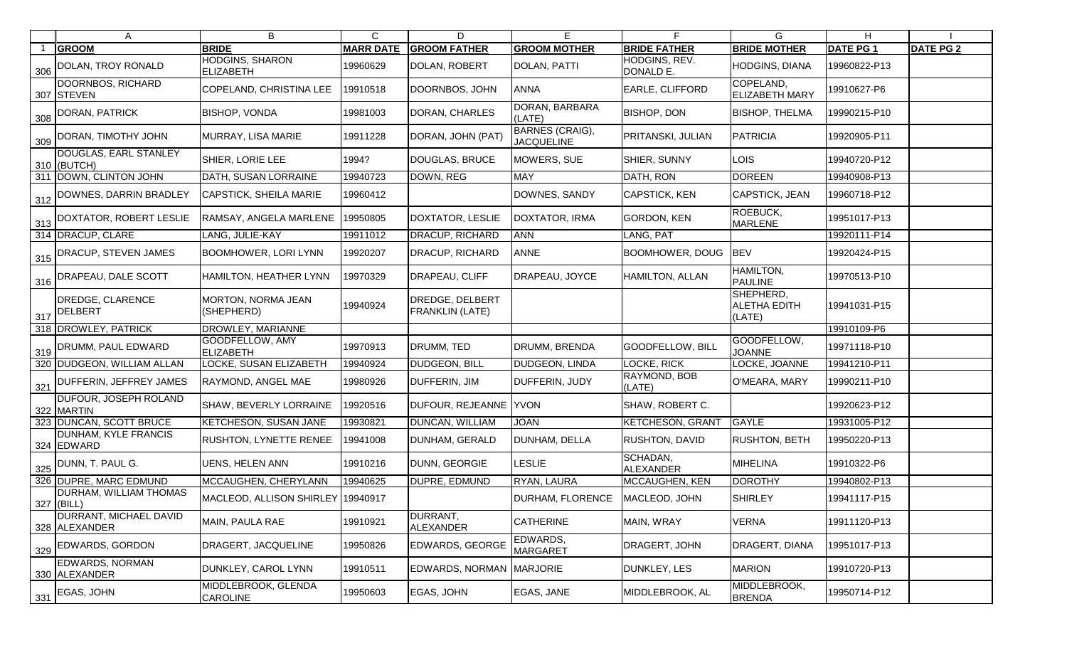| | A | B | C | D | E | F | G | H | I |
|---|---|---|---|---|---|---|---|---|---|
| 1 | **GROOM** | **BRIDE** | **MARR DATE** | **GROOM FATHER** | **GROOM MOTHER** | **BRIDE FATHER** | **BRIDE MOTHER** | **DATE PG 1** | **DATE PG 2** |
| 306 | DOLAN, TROY RONALD | HODGINS, SHARON ELIZABETH | 19960629 | DOLAN, ROBERT | DOLAN, PATTI | HODGINS, REV. DONALD E. | HODGINS, DIANA | 19960822-P13 | |
| 307 | DOORNBOS, RICHARD STEVEN | COPELAND, CHRISTINA LEE | 19910518 | DOORNBOS, JOHN | ANNA | EARLE, CLIFFORD | COPELAND, ELIZABETH MARY | 19910627-P6 | |
| 308 | DORAN, PATRICK | BISHOP, VONDA | 19981003 | DORAN, CHARLES | DORAN, BARBARA (LATE) | BISHOP, DON | BISHOP, THELMA | 19990215-P10 | |
| 309 | DORAN, TIMOTHY JOHN | MURRAY, LISA MARIE | 19911228 | DORAN, JOHN (PAT) | BARNES (CRAIG), JACQUELINE | PRITANSKI, JULIAN | PATRICIA | 19920905-P11 | |
| 310 | DOUGLAS, EARL STANLEY (BUTCH) | SHIER, LORIE LEE | 1994? | DOUGLAS, BRUCE | MOWERS, SUE | SHIER, SUNNY | LOIS | 19940720-P12 | |
| 311 | DOWN, CLINTON JOHN | DATH, SUSAN LORRAINE | 19940723 | DOWN, REG | MAY | DATH, RON | DOREEN | 19940908-P13 | |
| 312 | DOWNES, DARRIN BRADLEY | CAPSTICK, SHEILA MARIE | 19960412 | | DOWNES, SANDY | CAPSTICK, KEN | CAPSTICK, JEAN | 19960718-P12 | |
| 313 | DOXTATOR, ROBERT LESLIE | RAMSAY, ANGELA MARLENE | 19950805 | DOXTATOR, LESLIE | DOXTATOR, IRMA | GORDON, KEN | ROEBUCK, MARLENE | 19951017-P13 | |
| 314 | DRACUP, CLARE | LANG, JULIE-KAY | 19911012 | DRACUP, RICHARD | ANN | LANG, PAT | | 19920111-P14 | |
| 315 | DRACUP, STEVEN JAMES | BOOMHOWER, LORI LYNN | 19920207 | DRACUP, RICHARD | ANNE | BOOMHOWER, DOUG | BEV | 19920424-P15 | |
| 316 | DRAPEAU, DALE SCOTT | HAMILTON, HEATHER LYNN | 19970329 | DRAPEAU, CLIFF | DRAPEAU, JOYCE | HAMILTON, ALLAN | HAMILTON, PAULINE | 19970513-P10 | |
| 317 | DREDGE, CLARENCE DELBERT | MORTON, NORMA JEAN (SHEPHERD) | 19940924 | DREDGE, DELBERT FRANKLIN (LATE) | | | SHEPHERD, ALETHA EDITH (LATE) | 19941031-P15 | |
| 318 | DROWLEY, PATRICK | DROWLEY, MARIANNE | | | | | | 19910109-P6 | |
| 319 | DRUMM, PAUL EDWARD | GOODFELLOW, AMY ELIZABETH | 19970913 | DRUMM, TED | DRUMM, BRENDA | GOODFELLOW, BILL | GOODFELLOW, JOANNE | 19971118-P10 | |
| 320 | DUDGEON, WILLIAM ALLAN | LOCKE, SUSAN ELIZABETH | 19940924 | DUDGEON, BILL | DUDGEON, LINDA | LOCKE, RICK | LOCKE, JOANNE | 19941210-P11 | |
| 321 | DUFFERIN, JEFFREY JAMES | RAYMOND, ANGEL MAE | 19980926 | DUFFERIN, JIM | DUFFERIN, JUDY | RAYMOND, BOB (LATE) | O'MEARA, MARY | 19990211-P10 | |
| 322 | DUFOUR, JOSEPH ROLAND MARTIN | SHAW, BEVERLY LORRAINE | 19920516 | DUFOUR, REJEANNE | YVON | SHAW, ROBERT C. | | 19920623-P12 | |
| 323 | DUNCAN, SCOTT BRUCE | KETCHESON, SUSAN JANE | 19930821 | DUNCAN, WILLIAM | JOAN | KETCHESON, GRANT | GAYLE | 19931005-P12 | |
| 324 | DUNHAM, KYLE FRANCIS EDWARD | RUSHTON, LYNETTE RENEE | 19941008 | DUNHAM, GERALD | DUNHAM, DELLA | RUSHTON, DAVID | RUSHTON, BETH | 19950220-P13 | |
| 325 | DUNN, T. PAUL G. | UENS, HELEN ANN | 19910216 | DUNN, GEORGIE | LESLIE | SCHADAN, ALEXANDER | MIHELINA | 19910322-P6 | |
| 326 | DUPRE, MARC EDMUND | MCCAUGHEN, CHERYLANN | 19940625 | DUPRE, EDMUND | RYAN, LAURA | MCCAUGHEN, KEN | DOROTHY | 19940802-P13 | |
| 327 | DURHAM, WILLIAM THOMAS (BILL) | MACLEOD, ALLISON SHIRLEY | 19940917 | | DURHAM, FLORENCE | MACLEOD, JOHN | SHIRLEY | 19941117-P15 | |
| 328 | DURRANT, MICHAEL DAVID ALEXANDER | MAIN, PAULA RAE | 19910921 | DURRANT, ALEXANDER | CATHERINE | MAIN, WRAY | VERNA | 19911120-P13 | |
| 329 | EDWARDS, GORDON | DRAGERT, JACQUELINE | 19950826 | EDWARDS, GEORGE | EDWARDS, MARGARET | DRAGERT, JOHN | DRAGERT, DIANA | 19951017-P13 | |
| 330 | EDWARDS, NORMAN ALEXANDER | DUNKLEY, CAROL LYNN | 19910511 | EDWARDS, NORMAN | MARJORIE | DUNKLEY, LES | MARION | 19910720-P13 | |
| 331 | EGAS, JOHN | MIDDLEBROOK, GLENDA CAROLINE | 19950603 | EGAS, JOHN | EGAS, JANE | MIDDLEBROOK, AL | MIDDLEBROOK, BRENDA | 19950714-P12 | |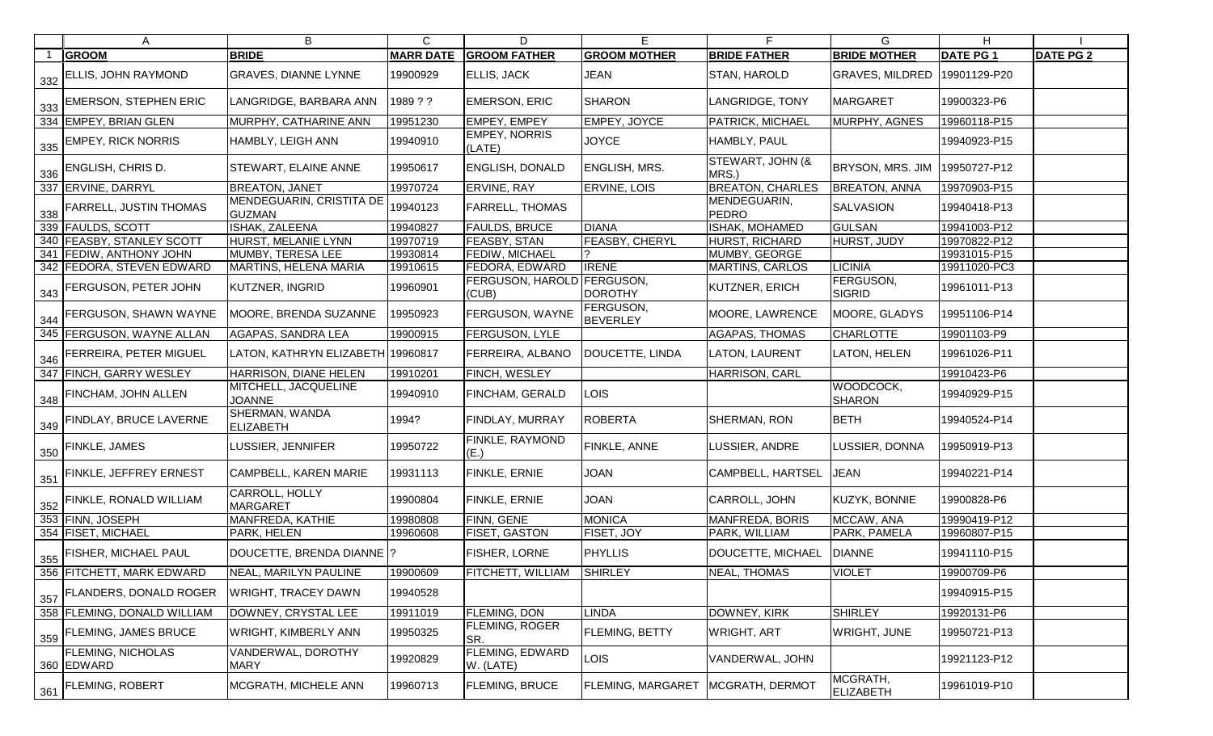| | A | B | C | D | E | F | G | H | I |
|---|---|---|---|---|---|---|---|---|---|
| 1 | **GROOM** | **BRIDE** | **MARR DATE** | **GROOM FATHER** | **GROOM MOTHER** | **BRIDE FATHER** | **BRIDE MOTHER** | **DATE PG 1** | **DATE PG 2** |
| 332 | ELLIS, JOHN RAYMOND | GRAVES, DIANNE LYNNE | 19900929 | ELLIS, JACK | JEAN | STAN, HAROLD | GRAVES, MILDRED | 19901129-P20 | |
| 333 | EMERSON, STEPHEN ERIC | LANGRIDGE, BARBARA ANN | 1989 ? ? | EMERSON, ERIC | SHARON | LANGRIDGE, TONY | MARGARET | 19900323-P6 | |
| 334 | EMPEY, BRIAN GLEN | MURPHY, CATHARINE ANN | 19951230 | EMPEY, EMPEY | EMPEY, JOYCE | PATRICK, MICHAEL | MURPHY, AGNES | 19960118-P15 | |
| 335 | EMPEY, RICK NORRIS | HAMBLY, LEIGH ANN | 19940910 | EMPEY, NORRIS (LATE) | JOYCE | HAMBLY, PAUL | | 19940923-P15 | |
| 336 | ENGLISH, CHRIS D. | STEWART, ELAINE ANNE | 19950617 | ENGLISH, DONALD | ENGLISH, MRS. | STEWART, JOHN (& MRS.) | BRYSON, MRS. JIM | 19950727-P12 | |
| 337 | ERVINE, DARRYL | BREATON, JANET | 19970724 | ERVINE, RAY | ERVINE, LOIS | BREATON, CHARLES | BREATON, ANNA | 19970903-P15 | |
| 338 | FARRELL, JUSTIN THOMAS | MENDEGUARIN, CRISTITA DE GUZMAN | 19940123 | FARRELL, THOMAS | | MENDEGUARIN, PEDRO | SALVASION | 19940418-P13 | |
| 339 | FAULDS, SCOTT | ISHAK, ZALEENA | 19940827 | FAULDS, BRUCE | DIANA | ISHAK, MOHAMED | GULSAN | 19941003-P12 | |
| 340 | FEASBY, STANLEY SCOTT | HURST, MELANIE LYNN | 19970719 | FEASBY, STAN | FEASBY, CHERYL | HURST, RICHARD | HURST, JUDY | 19970822-P12 | |
| 341 | FEDIW, ANTHONY JOHN | MUMBY, TERESA LEE | 19930814 | FEDIW, MICHAEL | ? | MUMBY, GEORGE | | 19931015-P15 | |
| 342 | FEDORA, STEVEN EDWARD | MARTINS, HELENA MARIA | 19910615 | FEDORA, EDWARD | IRENE | MARTINS, CARLOS | LICINIA | 19911020-PC3 | |
| 343 | FERGUSON, PETER JOHN | KUTZNER, INGRID | 19960901 | FERGUSON, HAROLD (CUB) | FERGUSON, DOROTHY | KUTZNER, ERICH | FERGUSON, SIGRID | 19961011-P13 | |
| 344 | FERGUSON, SHAWN WAYNE | MOORE, BRENDA SUZANNE | 19950923 | FERGUSON, WAYNE | FERGUSON, BEVERLEY | MOORE, LAWRENCE | MOORE, GLADYS | 19951106-P14 | |
| 345 | FERGUSON, WAYNE ALLAN | AGAPAS, SANDRA LEA | 19900915 | FERGUSON, LYLE | | AGAPAS, THOMAS | CHARLOTTE | 19901103-P9 | |
| 346 | FERREIRA, PETER MIGUEL | LATON, KATHRYN ELIZABETH | 19960817 | FERREIRA, ALBANO | DOUCETTE, LINDA | LATON, LAURENT | LATON, HELEN | 19961026-P11 | |
| 347 | FINCH, GARRY WESLEY | HARRISON, DIANE HELEN | 19910201 | FINCH, WESLEY | | HARRISON, CARL | | 19910423-P6 | |
| 348 | FINCHAM, JOHN ALLEN | MITCHELL, JACQUELINE JOANNE | 19940910 | FINCHAM, GERALD | LOIS | | WOODCOCK, SHARON | 19940929-P15 | |
| 349 | FINDLAY, BRUCE LAVERNE | SHERMAN, WANDA ELIZABETH | 1994? | FINDLAY, MURRAY | ROBERTA | SHERMAN, RON | BETH | 19940524-P14 | |
| 350 | FINKLE, JAMES | LUSSIER, JENNIFER | 19950722 | FINKLE, RAYMOND (E.) | FINKLE, ANNE | LUSSIER, ANDRE | LUSSIER, DONNA | 19950919-P13 | |
| 351 | FINKLE, JEFFREY ERNEST | CAMPBELL, KAREN MARIE | 19931113 | FINKLE, ERNIE | JOAN | CAMPBELL, HARTSEL | JEAN | 19940221-P14 | |
| 352 | FINKLE, RONALD WILLIAM | CARROLL, HOLLY MARGARET | 19900804 | FINKLE, ERNIE | JOAN | CARROLL, JOHN | KUZYK, BONNIE | 19900828-P6 | |
| 353 | FINN, JOSEPH | MANFREDA, KATHIE | 19980808 | FINN, GENE | MONICA | MANFREDA, BORIS | MCCAW, ANA | 19990419-P12 | |
| 354 | FISET, MICHAEL | PARK, HELEN | 19960608 | FISET, GASTON | FISET, JOY | PARK, WILLIAM | PARK, PAMELA | 19960807-P15 | |
| 355 | FISHER, MICHAEL PAUL | DOUCETTE, BRENDA DIANNE | ? | FISHER, LORNE | PHYLLIS | DOUCETTE, MICHAEL | DIANNE | 19941110-P15 | |
| 356 | FITCHETT, MARK EDWARD | NEAL, MARILYN PAULINE | 19900609 | FITCHETT, WILLIAM | SHIRLEY | NEAL, THOMAS | VIOLET | 19900709-P6 | |
| 357 | FLANDERS, DONALD ROGER | WRIGHT, TRACEY DAWN | 19940528 | | | | | 19940915-P15 | |
| 358 | FLEMING, DONALD WILLIAM | DOWNEY, CRYSTAL LEE | 19911019 | FLEMING, DON | LINDA | DOWNEY, KIRK | SHIRLEY | 19920131-P6 | |
| 359 | FLEMING, JAMES BRUCE | WRIGHT, KIMBERLY ANN | 19950325 | FLEMING, ROGER SR. | FLEMING, BETTY | WRIGHT, ART | WRIGHT, JUNE | 19950721-P13 | |
| 360 | FLEMING, NICHOLAS EDWARD | VANDERWAL, DOROTHY MARY | 19920829 | FLEMING, EDWARD W. (LATE) | LOIS | VANDERWAL, JOHN | | 19921123-P12 | |
| 361 | FLEMING, ROBERT | MCGRATH, MICHELE ANN | 19960713 | FLEMING, BRUCE | FLEMING, MARGARET | MCGRATH, DERMOT | MCGRATH, ELIZABETH | 19961019-P10 | |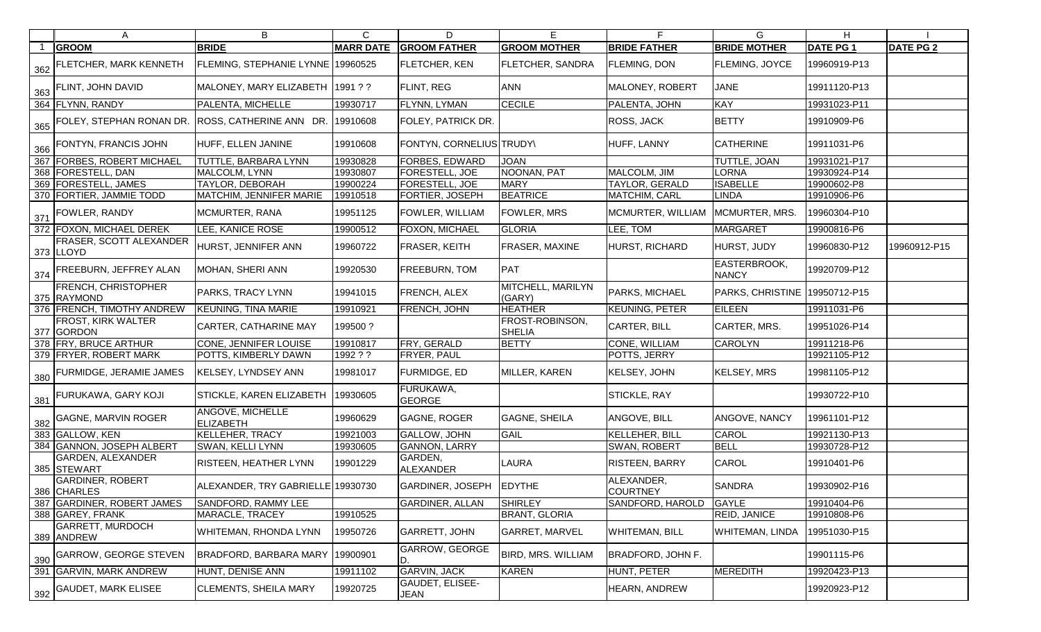| | A | B | C | D | E | F | G | H | I |
|---|---|---|---|---|---|---|---|---|---|
| 1 | **GROOM** | **BRIDE** | **MARR DATE** | **GROOM FATHER** | **GROOM MOTHER** | **BRIDE FATHER** | **BRIDE MOTHER** | **DATE PG 1** | **DATE PG 2** |
| 362 | FLETCHER, MARK KENNETH | FLEMING, STEPHANIE LYNNE | 19960525 | FLETCHER, KEN | FLETCHER, SANDRA | FLEMING, DON | FLEMING, JOYCE | 19960919-P13 | |
| 363 | FLINT, JOHN DAVID | MALONEY, MARY ELIZABETH | 1991 ? ? | FLINT, REG | ANN | MALONEY, ROBERT | JANE | 19911120-P13 | |
| 364 | FLYNN, RANDY | PALENTA, MICHELLE | 19930717 | FLYNN, LYMAN | CECILE | PALENTA, JOHN | KAY | 19931023-P11 | |
| 365 | FOLEY, STEPHAN RONAN DR. | ROSS, CATHERINE ANN DR. | 19910608 | FOLEY, PATRICK DR. | | ROSS, JACK | BETTY | 19910909-P6 | |
| 366 | FONTYN, FRANCIS JOHN | HUFF, ELLEN JANINE | 19910608 | FONTYN, CORNELIUS | TRUDY\ | HUFF, LANNY | CATHERINE | 19911031-P6 | |
| 367 | FORBES, ROBERT MICHAEL | TUTTLE, BARBARA LYNN | 19930828 | FORBES, EDWARD | JOAN | | TUTTLE, JOAN | 19931021-P17 | |
| 368 | FORESTELL, DAN | MALCOLM, LYNN | 19930807 | FORESTELL, JOE | NOONAN, PAT | MALCOLM, JIM | LORNA | 19930924-P14 | |
| 369 | FORESTELL, JAMES | TAYLOR, DEBORAH | 19900224 | FORESTELL, JOE | MARY | TAYLOR, GERALD | ISABELLE | 19900602-P8 | |
| 370 | FORTIER, JAMMIE TODD | MATCHIM, JENNIFER MARIE | 19910518 | FORTIER, JOSEPH | BEATRICE | MATCHIM, CARL | LINDA | 19910906-P6 | |
| 371 | FOWLER, RANDY | MCMURTER, RANA | 19951125 | FOWLER, WILLIAM | FOWLER, MRS | MCMURTER, WILLIAM | MCMURTER, MRS. | 19960304-P10 | |
| 372 | FOXON, MICHAEL DEREK | LEE, KANICE ROSE | 19900512 | FOXON, MICHAEL | GLORIA | LEE, TOM | MARGARET | 19900816-P6 | |
| 373 | FRASER, SCOTT ALEXANDER LLOYD | HURST, JENNIFER ANN | 19960722 | FRASER, KEITH | FRASER, MAXINE | HURST, RICHARD | HURST, JUDY | 19960830-P12 | 19960912-P15 |
| 374 | FREEBURN, JEFFREY ALAN | MOHAN, SHERI ANN | 19920530 | FREEBURN, TOM | PAT | | EASTERBROOK, NANCY | 19920709-P12 | |
| 375 | FRENCH, CHRISTOPHER RAYMOND | PARKS, TRACY LYNN | 19941015 | FRENCH, ALEX | MITCHELL, MARILYN (GARY) | PARKS, MICHAEL | PARKS, CHRISTINE | 19950712-P15 | |
| 376 | FRENCH, TIMOTHY ANDREW | KEUNING, TINA MARIE | 19910921 | FRENCH, JOHN | HEATHER | KEUNING, PETER | EILEEN | 19911031-P6 | |
| 377 | FROST, KIRK WALTER GORDON | CARTER, CATHARINE MAY | 199500 ? | | FROST-ROBINSON, SHELIA | CARTER, BILL | CARTER, MRS. | 19951026-P14 | |
| 378 | FRY, BRUCE ARTHUR | CONE, JENNIFER LOUISE | 19910817 | FRY, GERALD | BETTY | CONE, WILLIAM | CAROLYN | 19911218-P6 | |
| 379 | FRYER, ROBERT MARK | POTTS, KIMBERLY DAWN | 1992 ? ? | FRYER, PAUL | | POTTS, JERRY | | 19921105-P12 | |
| 380 | FURMIDGE, JERAMIE JAMES | KELSEY, LYNDSEY ANN | 19981017 | FURMIDGE, ED | MILLER, KAREN | KELSEY, JOHN | KELSEY, MRS | 19981105-P12 | |
| 381 | FURUKAWA, GARY KOJI | STICKLE, KAREN ELIZABETH | 19930605 | FURUKAWA, GEORGE | | STICKLE, RAY | | 19930722-P10 | |
| 382 | GAGNE, MARVIN ROGER | ANGOVE, MICHELLE ELIZABETH | 19960629 | GAGNE, ROGER | GAGNE, SHEILA | ANGOVE, BILL | ANGOVE, NANCY | 19961101-P12 | |
| 383 | GALLOW, KEN | KELLEHER, TRACY | 19921003 | GALLOW, JOHN | GAIL | KELLEHER, BILL | CAROL | 19921130-P13 | |
| 384 | GANNON, JOSEPH ALBERT | SWAN, KELLI LYNN | 19930605 | GANNON, LARRY | | SWAN, ROBERT | BELL | 19930728-P12 | |
| 385 | GARDEN, ALEXANDER STEWART | RISTEEN, HEATHER LYNN | 19901229 | GARDEN, ALEXANDER | LAURA | RISTEEN, BARRY | CAROL | 19910401-P6 | |
| 386 | GARDINER, ROBERT CHARLES | ALEXANDER, TRY GABRIELLE | 19930730 | GARDINER, JOSEPH | EDYTHE | ALEXANDER, COURTNEY | SANDRA | 19930902-P16 | |
| 387 | GARDINER, ROBERT JAMES | SANDFORD, RAMMY LEE | | GARDINER, ALLAN | SHIRLEY | SANDFORD, HAROLD | GAYLE | 19910404-P6 | |
| 388 | GAREY, FRANK | MARACLE, TRACEY | 19910525 | | BRANT, GLORIA | | REID, JANICE | 19910808-P6 | |
| 389 | GARRETT, MURDOCH ANDREW | WHITEMAN, RHONDA LYNN | 19950726 | GARRETT, JOHN | GARRET, MARVEL | WHITEMAN, BILL | WHITEMAN, LINDA | 19951030-P15 | |
| 390 | GARROW, GEORGE STEVEN | BRADFORD, BARBARA MARY | 19900901 | GARROW, GEORGE D. | BIRD, MRS. WILLIAM | BRADFORD, JOHN F. | | 19901115-P6 | |
| 391 | GARVIN, MARK ANDREW | HUNT, DENISE ANN | 19911102 | GARVIN, JACK | KAREN | HUNT, PETER | MEREDITH | 19920423-P13 | |
| 392 | GAUDET, MARK ELISEE | CLEMENTS, SHEILA MARY | 19920725 | GAUDET, ELISEE-JEAN | | HEARN, ANDREW | | 19920923-P12 | |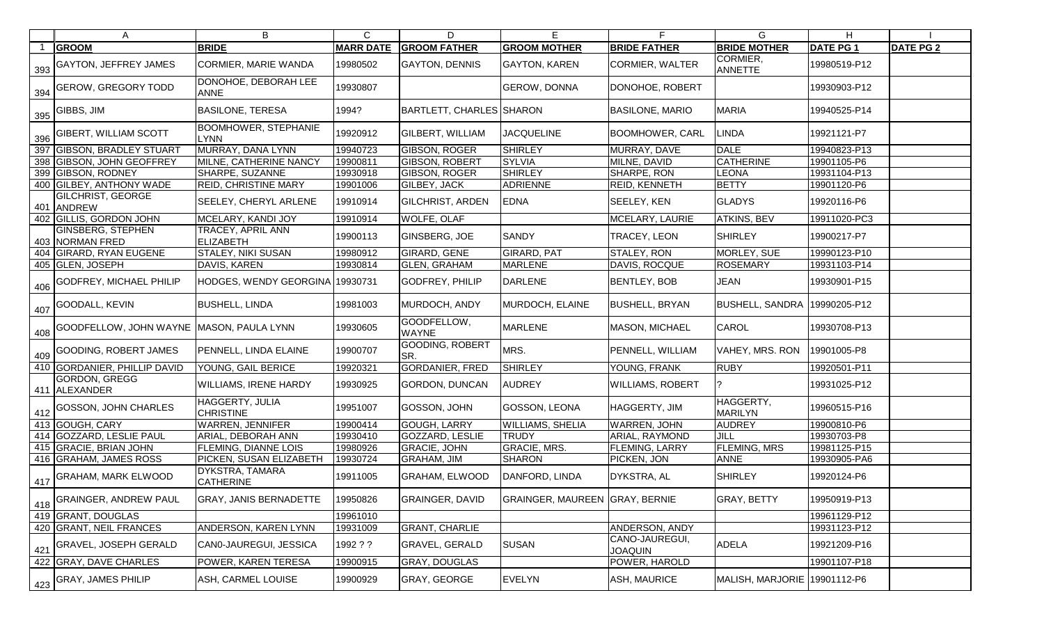| | A | B | C | D | E | F | G | H | I |
|---|---|---|---|---|---|---|---|---|---|
| 1 | **GROOM** | **BRIDE** | **MARR DATE** | **GROOM FATHER** | **GROOM MOTHER** | **BRIDE FATHER** | **BRIDE MOTHER** | **DATE PG 1** | **DATE PG 2** |
| 393 | GAYTON, JEFFREY JAMES | CORMIER, MARIE WANDA | 19980502 | GAYTON, DENNIS | GAYTON, KAREN | CORMIER, WALTER | CORMIER, ANNETTE | 19980519-P12 | |
| 394 | GEROW, GREGORY TODD | DONOHOE, DEBORAH LEE ANNE | 19930807 | | GEROW, DONNA | DONOHOE, ROBERT | | 19930903-P12 | |
| 395 | GIBBS, JIM | BASILONE, TERESA | 1994? | BARTLETT, CHARLES | SHARON | BASILONE, MARIO | MARIA | 19940525-P14 | |
| 396 | GIBERT, WILLIAM SCOTT | BOOMHOWER, STEPHANIE LYNN | 19920912 | GILBERT, WILLIAM | JACQUELINE | BOOMHOWER, CARL | LINDA | 19921121-P7 | |
| 397 | GIBSON, BRADLEY STUART | MURRAY, DANA LYNN | 19940723 | GIBSON, ROGER | SHIRLEY | MURRAY, DAVE | DALE | 19940823-P13 | |
| 398 | GIBSON, JOHN GEOFFREY | MILNE, CATHERINE NANCY | 19900811 | GIBSON, ROBERT | SYLVIA | MILNE, DAVID | CATHERINE | 19901105-P6 | |
| 399 | GIBSON, RODNEY | SHARPE, SUZANNE | 19930918 | GIBSON, ROGER | SHIRLEY | SHARPE, RON | LEONA | 19931104-P13 | |
| 400 | GILBEY, ANTHONY WADE | REID, CHRISTINE MARY | 19901006 | GILBEY, JACK | ADRIENNE | REID, KENNETH | BETTY | 19901120-P6 | |
| 401 | GILCHRIST, GEORGE ANDREW | SEELEY, CHERYL ARLENE | 19910914 | GILCHRIST, ARDEN | EDNA | SEELEY, KEN | GLADYS | 19920116-P6 | |
| 402 | GILLIS, GORDON JOHN | MCELARY, KANDI JOY | 19910914 | WOLFE, OLAF | | MCELARY, LAURIE | ATKINS, BEV | 19911020-PC3 | |
| 403 | GINSBERG, STEPHEN NORMAN FRED | TRACEY, APRIL ANN ELIZABETH | 19900113 | GINSBERG, JOE | SANDY | TRACEY, LEON | SHIRLEY | 19900217-P7 | |
| 404 | GIRARD, RYAN EUGENE | STALEY, NIKI SUSAN | 19980912 | GIRARD, GENE | GIRARD, PAT | STALEY, RON | MORLEY, SUE | 19990123-P10 | |
| 405 | GLEN, JOSEPH | DAVIS, KAREN | 19930814 | GLEN, GRAHAM | MARLENE | DAVIS, ROCQUE | ROSEMARY | 19931103-P14 | |
| 406 | GODFREY, MICHAEL PHILIP | HODGES, WENDY GEORGINA | 19930731 | GODFREY, PHILIP | DARLENE | BENTLEY, BOB | JEAN | 19930901-P15 | |
| 407 | GOODALL, KEVIN | BUSHELL, LINDA | 19981003 | MURDOCH, ANDY | MURDOCH, ELAINE | BUSHELL, BRYAN | BUSHELL, SANDRA | 19990205-P12 | |
| 408 | GOODFELLOW, JOHN WAYNE | MASON, PAULA LYNN | 19930605 | GOODFELLOW, WAYNE | MARLENE | MASON, MICHAEL | CAROL | 19930708-P13 | |
| 409 | GOODING, ROBERT JAMES | PENNELL, LINDA ELAINE | 19900707 | GOODING, ROBERT SR. | MRS. | PENNELL, WILLIAM | VAHEY, MRS. RON | 19901005-P8 | |
| 410 | GORDANIER, PHILLIP DAVID | YOUNG, GAIL BERICE | 19920321 | GORDANIER, FRED | SHIRLEY | YOUNG, FRANK | RUBY | 19920501-P11 | |
| 411 | GORDON, GREGG ALEXANDER | WILLIAMS, IRENE HARDY | 19930925 | GORDON, DUNCAN | AUDREY | WILLIAMS, ROBERT | ? | 19931025-P12 | |
| 412 | GOSSON, JOHN CHARLES | HAGGERTY, JULIA CHRISTINE | 19951007 | GOSSON, JOHN | GOSSON, LEONA | HAGGERTY, JIM | HAGGERTY, MARILYN | 19960515-P16 | |
| 413 | GOUGH, CARY | WARREN, JENNIFER | 19900414 | GOUGH, LARRY | WILLIAMS, SHELIA | WARREN, JOHN | AUDREY | 19900810-P6 | |
| 414 | GOZZARD, LESLIE PAUL | ARIAL, DEBORAH ANN | 19930410 | GOZZARD, LESLIE | TRUDY | ARIAL, RAYMOND | JILL | 19930703-P8 | |
| 415 | GRACIE, BRIAN JOHN | FLEMING, DIANNE LOIS | 19980926 | GRACIE, JOHN | GRACIE, MRS. | FLEMING, LARRY | FLEMING, MRS | 19981125-P15 | |
| 416 | GRAHAM, JAMES ROSS | PICKEN, SUSAN ELIZABETH | 19930724 | GRAHAM, JIM | SHARON | PICKEN, JON | ANNE | 19930905-PA6 | |
| 417 | GRAHAM, MARK ELWOOD | DYKSTRA, TAMARA CATHERINE | 19911005 | GRAHAM, ELWOOD | DANFORD, LINDA | DYKSTRA, AL | SHIRLEY | 19920124-P6 | |
| 418 | GRAINGER, ANDREW PAUL | GRAY, JANIS BERNADETTE | 19950826 | GRAINGER, DAVID | GRAINGER, MAUREEN | GRAY, BERNIE | GRAY, BETTY | 19950919-P13 | |
| 419 | GRANT, DOUGLAS | | 19961010 | | | | | 19961129-P12 | |
| 420 | GRANT, NEIL FRANCES | ANDERSON, KAREN LYNN | 19931009 | GRANT, CHARLIE | | ANDERSON, ANDY | | 19931123-P12 | |
| 421 | GRAVEL, JOSEPH GERALD | CAN0-JAUREGUI, JESSICA | 1992 ? ? | GRAVEL, GERALD | SUSAN | CANO-JAUREGUI, JOAQUIN | ADELA | 19921209-P16 | |
| 422 | GRAY, DAVE CHARLES | POWER, KAREN TERESA | 19900915 | GRAY, DOUGLAS | | POWER, HAROLD | | 19901107-P18 | |
| 423 | GRAY, JAMES PHILIP | ASH, CARMEL LOUISE | 19900929 | GRAY, GEORGE | EVELYN | ASH, MAURICE | MALISH, MARJORIE | 19901112-P6 | |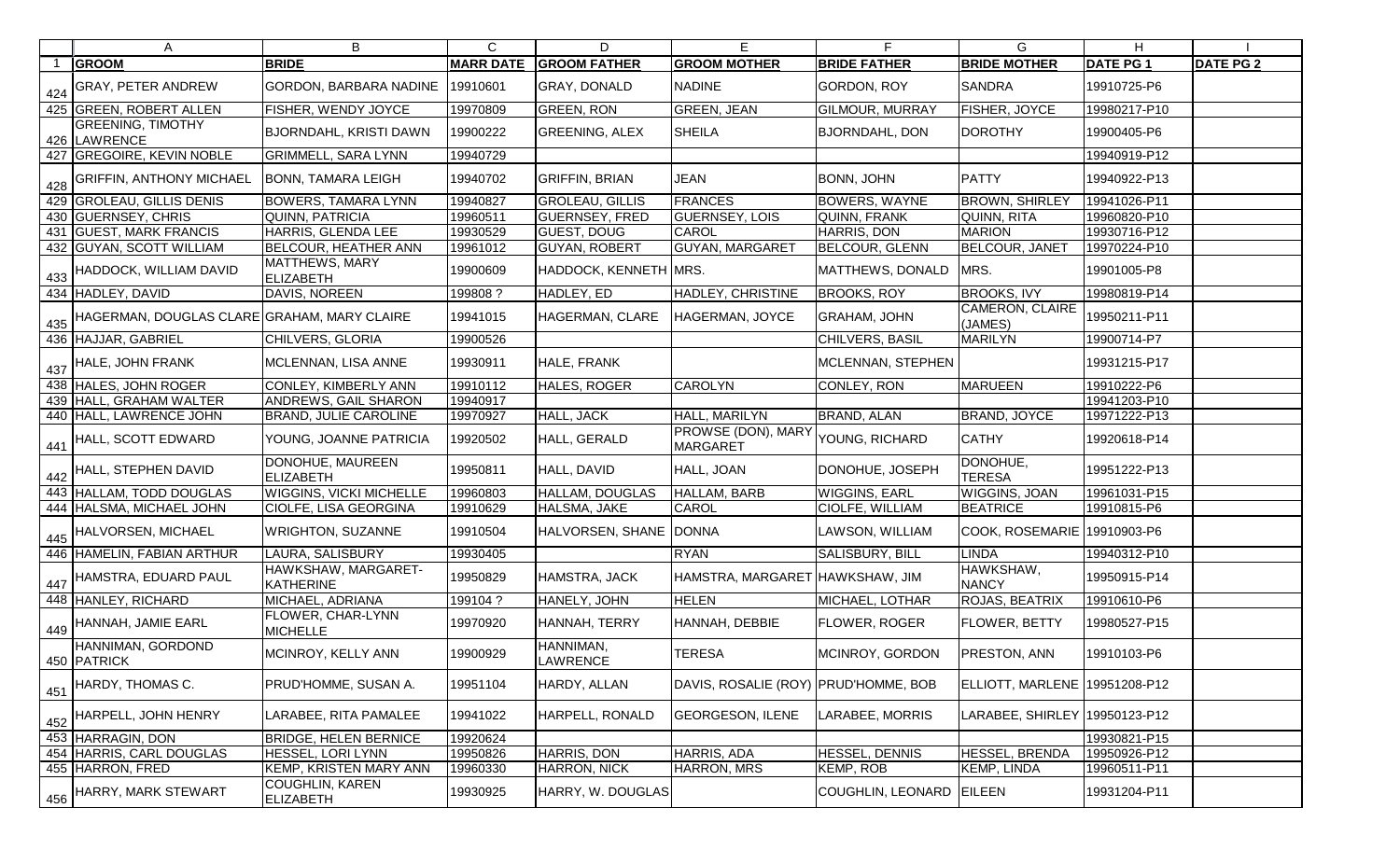| | A | B | C | D | E | F | G | H | I |
|---|---|---|---|---|---|---|---|---|---|
| 1 | **GROOM** | **BRIDE** | **MARR DATE** | **GROOM FATHER** | **GROOM MOTHER** | **BRIDE FATHER** | **BRIDE MOTHER** | **DATE PG 1** | **DATE PG 2** |
| 424 | GRAY, PETER ANDREW | GORDON, BARBARA NADINE | 19910601 | GRAY, DONALD | NADINE | GORDON, ROY | SANDRA | 19910725-P6 | |
| 425 | GREEN, ROBERT ALLEN | FISHER, WENDY JOYCE | 19970809 | GREEN, RON | GREEN, JEAN | GILMOUR, MURRAY | FISHER, JOYCE | 19980217-P10 | |
| 426 | GREENING, TIMOTHY LAWRENCE | BJORNDAHL, KRISTI DAWN | 19900222 | GREENING, ALEX | SHEILA | BJORNDAHL, DON | DOROTHY | 19900405-P6 | |
| 427 | GREGOIRE, KEVIN NOBLE | GRIMMELL, SARA LYNN | 19940729 | | | | | 19940919-P12 | |
| 428 | GRIFFIN, ANTHONY MICHAEL | BONN, TAMARA LEIGH | 19940702 | GRIFFIN, BRIAN | JEAN | BONN, JOHN | PATTY | 19940922-P13 | |
| 429 | GROLEAU, GILLIS DENIS | BOWERS, TAMARA LYNN | 19940827 | GROLEAU, GILLIS | FRANCES | BOWERS, WAYNE | BROWN, SHIRLEY | 19941026-P11 | |
| 430 | GUERNSEY, CHRIS | QUINN, PATRICIA | 19960511 | GUERNSEY, FRED | GUERNSEY, LOIS | QUINN, FRANK | QUINN, RITA | 19960820-P10 | |
| 431 | GUEST, MARK FRANCIS | HARRIS, GLENDA LEE | 19930529 | GUEST, DOUG | CAROL | HARRIS, DON | MARION | 19930716-P12 | |
| 432 | GUYAN, SCOTT WILLIAM | BELCOUR, HEATHER ANN | 19961012 | GUYAN, ROBERT | GUYAN, MARGARET | BELCOUR, GLENN | BELCOUR, JANET | 19970224-P10 | |
| 433 | HADDOCK, WILLIAM DAVID | MATTHEWS, MARY ELIZABETH | 19900609 | HADDOCK, KENNETH | MRS. | MATTHEWS, DONALD | MRS. | 19901005-P8 | |
| 434 | HADLEY, DAVID | DAVIS, NOREEN | 199808 ? | HADLEY, ED | HADLEY, CHRISTINE | BROOKS, ROY | BROOKS, IVY | 19980819-P14 | |
| 435 | HAGERMAN, DOUGLAS CLARE | GRAHAM, MARY CLAIRE | 19941015 | HAGERMAN, CLARE | HAGERMAN, JOYCE | GRAHAM, JOHN | CAMERON, CLAIRE (JAMES) | 19950211-P11 | |
| 436 | HAJJAR, GABRIEL | CHILVERS, GLORIA | 19900526 | | | CHILVERS, BASIL | MARILYN | 19900714-P7 | |
| 437 | HALE, JOHN FRANK | MCLENNAN, LISA ANNE | 19930911 | HALE, FRANK | | MCLENNAN, STEPHEN | | 19931215-P17 | |
| 438 | HALES, JOHN ROGER | CONLEY, KIMBERLY ANN | 19910112 | HALES, ROGER | CAROLYN | CONLEY, RON | MARUEEN | 19910222-P6 | |
| 439 | HALL, GRAHAM WALTER | ANDREWS, GAIL SHARON | 19940917 | | | | | 19941203-P10 | |
| 440 | HALL, LAWRENCE JOHN | BRAND, JULIE CAROLINE | 19970927 | HALL, JACK | HALL, MARILYN | BRAND, ALAN | BRAND, JOYCE | 19971222-P13 | |
| 441 | HALL, SCOTT EDWARD | YOUNG, JOANNE PATRICIA | 19920502 | HALL, GERALD | PROWSE (DON), MARY MARGARET | YOUNG, RICHARD | CATHY | 19920618-P14 | |
| 442 | HALL, STEPHEN DAVID | DONOHUE, MAUREEN ELIZABETH | 19950811 | HALL, DAVID | HALL, JOAN | DONOHUE, JOSEPH | DONOHUE, TERESA | 19951222-P13 | |
| 443 | HALLAM, TODD DOUGLAS | WIGGINS, VICKI MICHELLE | 19960803 | HALLAM, DOUGLAS | HALLAM, BARB | WIGGINS, EARL | WIGGINS, JOAN | 19961031-P15 | |
| 444 | HALSMA, MICHAEL JOHN | CIOLFE, LISA GEORGINA | 19910629 | HALSMA, JAKE | CAROL | CIOLFE, WILLIAM | BEATRICE | 19910815-P6 | |
| 445 | HALVORSEN, MICHAEL | WRIGHTON, SUZANNE | 19910504 | HALVORSEN, SHANE | DONNA | LAWSON, WILLIAM | COOK, ROSEMARIE | 19910903-P6 | |
| 446 | HAMELIN, FABIAN ARTHUR | LAURA, SALISBURY | 19930405 | | RYAN | SALISBURY, BILL | LINDA | 19940312-P10 | |
| 447 | HAMSTRA, EDUARD PAUL | HAWKSHAW, MARGARET-KATHERINE | 19950829 | HAMSTRA, JACK | HAMSTRA, MARGARET | HAWKSHAW, JIM | HAWKSHAW, NANCY | 19950915-P14 | |
| 448 | HANLEY, RICHARD | MICHAEL, ADRIANA | 199104 ? | HANELY, JOHN | HELEN | MICHAEL, LOTHAR | ROJAS, BEATRIX | 19910610-P6 | |
| 449 | HANNAH, JAMIE EARL | FLOWER, CHAR-LYNN MICHELLE | 19970920 | HANNAH, TERRY | HANNAH, DEBBIE | FLOWER, ROGER | FLOWER, BETTY | 19980527-P15 | |
| 450 | HANNIMAN, GORDOND PATRICK | MCINROY, KELLY ANN | 19900929 | HANNIMAN, LAWRENCE | TERESA | MCINROY, GORDON | PRESTON, ANN | 19910103-P6 | |
| 451 | HARDY, THOMAS C. | PRUD'HOMME, SUSAN A. | 19951104 | HARDY, ALLAN | DAVIS, ROSALIE (ROY) | PRUD'HOMME, BOB | ELLIOTT, MARLENE | 19951208-P12 | |
| 452 | HARPELL, JOHN HENRY | LARABEE, RITA PAMALEE | 19941022 | HARPELL, RONALD | GEORGESON, ILENE | LARABEE, MORRIS | LARABEE, SHIRLEY | 19950123-P12 | |
| 453 | HARRAGIN, DON | BRIDGE, HELEN BERNICE | 19920624 | | | | | 19930821-P15 | |
| 454 | HARRIS, CARL DOUGLAS | HESSEL, LORI LYNN | 19950826 | HARRIS, DON | HARRIS, ADA | HESSEL, DENNIS | HESSEL, BRENDA | 19950926-P12 | |
| 455 | HARRON, FRED | KEMP, KRISTEN MARY ANN | 19960330 | HARRON, NICK | HARRON, MRS | KEMP, ROB | KEMP, LINDA | 19960511-P11 | |
| 456 | HARRY, MARK STEWART | COUGHLIN, KAREN ELIZABETH | 19930925 | HARRY, W. DOUGLAS | | COUGHLIN, LEONARD | EILEEN | 19931204-P11 | |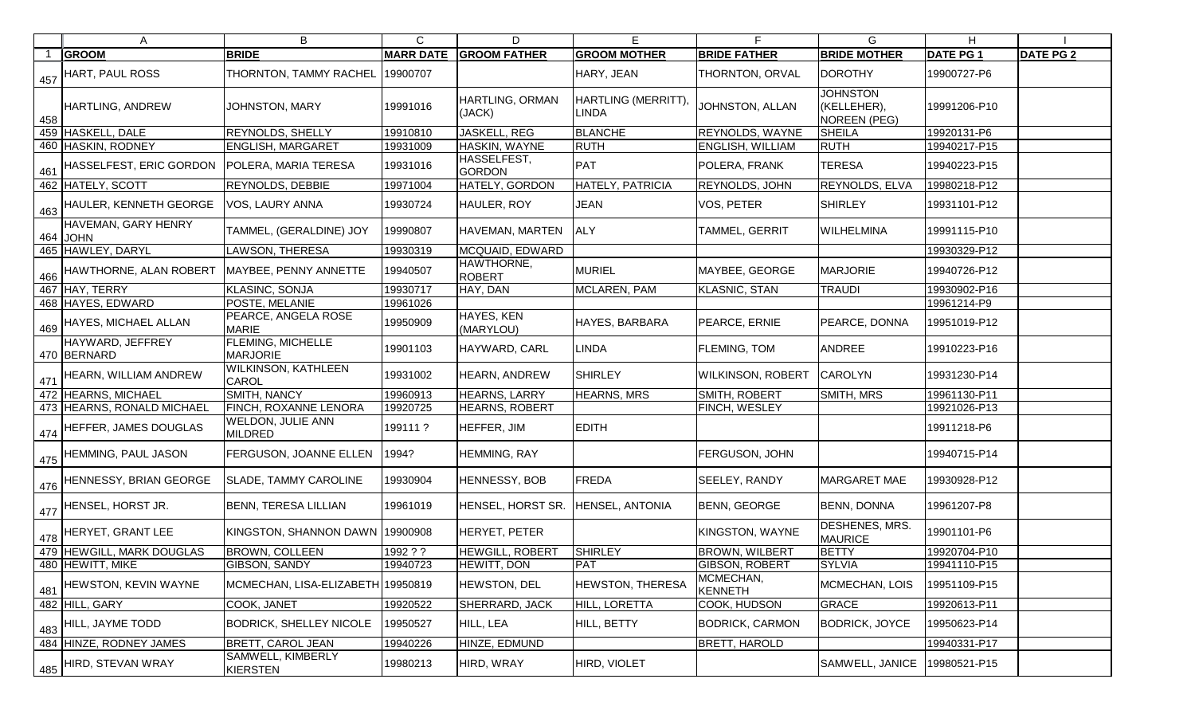| | A | B | C | D | E | F | G | H | I |
|---|---|---|---|---|---|---|---|---|---|
| 1 | **GROOM** | **BRIDE** | **MARR DATE** | **GROOM FATHER** | **GROOM MOTHER** | **BRIDE FATHER** | **BRIDE MOTHER** | **DATE PG 1** | **DATE PG 2** |
| 457 | HART, PAUL ROSS | THORNTON, TAMMY RACHEL | 19900707 | | HARY, JEAN | THORNTON, ORVAL | DOROTHY | 19900727-P6 | |
| 458 | HARTLING, ANDREW | JOHNSTON, MARY | 19991016 | HARTLING, ORMAN (JACK) | HARTLING (MERRITT), LINDA | JOHNSTON, ALLAN | JOHNSTON (KELLEHER), NOREEN (PEG) | 19991206-P10 | |
| 459 | HASKELL, DALE | REYNOLDS, SHELLY | 19910810 | JASKELL, REG | BLANCHE | REYNOLDS, WAYNE | SHEILA | 19920131-P6 | |
| 460 | HASKIN, RODNEY | ENGLISH, MARGARET | 19931009 | HASKIN, WAYNE | RUTH | ENGLISH, WILLIAM | RUTH | 19940217-P15 | |
| 461 | HASSELFEST, ERIC GORDON | POLERA, MARIA TERESA | 19931016 | HASSELFEST, GORDON | PAT | POLERA, FRANK | TERESA | 19940223-P15 | |
| 462 | HATELY, SCOTT | REYNOLDS, DEBBIE | 19971004 | HATELY, GORDON | HATELY, PATRICIA | REYNOLDS, JOHN | REYNOLDS, ELVA | 19980218-P12 | |
| 463 | HAULER, KENNETH GEORGE | VOS, LAURY ANNA | 19930724 | HAULER, ROY | JEAN | VOS, PETER | SHIRLEY | 19931101-P12 | |
| 464 | HAVEMAN, GARY HENRY JOHN | TAMMEL, (GERALDINE) JOY | 19990807 | HAVEMAN, MARTEN | ALY | TAMMEL, GERRIT | WILHELMINA | 19991115-P10 | |
| 465 | HAWLEY, DARYL | LAWSON, THERESA | 19930319 | MCQUAID, EDWARD | | | | 19930329-P12 | |
| 466 | HAWTHORNE, ALAN ROBERT | MAYBEE, PENNY ANNETTE | 19940507 | HAWTHORNE, ROBERT | MURIEL | MAYBEE, GEORGE | MARJORIE | 19940726-P12 | |
| 467 | HAY, TERRY | KLASINC, SONJA | 19930717 | HAY, DAN | MCLAREN, PAM | KLASNIC, STAN | TRAUDI | 19930902-P16 | |
| 468 | HAYES, EDWARD | POSTE, MELANIE | 19961026 | | | | | 19961214-P9 | |
| 469 | HAYES, MICHAEL ALLAN | PEARCE, ANGELA ROSE MARIE | 19950909 | HAYES, KEN (MARYLOU) | HAYES, BARBARA | PEARCE, ERNIE | PEARCE, DONNA | 19951019-P12 | |
| 470 | HAYWARD, JEFFREY BERNARD | FLEMING, MICHELLE MARJORIE | 19901103 | HAYWARD, CARL | LINDA | FLEMING, TOM | ANDREE | 19910223-P16 | |
| 471 | HEARN, WILLIAM ANDREW | WILKINSON, KATHLEEN CAROL | 19931002 | HEARN, ANDREW | SHIRLEY | WILKINSON, ROBERT | CAROLYN | 19931230-P14 | |
| 472 | HEARNS, MICHAEL | SMITH, NANCY | 19960913 | HEARNS, LARRY | HEARNS, MRS | SMITH, ROBERT | SMITH, MRS | 19961130-P11 | |
| 473 | HEARNS, RONALD MICHAEL | FINCH, ROXANNE LENORA | 19920725 | HEARNS, ROBERT | | FINCH, WESLEY | | 19921026-P13 | |
| 474 | HEFFER, JAMES DOUGLAS | WELDON, JULIE ANN MILDRED | 199111 ? | HEFFER, JIM | EDITH | | | 19911218-P6 | |
| 475 | HEMMING, PAUL JASON | FERGUSON, JOANNE ELLEN | 1994? | HEMMING, RAY | | FERGUSON, JOHN | | 19940715-P14 | |
| 476 | HENNESSY, BRIAN GEORGE | SLADE, TAMMY CAROLINE | 19930904 | HENNESSY, BOB | FREDA | SEELEY, RANDY | MARGARET MAE | 19930928-P12 | |
| 477 | HENSEL, HORST JR. | BENN, TERESA LILLIAN | 19961019 | HENSEL, HORST SR. | HENSEL, ANTONIA | BENN, GEORGE | BENN, DONNA | 19961207-P8 | |
| 478 | HERYET, GRANT LEE | KINGSTON, SHANNON DAWN | 19900908 | HERYET, PETER | | KINGSTON, WAYNE | DESHENES, MRS. MAURICE | 19901101-P6 | |
| 479 | HEWGILL, MARK DOUGLAS | BROWN, COLLEEN | 1992 ? ? | HEWGILL, ROBERT | SHIRLEY | BROWN, WILBERT | BETTY | 19920704-P10 | |
| 480 | HEWITT, MIKE | GIBSON, SANDY | 19940723 | HEWITT, DON | PAT | GIBSON, ROBERT | SYLVIA | 19941110-P15 | |
| 481 | HEWSTON, KEVIN WAYNE | MCMECHAN, LISA-ELIZABETH | 19950819 | HEWSTON, DEL | HEWSTON, THERESA | MCMECHAN, KENNETH | MCMECHAN, LOIS | 19951109-P15 | |
| 482 | HILL, GARY | COOK, JANET | 19920522 | SHERRARD, JACK | HILL, LORETTA | COOK, HUDSON | GRACE | 19920613-P11 | |
| 483 | HILL, JAYME TODD | BODRICK, SHELLEY NICOLE | 19950527 | HILL, LEA | HILL, BETTY | BODRICK, CARMON | BODRICK, JOYCE | 19950623-P14 | |
| 484 | HINZE, RODNEY JAMES | BRETT, CAROL JEAN | 19940226 | HINZE, EDMUND | | BRETT, HAROLD | | 19940331-P17 | |
| 485 | HIRD, STEVAN WRAY | SAMWELL, KIMBERLY KIERSTEN | 19980213 | HIRD, WRAY | HIRD, VIOLET | | SAMWELL, JANICE | 19980521-P15 | |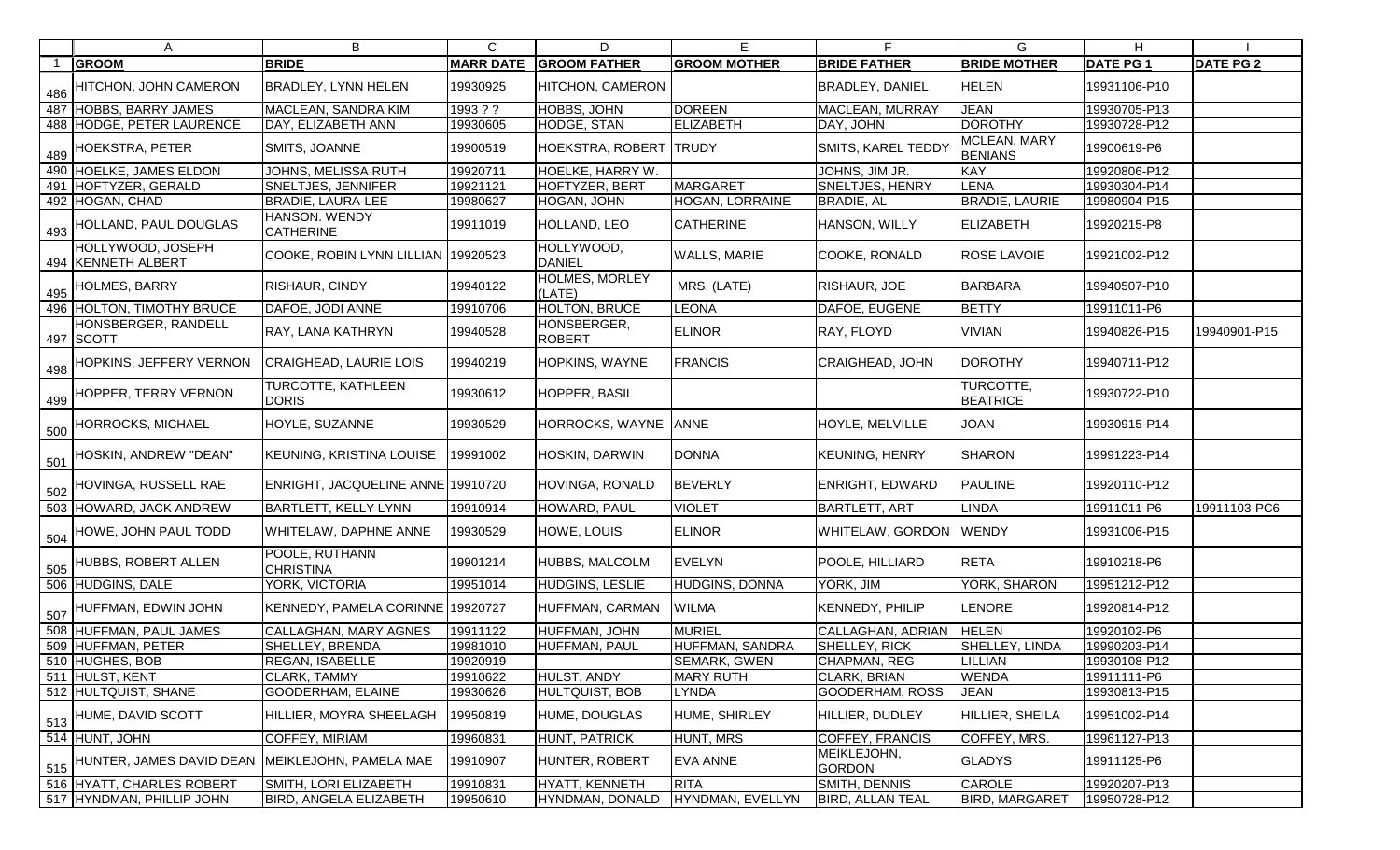| | A | B | C | D | E | F | G | H | I |
|---|---|---|---|---|---|---|---|---|---|
| 1 | **GROOM** | **BRIDE** | **MARR DATE** | **GROOM FATHER** | **GROOM MOTHER** | **BRIDE FATHER** | **BRIDE MOTHER** | **DATE PG 1** | **DATE PG 2** |
| 486 | HITCHON, JOHN CAMERON | BRADLEY, LYNN HELEN | 19930925 | HITCHON, CAMERON | | BRADLEY, DANIEL | HELEN | 19931106-P10 | |
| 487 | HOBBS, BARRY JAMES | MACLEAN, SANDRA KIM | 1993 ? ? | HOBBS, JOHN | DOREEN | MACLEAN, MURRAY | JEAN | 19930705-P13 | |
| 488 | HODGE, PETER LAURENCE | DAY, ELIZABETH ANN | 19930605 | HODGE, STAN | ELIZABETH | DAY, JOHN | DOROTHY | 19930728-P12 | |
| 489 | HOEKSTRA, PETER | SMITS, JOANNE | 19900519 | HOEKSTRA, ROBERT | TRUDY | SMITS, KAREL TEDDY | MCLEAN, MARY BENIANS | 19900619-P6 | |
| 490 | HOELKE, JAMES ELDON | JOHNS, MELISSA RUTH | 19920711 | HOELKE, HARRY W. | | JOHNS, JIM JR. | KAY | 19920806-P12 | |
| 491 | HOFTYZER, GERALD | SNELTJES, JENNIFER | 19921121 | HOFTYZER, BERT | MARGARET | SNELTJES, HENRY | LENA | 19930304-P14 | |
| 492 | HOGAN, CHAD | BRADIE, LAURA-LEE | 19980627 | HOGAN, JOHN | HOGAN, LORRAINE | BRADIE, AL | BRADIE, LAURIE | 19980904-P15 | |
| 493 | HOLLAND, PAUL DOUGLAS | HANSON. WENDY CATHERINE | 19911019 | HOLLAND, LEO | CATHERINE | HANSON, WILLY | ELIZABETH | 19920215-P8 | |
| 494 | HOLLYWOOD, JOSEPH KENNETH ALBERT | COOKE, ROBIN LYNN LILLIAN | 19920523 | HOLLYWOOD, DANIEL | WALLS, MARIE | COOKE, RONALD | ROSE LAVOIE | 19921002-P12 | |
| 495 | HOLMES, BARRY | RISHAUR, CINDY | 19940122 | HOLMES, MORLEY (LATE) | MRS. (LATE) | RISHAUR, JOE | BARBARA | 19940507-P10 | |
| 496 | HOLTON, TIMOTHY BRUCE | DAFOE, JODI ANNE | 19910706 | HOLTON, BRUCE | LEONA | DAFOE, EUGENE | BETTY | 19911011-P6 | |
| 497 | HONSBERGER, RANDELL SCOTT | RAY, LANA KATHRYN | 19940528 | HONSBERGER, ROBERT | ELINOR | RAY, FLOYD | VIVIAN | 19940826-P15 | 19940901-P15 |
| 498 | HOPKINS, JEFFERY VERNON | CRAIGHEAD, LAURIE LOIS | 19940219 | HOPKINS, WAYNE | FRANCIS | CRAIGHEAD, JOHN | DOROTHY | 19940711-P12 | |
| 499 | HOPPER, TERRY VERNON | TURCOTTE, KATHLEEN DORIS | 19930612 | HOPPER, BASIL | | | TURCOTTE, BEATRICE | 19930722-P10 | |
| 500 | HORROCKS, MICHAEL | HOYLE, SUZANNE | 19930529 | HORROCKS, WAYNE | ANNE | HOYLE, MELVILLE | JOAN | 19930915-P14 | |
| 501 | HOSKIN, ANDREW "DEAN" | KEUNING, KRISTINA LOUISE | 19991002 | HOSKIN, DARWIN | DONNA | KEUNING, HENRY | SHARON | 19991223-P14 | |
| 502 | HOVINGA, RUSSELL RAE | ENRIGHT, JACQUELINE ANNE | 19910720 | HOVINGA, RONALD | BEVERLY | ENRIGHT, EDWARD | PAULINE | 19920110-P12 | |
| 503 | HOWARD, JACK ANDREW | BARTLETT, KELLY LYNN | 19910914 | HOWARD, PAUL | VIOLET | BARTLETT, ART | LINDA | 19911011-P6 | 19911103-PC6 |
| 504 | HOWE, JOHN PAUL TODD | WHITELAW, DAPHNE ANNE | 19930529 | HOWE, LOUIS | ELINOR | WHITELAW, GORDON | WENDY | 19931006-P15 | |
| 505 | HUBBS, ROBERT ALLEN | POOLE, RUTHANN CHRISTINA | 19901214 | HUBBS, MALCOLM | EVELYN | POOLE, HILLIARD | RETA | 19910218-P6 | |
| 506 | HUDGINS, DALE | YORK, VICTORIA | 19951014 | HUDGINS, LESLIE | HUDGINS, DONNA | YORK, JIM | YORK, SHARON | 19951212-P12 | |
| 507 | HUFFMAN, EDWIN JOHN | KENNEDY, PAMELA CORINNE | 19920727 | HUFFMAN, CARMAN | WILMA | KENNEDY, PHILIP | LENORE | 19920814-P12 | |
| 508 | HUFFMAN, PAUL JAMES | CALLAGHAN, MARY AGNES | 19911122 | HUFFMAN, JOHN | MURIEL | CALLAGHAN, ADRIAN | HELEN | 19920102-P6 | |
| 509 | HUFFMAN, PETER | SHELLEY, BRENDA | 19981010 | HUFFMAN, PAUL | HUFFMAN, SANDRA | SHELLEY, RICK | SHELLEY, LINDA | 19990203-P14 | |
| 510 | HUGHES, BOB | REGAN, ISABELLE | 19920919 | | SEMARK, GWEN | CHAPMAN, REG | LILLIAN | 19930108-P12 | |
| 511 | HULST, KENT | CLARK, TAMMY | 19910622 | HULST, ANDY | MARY RUTH | CLARK, BRIAN | WENDA | 19911111-P6 | |
| 512 | HULTQUIST, SHANE | GOODERHAM, ELAINE | 19930626 | HULTQUIST, BOB | LYNDA | GOODERHAM, ROSS | JEAN | 19930813-P15 | |
| 513 | HUME, DAVID SCOTT | HILLIER, MOYRA SHEELAGH | 19950819 | HUME, DOUGLAS | HUME, SHIRLEY | HILLIER, DUDLEY | HILLIER, SHEILA | 19951002-P14 | |
| 514 | HUNT, JOHN | COFFEY, MIRIAM | 19960831 | HUNT, PATRICK | HUNT, MRS | COFFEY, FRANCIS | COFFEY, MRS. | 19961127-P13 | |
| 515 | HUNTER, JAMES DAVID DEAN | MEIKLEJOHN, PAMELA MAE | 19910907 | HUNTER, ROBERT | EVA ANNE | MEIKLEJOHN, GORDON | GLADYS | 19911125-P6 | |
| 516 | HYATT, CHARLES ROBERT | SMITH, LORI ELIZABETH | 19910831 | HYATT, KENNETH | RITA | SMITH, DENNIS | CAROLE | 19920207-P13 | |
| 517 | HYNDMAN, PHILLIP JOHN | BIRD, ANGELA ELIZABETH | 19950610 | HYNDMAN, DONALD | HYNDMAN, EVELLYN | BIRD, ALLAN TEAL | BIRD, MARGARET | 19950728-P12 | |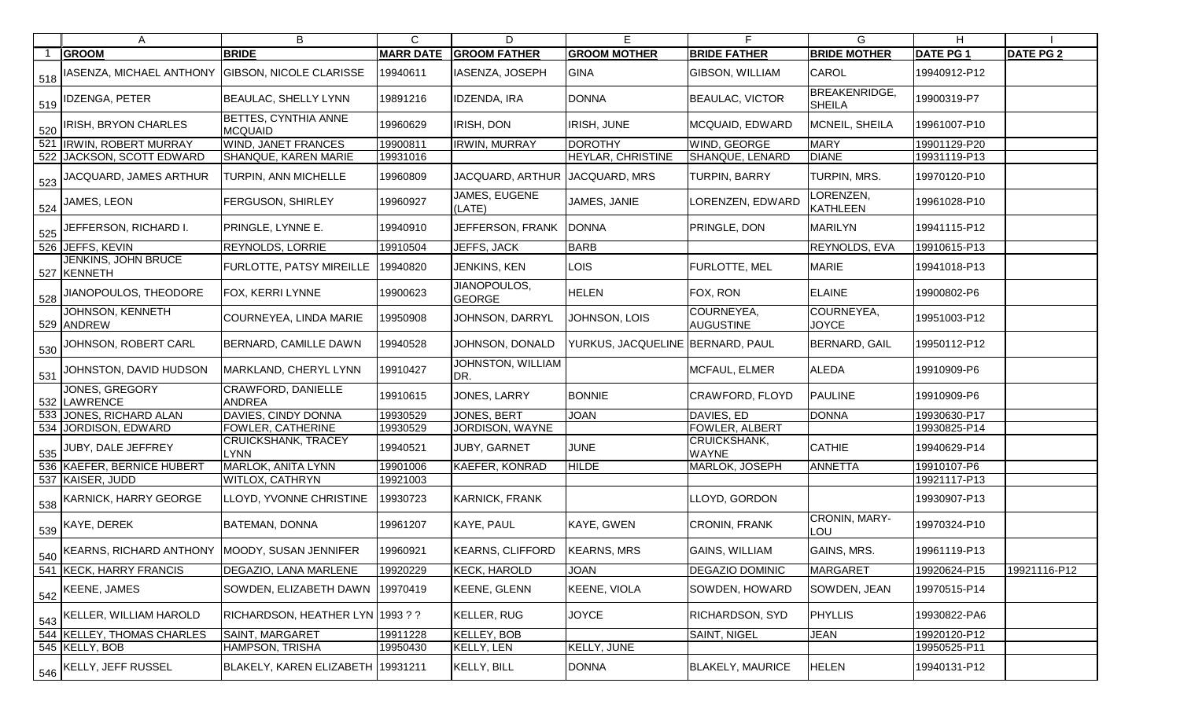| | GROOM | BRIDE | MARR DATE | GROOM FATHER | GROOM MOTHER | BRIDE FATHER | BRIDE MOTHER | DATE PG 1 | DATE PG 2 |
|---|---|---|---|---|---|---|---|---|---|
| 518 | IASENZA, MICHAEL ANTHONY | GIBSON, NICOLE CLARISSE | 19940611 | IASENZA, JOSEPH | GINA | GIBSON, WILLIAM | CAROL | 19940912-P12 | |
| 519 | IDZENGA, PETER | BEAULAC, SHELLY LYNN | 19891216 | IDZENDA, IRA | DONNA | BEAULAC, VICTOR | BREAKENRIDGE, SHEILA | 19900319-P7 | |
| 520 | IRISH, BRYON CHARLES | BETTES, CYNTHIA ANNE MCQUAID | 19960629 | IRISH, DON | IRISH, JUNE | MCQUAID, EDWARD | MCNEIL, SHEILA | 19961007-P10 | |
| 521 | IRWIN, ROBERT MURRAY | WIND, JANET FRANCES | 19900811 | IRWIN, MURRAY | DOROTHY | WIND, GEORGE | MARY | 19901129-P20 | |
| 522 | JACKSON, SCOTT EDWARD | SHANQUE, KAREN MARIE | 19931016 | | HEYLAR, CHRISTINE | SHANQUE, LENARD | DIANE | 19931119-P13 | |
| 523 | JACQUARD, JAMES ARTHUR | TURPIN, ANN MICHELLE | 19960809 | JACQUARD, ARTHUR | JACQUARD, MRS | TURPIN, BARRY | TURPIN, MRS. | 19970120-P10 | |
| 524 | JAMES, LEON | FERGUSON, SHIRLEY | 19960927 | JAMES, EUGENE (LATE) | JAMES, JANIE | LORENZEN, EDWARD | LORENZEN, KATHLEEN | 19961028-P10 | |
| 525 | JEFFERSON, RICHARD I. | PRINGLE, LYNNE E. | 19940910 | JEFFERSON, FRANK | DONNA | PRINGLE, DON | MARILYN | 19941115-P12 | |
| 526 | JEFFS, KEVIN | REYNOLDS, LORRIE | 19910504 | JEFFS, JACK | BARB | | REYNOLDS, EVA | 19910615-P13 | |
| 527 | JENKINS, JOHN BRUCE KENNETH | FURLOTTE, PATSY MIREILLE | 19940820 | JENKINS, KEN | LOIS | FURLOTTE, MEL | MARIE | 19941018-P13 | |
| 528 | JIANOPOULOS, THEODORE | FOX, KERRI LYNNE | 19900623 | JIANOPOULOS, GEORGE | HELEN | FOX, RON | ELAINE | 19900802-P6 | |
| 529 | JOHNSON, KENNETH ANDREW | COURNEYEA, LINDA MARIE | 19950908 | JOHNSON, DARRYL | JOHNSON, LOIS | COURNEYEA, AUGUSTINE | COURNEYEA, JOYCE | 19951003-P12 | |
| 530 | JOHNSON, ROBERT CARL | BERNARD, CAMILLE DAWN | 19940528 | JOHNSON, DONALD | YURKUS, JACQUELINE | BERNARD, PAUL | BERNARD, GAIL | 19950112-P12 | |
| 531 | JOHNSTON, DAVID HUDSON | MARKLAND, CHERYL LYNN | 19910427 | JOHNSTON, WILLIAM DR. | | MCFAUL, ELMER | ALEDA | 19910909-P6 | |
| 532 | JONES, GREGORY LAWRENCE | CRAWFORD, DANIELLE ANDREA | 19910615 | JONES, LARRY | BONNIE | CRAWFORD, FLOYD | PAULINE | 19910909-P6 | |
| 533 | JONES, RICHARD ALAN | DAVIES, CINDY DONNA | 19930529 | JONES, BERT | JOAN | DAVIES, ED | DONNA | 19930630-P17 | |
| 534 | JORDISON, EDWARD | FOWLER, CATHERINE | 19930529 | JORDISON, WAYNE | | FOWLER, ALBERT | | 19930825-P14 | |
| 535 | JUBY, DALE JEFFREY | CRUICKSHANK, TRACEY LYNN | 19940521 | JUBY, GARNET | JUNE | CRUICKSHANK, WAYNE | CATHIE | 19940629-P14 | |
| 536 | KAEFER, BERNICE HUBERT | MARLOK, ANITA LYNN | 19901006 | KAEFER, KONRAD | HILDE | MARLOK, JOSEPH | ANNETTA | 19910107-P6 | |
| 537 | KAISER, JUDD | WITLOX, CATHRYN | 19921003 | | | | | 19921117-P13 | |
| 538 | KARNICK, HARRY GEORGE | LLOYD, YVONNE CHRISTINE | 19930723 | KARNICK, FRANK | | LLOYD, GORDON | | 19930907-P13 | |
| 539 | KAYE, DEREK | BATEMAN, DONNA | 19961207 | KAYE, PAUL | KAYE, GWEN | CRONIN, FRANK | CRONIN, MARY-LOU | 19970324-P10 | |
| 540 | KEARNS, RICHARD ANTHONY | MOODY, SUSAN JENNIFER | 19960921 | KEARNS, CLIFFORD | KEARNS, MRS | GAINS, WILLIAM | GAINS, MRS. | 19961119-P13 | |
| 541 | KECK, HARRY FRANCIS | DEGAZIO, LANA MARLENE | 19920229 | KECK, HAROLD | JOAN | DEGAZIO DOMINIC | MARGARET | 19920624-P15 | 19921116-P12 |
| 542 | KEENE, JAMES | SOWDEN, ELIZABETH DAWN | 19970419 | KEENE, GLENN | KEENE, VIOLA | SOWDEN, HOWARD | SOWDEN, JEAN | 19970515-P14 | |
| 543 | KELLER, WILLIAM HAROLD | RICHARDSON, HEATHER LYN | 1993 ? ? | KELLER, RUG | JOYCE | RICHARDSON, SYD | PHYLLIS | 19930822-PA6 | |
| 544 | KELLEY, THOMAS CHARLES | SAINT, MARGARET | 19911228 | KELLEY, BOB | | SAINT, NIGEL | JEAN | 19920120-P12 | |
| 545 | KELLY, BOB | HAMPSON, TRISHA | 19950430 | KELLY, LEN | KELLY, JUNE | | | 19950525-P11 | |
| 546 | KELLY, JEFF RUSSEL | BLAKELY, KAREN ELIZABETH | 19931211 | KELLY, BILL | DONNA | BLAKELY, MAURICE | HELEN | 19940131-P12 | |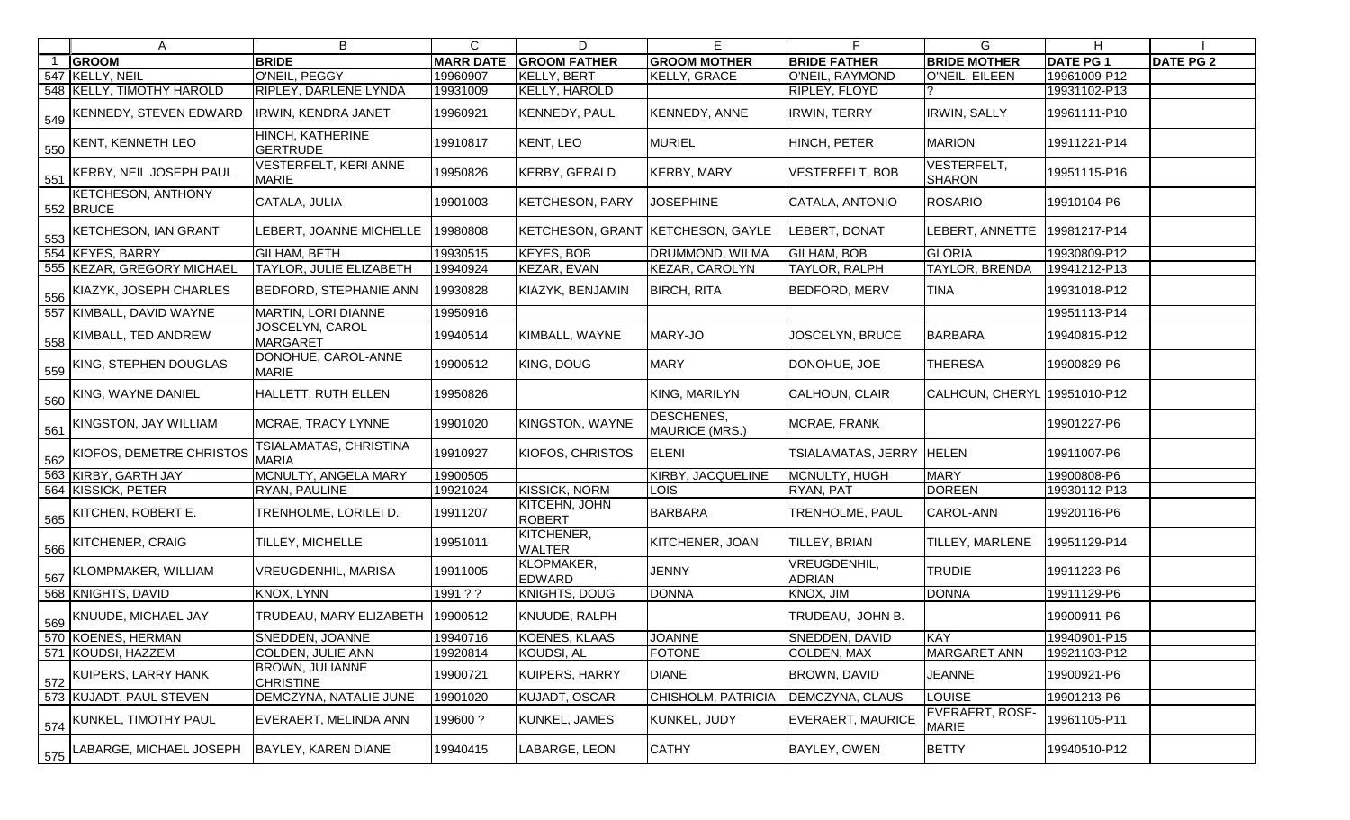| | A | B | C | D | E | F | G | H | I |
|---|---|---|---|---|---|---|---|---|---|
| 1 | **GROOM** | **BRIDE** | **MARR DATE** | **GROOM FATHER** | **GROOM MOTHER** | **BRIDE FATHER** | **BRIDE MOTHER** | **DATE PG 1** | **DATE PG 2** |
| 547 | KELLY, NEIL | O'NEIL, PEGGY | 19960907 | KELLY, BERT | KELLY, GRACE | O'NEIL, RAYMOND | O'NEIL, EILEEN | 19961009-P12 | |
| 548 | KELLY, TIMOTHY HAROLD | RIPLEY, DARLENE LYNDA | 19931009 | KELLY, HAROLD | | RIPLEY, FLOYD | ? | 19931102-P13 | |
| 549 | KENNEDY, STEVEN EDWARD | IRWIN, KENDRA JANET | 19960921 | KENNEDY, PAUL | KENNEDY, ANNE | IRWIN, TERRY | IRWIN, SALLY | 19961111-P10 | |
| 550 | KENT, KENNETH LEO | HINCH, KATHERINE GERTRUDE | 19910817 | KENT, LEO | MURIEL | HINCH, PETER | MARION | 19911221-P14 | |
| 551 | KERBY, NEIL JOSEPH PAUL | VESTERFELT, KERI ANNE MARIE | 19950826 | KERBY, GERALD | KERBY, MARY | VESTERFELT, BOB | VESTERFELT, SHARON | 19951115-P16 | |
| 552 | KETCHESON, ANTHONY BRUCE | CATALA, JULIA | 19901003 | KETCHESON, PARY | JOSEPHINE | CATALA, ANTONIO | ROSARIO | 19910104-P6 | |
| 553 | KETCHESON, IAN GRANT | LEBERT, JOANNE MICHELLE | 19980808 | KETCHESON, GRANT | KETCHESON, GAYLE | LEBERT, DONAT | LEBERT, ANNETTE | 19981217-P14 | |
| 554 | KEYES, BARRY | GILHAM, BETH | 19930515 | KEYES, BOB | DRUMMOND, WILMA | GILHAM, BOB | GLORIA | 19930809-P12 | |
| 555 | KEZAR, GREGORY MICHAEL | TAYLOR, JULIE ELIZABETH | 19940924 | KEZAR, EVAN | KEZAR, CAROLYN | TAYLOR, RALPH | TAYLOR, BRENDA | 19941212-P13 | |
| 556 | KIAZYK, JOSEPH CHARLES | BEDFORD, STEPHANIE ANN | 19930828 | KIAZYK, BENJAMIN | BIRCH, RITA | BEDFORD, MERV | TINA | 19931018-P12 | |
| 557 | KIMBALL, DAVID WAYNE | MARTIN, LORI DIANNE | 19950916 | | | | | 19951113-P14 | |
| 558 | KIMBALL, TED ANDREW | JOSCELYN, CAROL MARGARET | 19940514 | KIMBALL, WAYNE | MARY-JO | JOSCELYN, BRUCE | BARBARA | 19940815-P12 | |
| 559 | KING, STEPHEN DOUGLAS | DONOHUE, CAROL-ANNE MARIE | 19900512 | KING, DOUG | MARY | DONOHUE, JOE | THERESA | 19900829-P6 | |
| 560 | KING, WAYNE DANIEL | HALLETT, RUTH ELLEN | 19950826 | | KING, MARILYN | CALHOUN, CLAIR | CALHOUN, CHERYL | 19951010-P12 | |
| 561 | KINGSTON, JAY WILLIAM | MCRAE, TRACY LYNNE | 19901020 | KINGSTON, WAYNE | DESCHENES, MAURICE (MRS.) | MCRAE, FRANK | | 19901227-P6 | |
| 562 | KIOFOS, DEMETRE CHRISTOS | TSIALAMATAS, CHRISTINA MARIA | 19910927 | KIOFOS, CHRISTOS | ELENI | TSIALAMATAS, JERRY | HELEN | 19911007-P6 | |
| 563 | KIRBY, GARTH JAY | MCNULTY, ANGELA MARY | 19900505 | | KIRBY, JACQUELINE | MCNULTY, HUGH | MARY | 19900808-P6 | |
| 564 | KISSICK, PETER | RYAN, PAULINE | 19921024 | KISSICK, NORM | LOIS | RYAN, PAT | DOREEN | 19930112-P13 | |
| 565 | KITCHEN, ROBERT E. | TRENHOLME, LORILEI D. | 19911207 | KITCEHN, JOHN ROBERT | BARBARA | TRENHOLME, PAUL | CAROL-ANN | 19920116-P6 | |
| 566 | KITCHENER, CRAIG | TILLEY, MICHELLE | 19951011 | KITCHENER, WALTER | KITCHENER, JOAN | TILLEY, BRIAN | TILLEY, MARLENE | 19951129-P14 | |
| 567 | KLOMPMAKER, WILLIAM | VREUGDENHIL, MARISA | 19911005 | KLOPMAKER, EDWARD | JENNY | VREUGDENHIL, ADRIAN | TRUDIE | 19911223-P6 | |
| 568 | KNIGHTS, DAVID | KNOX, LYNN | 1991 ? ? | KNIGHTS, DOUG | DONNA | KNOX, JIM | DONNA | 19911129-P6 | |
| 569 | KNUUDE, MICHAEL JAY | TRUDEAU, MARY ELIZABETH | 19900512 | KNUUDE, RALPH | | TRUDEAU, JOHN B. | | 19900911-P6 | |
| 570 | KOENES, HERMAN | SNEDDEN, JOANNE | 19940716 | KOENES, KLAAS | JOANNE | SNEDDEN, DAVID | KAY | 19940901-P15 | |
| 571 | KOUDSI, HAZZEM | COLDEN, JULIE ANN | 19920814 | KOUDSI, AL | FOTONE | COLDEN, MAX | MARGARET ANN | 19921103-P12 | |
| 572 | KUIPERS, LARRY HANK | BROWN, JULIANNE CHRISTINE | 19900721 | KUIPERS, HARRY | DIANE | BROWN, DAVID | JEANNE | 19900921-P6 | |
| 573 | KUJADT, PAUL STEVEN | DEMCZYNA, NATALIE JUNE | 19901020 | KUJADT, OSCAR | CHISHOLM, PATRICIA | DEMCZYNA, CLAUS | LOUISE | 19901213-P6 | |
| 574 | KUNKEL, TIMOTHY PAUL | EVERAERT, MELINDA ANN | 199600 ? | KUNKEL, JAMES | KUNKEL, JUDY | EVERAERT, MAURICE | EVERAERT, ROSE-MARIE | 19961105-P11 | |
| 575 | LABARGE, MICHAEL JOSEPH | BAYLEY, KAREN DIANE | 19940415 | LABARGE, LEON | CATHY | BAYLEY, OWEN | BETTY | 19940510-P12 | |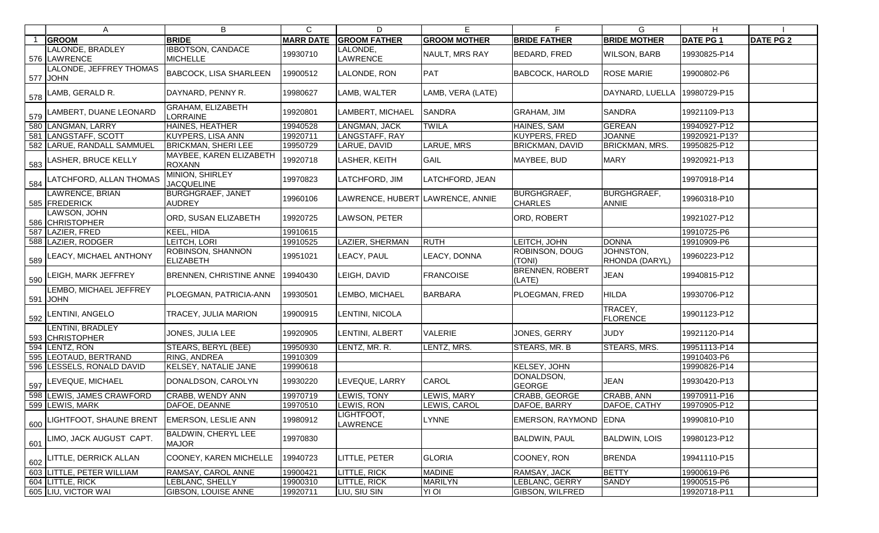| | GROOM | BRIDE | MARR DATE | GROOM FATHER | GROOM MOTHER | BRIDE FATHER | BRIDE MOTHER | DATE PG 1 | DATE PG 2 |
|---|---|---|---|---|---|---|---|---|---|
| 576 | LALONDE, BRADLEY LAWRENCE | IBBOTSON, CANDACE MICHELLE | 19930710 | LALONDE, LAWRENCE | NAULT, MRS RAY | BEDARD, FRED | WILSON, BARB | 19930825-P14 | |
| 577 | LALONDE, JEFFREY THOMAS JOHN | BABCOCK, LISA SHARLEEN | 19900512 | LALONDE, RON | PAT | BABCOCK, HAROLD | ROSE MARIE | 19900802-P6 | |
| 578 | LAMB, GERALD R. | DAYNARD, PENNY R. | 19980627 | LAMB, WALTER | LAMB, VERA (LATE) | | DAYNARD, LUELLA | 19980729-P15 | |
| 579 | LAMBERT, DUANE LEONARD | GRAHAM, ELIZABETH LORRAINE | 19920801 | LAMBERT, MICHAEL | SANDRA | GRAHAM, JIM | SANDRA | 19921109-P13 | |
| 580 | LANGMAN, LARRY | HAINES, HEATHER | 19940528 | LANGMAN, JACK | TWILA | HAINES, SAM | GEREAN | 19940927-P12 | |
| 581 | LANGSTAFF, SCOTT | KUYPERS, LISA ANN | 19920711 | LANGSTAFF, RAY | | KUYPERS, FRED | JOANNE | 19920921-P13? | |
| 582 | LARUE, RANDALL SAMMUEL | BRICKMAN, SHERI LEE | 19950729 | LARUE, DAVID | LARUE, MRS | BRICKMAN, DAVID | BRICKMAN, MRS. | 19950825-P12 | |
| 583 | LASHER, BRUCE KELLY | MAYBEE, KAREN ELIZABETH ROXANN | 19920718 | LASHER, KEITH | GAIL | MAYBEE, BUD | MARY | 19920921-P13 | |
| 584 | LATCHFORD, ALLAN THOMAS | MINION, SHIRLEY JACQUELINE | 19970823 | LATCHFORD, JIM | LATCHFORD, JEAN | | | 19970918-P14 | |
| 585 | LAWRENCE, BRIAN FREDERICK | BURGHGRAEF, JANET AUDREY | 19960106 | LAWRENCE, HUBERT | LAWRENCE, ANNIE | BURGHGRAEF, CHARLES | BURGHGRAEF, ANNIE | 19960318-P10 | |
| 586 | LAWSON, JOHN CHRISTOPHER | ORD, SUSAN ELIZABETH | 19920725 | LAWSON, PETER | | ORD, ROBERT | | 19921027-P12 | |
| 587 | LAZIER, FRED | KEEL, HIDA | 19910615 | | | | | 19910725-P6 | |
| 588 | LAZIER, RODGER | LEITCH, LORI | 19910525 | LAZIER, SHERMAN | RUTH | LEITCH, JOHN | DONNA | 19910909-P6 | |
| 589 | LEACY, MICHAEL ANTHONY | ROBINSON, SHANNON ELIZABETH | 19951021 | LEACY, PAUL | LEACY, DONNA | ROBINSON, DOUG (TONI) | JOHNSTON, RHONDA (DARYL) | 19960223-P12 | |
| 590 | LEIGH, MARK JEFFREY | BRENNEN, CHRISTINE ANNE | 19940430 | LEIGH, DAVID | FRANCOISE | BRENNEN, ROBERT (LATE) | JEAN | 19940815-P12 | |
| 591 | LEMBO, MICHAEL JEFFREY JOHN | PLOEGMAN, PATRICIA-ANN | 19930501 | LEMBO, MICHAEL | BARBARA | PLOEGMAN, FRED | HILDA | 19930706-P12 | |
| 592 | LENTINI, ANGELO | TRACEY, JULIA MARION | 19900915 | LENTINI, NICOLA | | | TRACEY, FLORENCE | 19901123-P12 | |
| 593 | LENTINI, BRADLEY CHRISTOPHER | JONES, JULIA LEE | 19920905 | LENTINI, ALBERT | VALERIE | JONES, GERRY | JUDY | 19921120-P14 | |
| 594 | LENTZ, RON | STEARS, BERYL (BEE) | 19950930 | LENTZ, MR. R. | LENTZ, MRS. | STEARS, MR. B | STEARS, MRS. | 19951113-P14 | |
| 595 | LEOTAUD, BERTRAND | RING, ANDREA | 19910309 | | | | | 19910403-P6 | |
| 596 | LESSELS, RONALD DAVID | KELSEY, NATALIE JANE | 19990618 | | | KELSEY, JOHN | | 19990826-P14 | |
| 597 | LEVEQUE, MICHAEL | DONALDSON, CAROLYN | 19930220 | LEVEQUE, LARRY | CAROL | DONALDSON, GEORGE | JEAN | 19930420-P13 | |
| 598 | LEWIS, JAMES CRAWFORD | CRABB, WENDY ANN | 19970719 | LEWIS, TONY | LEWIS, MARY | CRABB, GEORGE | CRABB, ANN | 19970911-P16 | |
| 599 | LEWIS, MARK | DAFOE, DEANNE | 19970510 | LEWIS, RON | LEWIS, CAROL | DAFOE, BARRY | DAFOE, CATHY | 19970905-P12 | |
| 600 | LIGHTFOOT, SHAUNE BRENT | EMERSON, LESLIE ANN | 19980912 | LIGHTFOOT, LAWRENCE | LYNNE | EMERSON, RAYMOND | EDNA | 19990810-P10 | |
| 601 | LIMO, JACK AUGUST CAPT. | BALDWIN, CHERYL LEE MAJOR | 19970830 | | | BALDWIN, PAUL | BALDWIN, LOIS | 19980123-P12 | |
| 602 | LITTLE, DERRICK ALLAN | COONEY, KAREN MICHELLE | 19940723 | LITTLE, PETER | GLORIA | COONEY, RON | BRENDA | 19941110-P15 | |
| 603 | LITTLE, PETER WILLIAM | RAMSAY, CAROL ANNE | 19900421 | LITTLE, RICK | MADINE | RAMSAY, JACK | BETTY | 19900619-P6 | |
| 604 | LITTLE, RICK | LEBLANC, SHELLY | 19900310 | LITTLE, RICK | MARILYN | LEBLANC, GERRY | SANDY | 19900515-P6 | |
| 605 | LIU, VICTOR WAI | GIBSON, LOUISE ANNE | 19920711 | LIU, SIU SIN | YI OI | GIBSON, WILFRED | | 19920718-P11 | |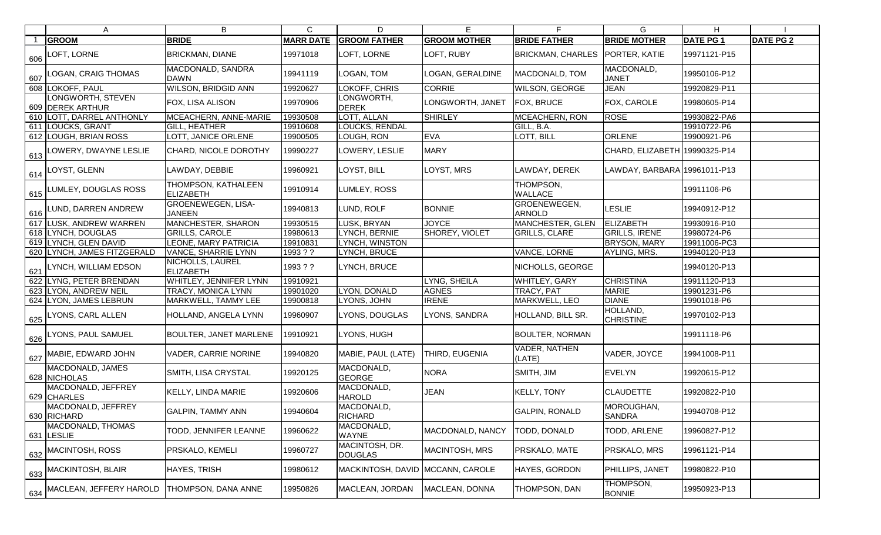| | GROOM | BRIDE | MARR DATE | GROOM FATHER | GROOM MOTHER | BRIDE FATHER | BRIDE MOTHER | DATE PG 1 | DATE PG 2 |
|---|---|---|---|---|---|---|---|---|---|
| 606 | LOFT, LORNE | BRICKMAN, DIANE | 19971018 | LOFT, LORNE | LOFT, RUBY | BRICKMAN, CHARLES | PORTER, KATIE | 19971121-P15 | |
| 607 | LOGAN, CRAIG THOMAS | MACDONALD, SANDRA DAWN | 19941119 | LOGAN, TOM | LOGAN, GERALDINE | MACDONALD, TOM | MACDONALD, JANET | 19950106-P12 | |
| 608 | LOKOFF, PAUL | WILSON, BRIDGID ANN | 19920627 | LOKOFF, CHRIS | CORRIE | WILSON, GEORGE | JEAN | 19920829-P11 | |
| 609 | LONGWORTH, STEVEN DEREK ARTHUR | FOX, LISA ALISON | 19970906 | LONGWORTH, DEREK | LONGWORTH, JANET | FOX, BRUCE | FOX, CAROLE | 19980605-P14 | |
| 610 | LOTT, DARREL ANTHONLY | MCEACHERN, ANNE-MARIE | 19930508 | LOTT, ALLAN | SHIRLEY | MCEACHERN, RON | ROSE | 19930822-PA6 | |
| 611 | LOUCKS, GRANT | GILL, HEATHER | 19910608 | LOUCKS, RENDAL | | GILL, B.A. | | 19910722-P6 | |
| 612 | LOUGH, BRIAN ROSS | LOTT, JANICE ORLENE | 19900505 | LOUGH, RON | EVA | LOTT, BILL | ORLENE | 19900921-P6 | |
| 613 | LOWERY, DWAYNE LESLIE | CHARD, NICOLE DOROTHY | 19990227 | LOWERY, LESLIE | MARY | | CHARD, ELIZABETH | 19990325-P14 | |
| 614 | LOYST, GLENN | LAWDAY, DEBBIE | 19960921 | LOYST, BILL | LOYST, MRS | LAWDAY, DEREK | LAWDAY, BARBARA | 19961011-P13 | |
| 615 | LUMLEY, DOUGLAS ROSS | THOMPSON, KATHALEEN ELIZABETH | 19910914 | LUMLEY, ROSS | | THOMPSON, WALLACE | | 19911106-P6 | |
| 616 | LUND, DARREN ANDREW | GROENEWEGEN, LISA-JANEEN | 19940813 | LUND, ROLF | BONNIE | GROENEWEGEN, ARNOLD | LESLIE | 19940912-P12 | |
| 617 | LUSK, ANDREW WARREN | MANCHESTER, SHARON | 19930515 | LUSK, BRYAN | JOYCE | MANCHESTER, GLEN | ELIZABETH | 19930916-P10 | |
| 618 | LYNCH, DOUGLAS | GRILLS, CAROLE | 19980613 | LYNCH, BERNIE | SHOREY, VIOLET | GRILLS, CLARE | GRILLS, IRENE | 19980724-P6 | |
| 619 | LYNCH, GLEN DAVID | LEONE, MARY PATRICIA | 19910831 | LYNCH, WINSTON | | | BRYSON, MARY | 19911006-PC3 | |
| 620 | LYNCH, JAMES FITZGERALD | VANCE, SHARRIE LYNN | 1993 ? ? | LYNCH, BRUCE | | VANCE, LORNE | AYLING, MRS. | 19940120-P13 | |
| 621 | LYNCH, WILLIAM EDSON | NICHOLLS, LAUREL ELIZABETH | 1993 ? ? | LYNCH, BRUCE | | NICHOLLS, GEORGE | | 19940120-P13 | |
| 622 | LYNG, PETER BRENDAN | WHITLEY, JENNIFER LYNN | 19910921 | | LYNG, SHEILA | WHITLEY, GARY | CHRISTINA | 19911120-P13 | |
| 623 | LYON, ANDREW NEIL | TRACY, MONICA LYNN | 19901020 | LYON, DONALD | AGNES | TRACY, PAT | MARIE | 19901231-P6 | |
| 624 | LYON, JAMES LEBRUN | MARKWELL, TAMMY LEE | 19900818 | LYONS, JOHN | IRENE | MARKWELL, LEO | DIANE | 19901018-P6 | |
| 625 | LYONS, CARL ALLEN | HOLLAND, ANGELA LYNN | 19960907 | LYONS, DOUGLAS | LYONS, SANDRA | HOLLAND, BILL SR. | HOLLAND, CHRISTINE | 19970102-P13 | |
| 626 | LYONS, PAUL SAMUEL | BOULTER, JANET MARLENE | 19910921 | LYONS, HUGH | | BOULTER, NORMAN | | 19911118-P6 | |
| 627 | MABIE, EDWARD JOHN | VADER, CARRIE NORINE | 19940820 | MABIE, PAUL (LATE) | THIRD, EUGENIA | VADER, NATHEN (LATE) | VADER, JOYCE | 19941008-P11 | |
| 628 | MACDONALD, JAMES NICHOLAS | SMITH, LISA CRYSTAL | 19920125 | MACDONALD, GEORGE | NORA | SMITH, JIM | EVELYN | 19920615-P12 | |
| 629 | MACDONALD, JEFFREY CHARLES | KELLY, LINDA MARIE | 19920606 | MACDONALD, HAROLD | JEAN | KELLY, TONY | CLAUDETTE | 19920822-P10 | |
| 630 | MACDONALD, JEFFREY RICHARD | GALPIN, TAMMY ANN | 19940604 | MACDONALD, RICHARD | | GALPIN, RONALD | MOROUGHAN, SANDRA | 19940708-P12 | |
| 631 | MACDONALD, THOMAS LESLIE | TODD, JENNIFER LEANNE | 19960622 | MACDONALD, WAYNE | MACDONALD, NANCY | TODD, DONALD | TODD, ARLENE | 19960827-P12 | |
| 632 | MACINTOSH, ROSS | PRSKALO, KEMELI | 19960727 | MACINTOSH, DR. DOUGLAS | MACINTOSH, MRS | PRSKALO, MATE | PRSKALO, MRS | 19961121-P14 | |
| 633 | MACKINTOSH, BLAIR | HAYES, TRISH | 19980612 | MACKINTOSH, DAVID | MCCANN, CAROLE | HAYES, GORDON | PHILLIPS, JANET | 19980822-P10 | |
| 634 | MACLEAN, JEFFERY HAROLD | THOMPSON, DANA ANNE | 19950826 | MACLEAN, JORDAN | MACLEAN, DONNA | THOMPSON, DAN | THOMPSON, BONNIE | 19950923-P13 | |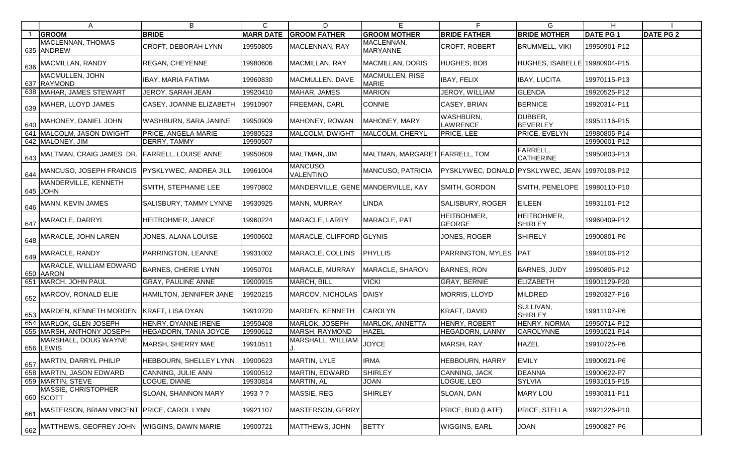| | A | B | C | D | E | F | G | H | I |
|---|---|---|---|---|---|---|---|---|---|
| 1 | **GROOM** | **BRIDE** | **MARR DATE** | **GROOM FATHER** | **GROOM MOTHER** | **BRIDE FATHER** | **BRIDE MOTHER** | **DATE PG 1** | **DATE PG 2** |
| 635 | MACLENNAN, THOMAS ANDREW | CROFT, DEBORAH LYNN | 19950805 | MACLENNAN, RAY | MACLENNAN, MARYANNE | CROFT, ROBERT | BRUMMELL, VIKI | 19950901-P12 | |
| 636 | MACMILLAN, RANDY | REGAN, CHEYENNE | 19980606 | MACMILLAN, RAY | MACMILLAN, DORIS | HUGHES, BOB | HUGHES, ISABELLE | 19980904-P15 | |
| 637 | MACMULLEN, JOHN RAYMOND | IBAY, MARIA FATIMA | 19960830 | MACMULLEN, DAVE | MACMULLEN, RISE MARIE | IBAY, FELIX | IBAY, LUCITA | 19970115-P13 | |
| 638 | MAHAR, JAMES STEWART | JEROY, SARAH JEAN | 19920410 | MAHAR, JAMES | MARION | JEROY, WILLIAM | GLENDA | 19920525-P12 | |
| 639 | MAHER, LLOYD JAMES | CASEY, JOANNE ELIZABETH | 19910907 | FREEMAN, CARL | CONNIE | CASEY, BRIAN | BERNICE | 19920314-P11 | |
| 640 | MAHONEY, DANIEL JOHN | WASHBURN, SARA JANINE | 19950909 | MAHONEY, ROWAN | MAHONEY, MARY | WASHBURN, LAWRENCE | DUBBER, BEVERLEY | 19951116-P15 | |
| 641 | MALCOLM, JASON DWIGHT | PRICE, ANGELA MARIE | 19980523 | MALCOLM, DWIGHT | MALCOLM, CHERYL | PRICE, LEE | PRICE, EVELYN | 19980805-P14 | |
| 642 | MALONEY, JIM | DERRY, TAMMY | 19990507 | | | | | 19990601-P12 | |
| 643 | MALTMAN, CRAIG JAMES DR. | FARRELL, LOUISE ANNE | 19950609 | MALTMAN, JIM | MALTMAN, MARGARET | FARRELL, TOM | FARRELL, CATHERINE | 19950803-P13 | |
| 644 | MANCUSO, JOSEPH FRANCIS | PYSKLYWEC, ANDREA JILL | 19961004 | MANCUSO, VALENTINO | MANCUSO, PATRICIA | PYSKLYWEC, DONALD | PYSKLYWEC, JEAN | 19970108-P12 | |
| 645 | MANDERVILLE, KENNETH JOHN | SMITH, STEPHANIE LEE | 19970802 | MANDERVILLE, GENE | MANDERVILLE, KAY | SMITH, GORDON | SMITH, PENELOPE | 19980110-P10 | |
| 646 | MANN, KEVIN JAMES | SALISBURY, TAMMY LYNNE | 19930925 | MANN, MURRAY | LINDA | SALISBURY, ROGER | EILEEN | 19931101-P12 | |
| 647 | MARACLE, DARRYL | HEITBOHMER, JANICE | 19960224 | MARACLE, LARRY | MARACLE, PAT | HEITBOHMER, GEORGE | HEITBOHMER, SHIRLEY | 19960409-P12 | |
| 648 | MARACLE, JOHN LAREN | JONES, ALANA LOUISE | 19900602 | MARACLE, CLIFFORD | GLYNIS | JONES, ROGER | SHIRELY | 19900801-P6 | |
| 649 | MARACLE, RANDY | PARRINGTON, LEANNE | 19931002 | MARACLE, COLLINS | PHYLLIS | PARRINGTON, MYLES | PAT | 19940106-P12 | |
| 650 | MARACLE, WILLIAM EDWARD AARON | BARNES, CHERIE LYNN | 19950701 | MARACLE, MURRAY | MARACLE, SHARON | BARNES, RON | BARNES, JUDY | 19950805-P12 | |
| 651 | MARCH, JOHN PAUL | GRAY, PAULINE ANNE | 19900915 | MARCH, BILL | VICKI | GRAY, BERNIE | ELIZABETH | 19901129-P20 | |
| 652 | MARCOV, RONALD ELIE | HAMILTON, JENNIFER JANE | 19920215 | MARCOV, NICHOLAS | DAISY | MORRIS, LLOYD | MILDRED | 19920327-P16 | |
| 653 | MARDEN, KENNETH MORDEN | KRAFT, LISA DYAN | 19910720 | MARDEN, KENNETH | CAROLYN | KRAFT, DAVID | SULLIVAN, SHIRLEY | 19911107-P6 | |
| 654 | MARLOK, GLEN JOSEPH | HENRY, DYANNE IRENE | 19950408 | MARLOK, JOSEPH | MARLOK, ANNETTA | HENRY, ROBERT | HENRY, NORMA | 19950714-P12 | |
| 655 | MARSH, ANTHONY JOSEPH | HEGADORN, TANIA JOYCE | 19990612 | MARSH, RAYMOND | HAZEL | HEGADORN, LANNY | CAROLYNNE | 19991021-P14 | |
| 656 | MARSHALL, DOUG WAYNE LEWIS | MARSH, SHERRY MAE | 19910511 | MARSHALL, WILLIAM J. | JOYCE | MARSH, RAY | HAZEL | 19910725-P6 | |
| 657 | MARTIN, DARRYL PHILIP | HEBBOURN, SHELLEY LYNN | 19900623 | MARTIN, LYLE | IRMA | HEBBOURN, HARRY | EMILY | 19900921-P6 | |
| 658 | MARTIN, JASON EDWARD | CANNING, JULIE ANN | 19900512 | MARTIN, EDWARD | SHIRLEY | CANNING, JACK | DEANNA | 19900622-P7 | |
| 659 | MARTIN, STEVE | LOGUE, DIANE | 19930814 | MARTIN, AL | JOAN | LOGUE, LEO | SYLVIA | 19931015-P15 | |
| 660 | MASSIE, CHRISTOPHER SCOTT | SLOAN, SHANNON MARY | 1993 ? ? | MASSIE, REG | SHIRLEY | SLOAN, DAN | MARY LOU | 19930311-P11 | |
| 661 | MASTERSON, BRIAN VINCENT | PRICE, CAROL LYNN | 19921107 | MASTERSON, GERRY | | PRICE, BUD (LATE) | PRICE, STELLA | 19921226-P10 | |
| 662 | MATTHEWS, GEOFREY JOHN | WIGGINS, DAWN MARIE | 19900721 | MATTHEWS, JOHN | BETTY | WIGGINS, EARL | JOAN | 19900827-P6 | |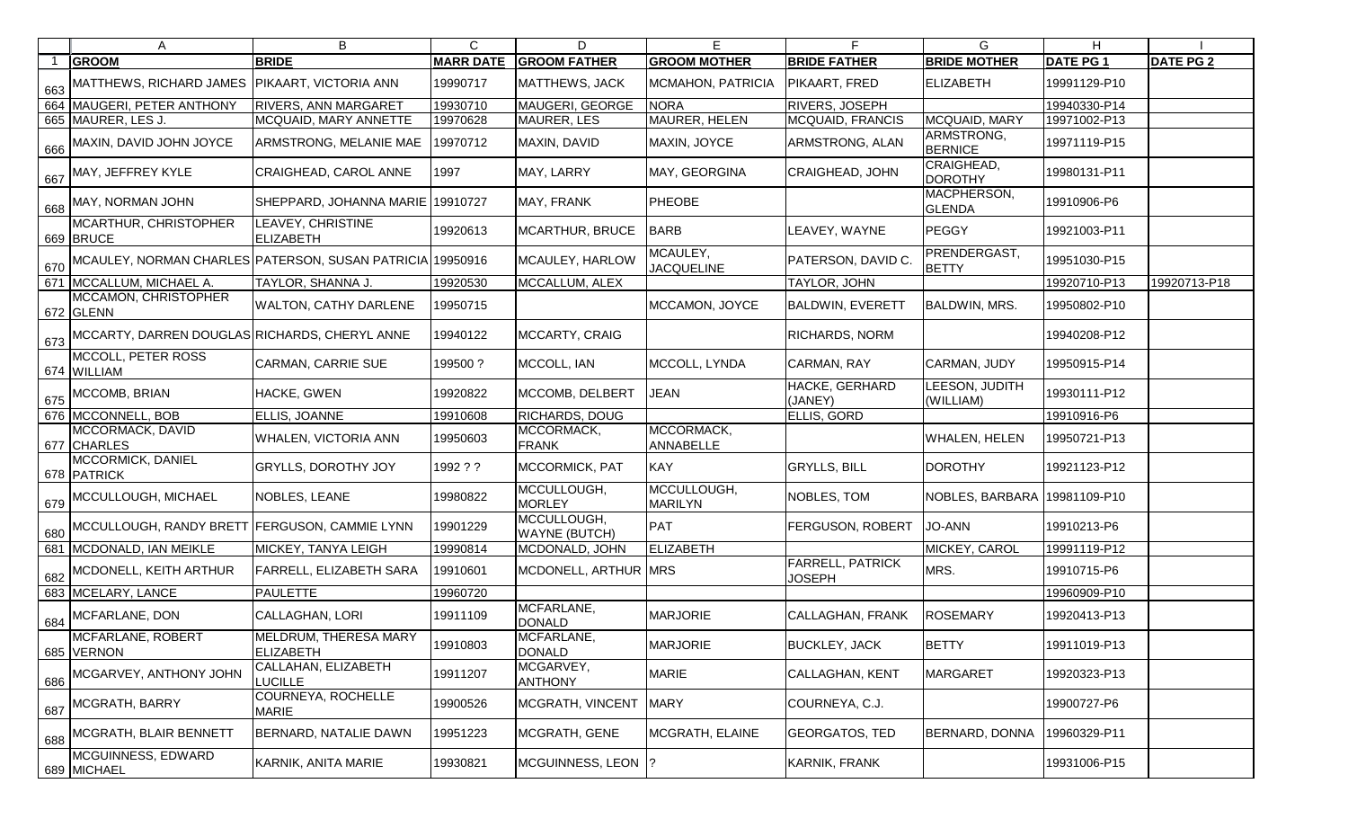| | A | B | C | D | E | F | G | H | I |
|---|---|---|---|---|---|---|---|---|---|
| 1 | **GROOM** | **BRIDE** | **MARR DATE** | **GROOM FATHER** | **GROOM MOTHER** | **BRIDE FATHER** | **BRIDE MOTHER** | **DATE PG 1** | **DATE PG 2** |
| 663 | MATTHEWS, RICHARD JAMES | PIKAART, VICTORIA ANN | 19990717 | MATTHEWS, JACK | MCMAHON, PATRICIA | PIKAART, FRED | ELIZABETH | 19991129-P10 | |
| 664 | MAUGERI, PETER ANTHONY | RIVERS, ANN MARGARET | 19930710 | MAUGERI, GEORGE | NORA | RIVERS, JOSEPH | | 19940330-P14 | |
| 665 | MAURER, LES J. | MCQUAID, MARY ANNETTE | 19970628 | MAURER, LES | MAURER, HELEN | MCQUAID, FRANCIS | MCQUAID, MARY | 19971002-P13 | |
| 666 | MAXIN, DAVID JOHN JOYCE | ARMSTRONG, MELANIE MAE | 19970712 | MAXIN, DAVID | MAXIN, JOYCE | ARMSTRONG, ALAN | ARMSTRONG, BERNICE | 19971119-P15 | |
| 667 | MAY, JEFFREY KYLE | CRAIGHEAD, CAROL ANNE | 1997 | MAY, LARRY | MAY, GEORGINA | CRAIGHEAD, JOHN | CRAIGHEAD, DOROTHY | 19980131-P11 | |
| 668 | MAY, NORMAN JOHN | SHEPPARD, JOHANNA MARIE | 19910727 | MAY, FRANK | PHEOBE | | MACPHERSON, GLENDA | 19910906-P6 | |
| 669 | MCARTHUR, CHRISTOPHER BRUCE | LEAVEY, CHRISTINE ELIZABETH | 19920613 | MCARTHUR, BRUCE | BARB | LEAVEY, WAYNE | PEGGY | 19921003-P11 | |
| 670 | MCAULEY, NORMAN CHARLES | PATERSON, SUSAN PATRICIA | 19950916 | MCAULEY, HARLOW | MCAULEY, JACQUELINE | PATERSON, DAVID C. | PRENDERGAST, BETTY | 19951030-P15 | |
| 671 | MCCALLUM, MICHAEL A. | TAYLOR, SHANNA J. | 19920530 | MCCALLUM, ALEX | | TAYLOR, JOHN | | 19920710-P13 | 19920713-P18 |
| 672 | MCCAMON, CHRISTOPHER GLENN | WALTON, CATHY DARLENE | 19950715 | | MCCAMON, JOYCE | BALDWIN, EVERETT | BALDWIN, MRS. | 19950802-P10 | |
| 673 | MCCARTY, DARREN DOUGLAS | RICHARDS, CHERYL ANNE | 19940122 | MCCARTY, CRAIG | | RICHARDS, NORM | | 19940208-P12 | |
| 674 | MCCOLL, PETER ROSS WILLIAM | CARMAN, CARRIE SUE | 199500 ? | MCCOLL, IAN | MCCOLL, LYNDA | CARMAN, RAY | CARMAN, JUDY | 19950915-P14 | |
| 675 | MCCOMB, BRIAN | HACKE, GWEN | 19920822 | MCCOMB, DELBERT | JEAN | HACKE, GERHARD (JANEY) | LEESON, JUDITH (WILLIAM) | 19930111-P12 | |
| 676 | MCCONNELL, BOB | ELLIS, JOANNE | 19910608 | RICHARDS, DOUG | | ELLIS, GORD | | 19910916-P6 | |
| 677 | MCCORMACK, DAVID CHARLES | WHALEN, VICTORIA ANN | 19950603 | MCCORMACK, FRANK | MCCORMACK, ANNABELLE | | WHALEN, HELEN | 19950721-P13 | |
| 678 | MCCORMICK, DANIEL PATRICK | GRYLLS, DOROTHY JOY | 1992 ? ? | MCCORMICK, PAT | KAY | GRYLLS, BILL | DOROTHY | 19921123-P12 | |
| 679 | MCCULLOUGH, MICHAEL | NOBLES, LEANE | 19980822 | MCCULLOUGH, MORLEY | MCCULLOUGH, MARILYN | NOBLES, TOM | NOBLES, BARBARA | 19981109-P10 | |
| 680 | MCCULLOUGH, RANDY BRETT | FERGUSON, CAMMIE LYNN | 19901229 | MCCULLOUGH, WAYNE (BUTCH) | PAT | FERGUSON, ROBERT | JO-ANN | 19910213-P6 | |
| 681 | MCDONALD, IAN MEIKLE | MICKEY, TANYA LEIGH | 19990814 | MCDONALD, JOHN | ELIZABETH | | MICKEY, CAROL | 19991119-P12 | |
| 682 | MCDONELL, KEITH ARTHUR | FARRELL, ELIZABETH SARA | 19910601 | MCDONELL, ARTHUR | MRS | FARRELL, PATRICK JOSEPH | MRS. | 19910715-P6 | |
| 683 | MCELARY, LANCE | PAULETTE | 19960720 | | | | | 19960909-P10 | |
| 684 | MCFARLANE, DON | CALLAGHAN, LORI | 19911109 | MCFARLANE, DONALD | MARJORIE | CALLAGHAN, FRANK | ROSEMARY | 19920413-P13 | |
| 685 | MCFARLANE, ROBERT VERNON | MELDRUM, THERESA MARY ELIZABETH | 19910803 | MCFARLANE, DONALD | MARJORIE | BUCKLEY, JACK | BETTY | 19911019-P13 | |
| 686 | MCGARVEY, ANTHONY JOHN | CALLAHAN, ELIZABETH LUCILLE | 19911207 | MCGARVEY, ANTHONY | MARIE | CALLAGHAN, KENT | MARGARET | 19920323-P13 | |
| 687 | MCGRATH, BARRY | COURNEYA, ROCHELLE MARIE | 19900526 | MCGRATH, VINCENT | MARY | COURNEYA, C.J. | | 19900727-P6 | |
| 688 | MCGRATH, BLAIR BENNETT | BERNARD, NATALIE DAWN | 19951223 | MCGRATH, GENE | MCGRATH, ELAINE | GEORGATOS, TED | BERNARD, DONNA | 19960329-P11 | |
| 689 | MCGUINNESS, EDWARD MICHAEL | KARNIK, ANITA MARIE | 19930821 | MCGUINNESS, LEON | ? | KARNIK, FRANK | | 19931006-P15 | |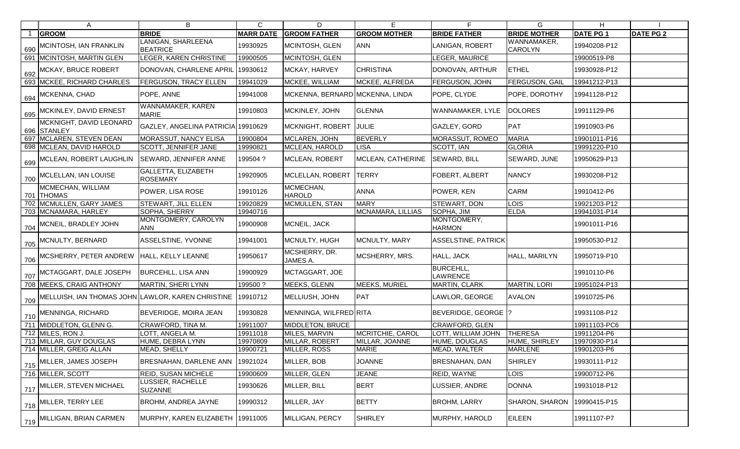| | A | B | C | D | E | F | G | H | I |
|---|---|---|---|---|---|---|---|---|---|
| 1 | **GROOM** | **BRIDE** | **MARR DATE** | **GROOM FATHER** | **GROOM MOTHER** | **BRIDE FATHER** | **BRIDE MOTHER** | **DATE PG 1** | **DATE PG 2** |
| 690 | MCINTOSH, IAN FRANKLIN | LANIGAN, SHARLEENA BEATRICE | 19930925 | MCINTOSH, GLEN | ANN | LANIGAN, ROBERT | WANNAMAKER, CAROLYN | 19940208-P12 | |
| 691 | MCINTOSH, MARTIN GLEN | LEGER, KAREN CHRISTINE | 19900505 | MCINTOSH, GLEN | | LEGER, MAURICE | | 19900519-P8 | |
| 692 | MCKAY, BRUCE ROBERT | DONOVAN, CHARLENE APRIL | 19930612 | MCKAY, HARVEY | CHRISTINA | DONOVAN, ARTHUR | ETHEL | 19930928-P12 | |
| 693 | MCKEE, RICHARD CHARLES | FERGUSON, TRACY ELLEN | 19941029 | MCKEE, WILLIAM | MCKEE, ALFREDA | FERGUSON, JOHN | FERGUSON, GAIL | 19941212-P13 | |
| 694 | MCKENNA, CHAD | POPE, ANNE | 19941008 | MCKENNA, BERNARD | MCKENNA, LINDA | POPE, CLYDE | POPE, DOROTHY | 19941128-P12 | |
| 695 | MCKINLEY, DAVID ERNEST | WANNAMAKER, KAREN MARIE | 19910803 | MCKINLEY, JOHN | GLENNA | WANNAMAKER, LYLE | DOLORES | 19911129-P6 | |
| 696 | MCKNIGHT, DAVID LEONARD STANLEY | GAZLEY, ANGELINA PATRICIA | 19910629 | MCKNIGHT, ROBERT | JULIE | GAZLEY, GORD | PAT | 19910903-P6 | |
| 697 | MCLAREN, STEVEN DEAN | MORASSUT, NANCY ELISA | 19900804 | MCLAREN, JOHN | BEVERLY | MORASSUT, ROMEO | MARIA | 19901011-P16 | |
| 698 | MCLEAN, DAVID HAROLD | SCOTT, JENNIFER JANE | 19990821 | MCLEAN, HAROLD | LISA | SCOTT, IAN | GLORIA | 19991220-P10 | |
| 699 | MCLEAN, ROBERT LAUGHLIN | SEWARD, JENNIFER ANNE | 199504 ? | MCLEAN, ROBERT | MCLEAN, CATHERINE | SEWARD, BILL | SEWARD, JUNE | 19950629-P13 | |
| 700 | MCLELLAN, IAN LOUISE | GALLETTA, ELIZABETH ROSEMARY | 19920905 | MCLELLAN, ROBERT | TERRY | FOBERT, ALBERT | NANCY | 19930208-P12 | |
| 701 | MCMECHAN, WILLIAM THOMAS | POWER, LISA ROSE | 19910126 | MCMECHAN, HAROLD | ANNA | POWER, KEN | CARM | 19910412-P6 | |
| 702 | MCMULLEN, GARY JAMES | STEWART, JILL ELLEN | 19920829 | MCMULLEN, STAN | MARY | STEWART, DON | LOIS | 19921203-P12 | |
| 703 | MCNAMARA, HARLEY | SOPHA, SHERRY | 19940716 | | MCNAMARA, LILLIAS | SOPHA, JIM | ELDA | 19941031-P14 | |
| 704 | MCNEIL, BRADLEY JOHN | MONTGOMERY, CAROLYN ANN | 19900908 | MCNEIL, JACK | | MONTGOMERY, HARMON | | 19901011-P16 | |
| 705 | MCNULTY, BERNARD | ASSELSTINE, YVONNE | 19941001 | MCNULTY, HUGH | MCNULTY, MARY | ASSELSTINE, PATRICK | | 19950530-P12 | |
| 706 | MCSHERRY, PETER ANDREW | HALL, KELLY LEANNE | 19950617 | MCSHERRY, DR. JAMES A. | MCSHERRY, MRS. | HALL, JACK | HALL, MARILYN | 19950719-P10 | |
| 707 | MCTAGGART, DALE JOSEPH | BURCEHLL, LISA ANN | 19900929 | MCTAGGART, JOE | | BURCEHLL, LAWRENCE | | 19910110-P6 | |
| 708 | MEEKS, CRAIG ANTHONY | MARTIN, SHERI LYNN | 199500 ? | MEEKS, GLENN | MEEKS, MURIEL | MARTIN, CLARK | MARTIN, LORI | 19951024-P13 | |
| 709 | MELLUISH, IAN THOMAS JOHN | LAWLOR, KAREN CHRISTINE | 19910712 | MELLIUSH, JOHN | PAT | LAWLOR, GEORGE | AVALON | 19910725-P6 | |
| 710 | MENNINGA, RICHARD | BEVERIDGE, MOIRA JEAN | 19930828 | MENNINGA, WILFRED | RITA | BEVERIDGE, GEORGE | ? | 19931108-P12 | |
| 711 | MIDDLETON, GLENN G. | CRAWFORD, TINA M. | 19911007 | MIDDLETON, BRUCE | | CRAWFORD, GLEN | | 19911103-PC6 | |
| 712 | MILES, RON J. | LOTT, ANGELA M. | 19911018 | MILES, MARVIN | MCRITCHIE, CAROL | LOTT, WILLIAM JOHN | THERESA | 19911204-P6 | |
| 713 | MILLAR, GUY DOUGLAS | HUME, DEBRA LYNN | 19970809 | MILLAR, ROBERT | MILLAR, JOANNE | HUME, DOUGLAS | HUME, SHIRLEY | 19970930-P14 | |
| 714 | MILLER, GREIG ALLAN | MEAD, SHELLY | 19900721 | MILLER, ROSS | MARIE | MEAD, WALTER | MARLENE | 19901203-P6 | |
| 715 | MILLER, JAMES JOSEPH | BRESNAHAN, DARLENE ANN | 19921024 | MILLER, BOB | JOANNE | BRESNAHAN, DAN | SHIRLEY | 19930111-P12 | |
| 716 | MILLER, SCOTT | REID, SUSAN MICHELE | 19900609 | MILLER, GLEN | JEANE | REID, WAYNE | LOIS | 19900712-P6 | |
| 717 | MILLER, STEVEN MICHAEL | LUSSIER, RACHELLE SUZANNE | 19930626 | MILLER, BILL | BERT | LUSSIER, ANDRE | DONNA | 19931018-P12 | |
| 718 | MILLER, TERRY LEE | BROHM, ANDREA JAYNE | 19990312 | MILLER, JAY | BETTY | BROHM, LARRY | SHARON, SHARON | 19990415-P15 | |
| 719 | MILLIGAN, BRIAN CARMEN | MURPHY, KAREN ELIZABETH | 19911005 | MILLIGAN, PERCY | SHIRLEY | MURPHY, HAROLD | EILEEN | 19911107-P7 | |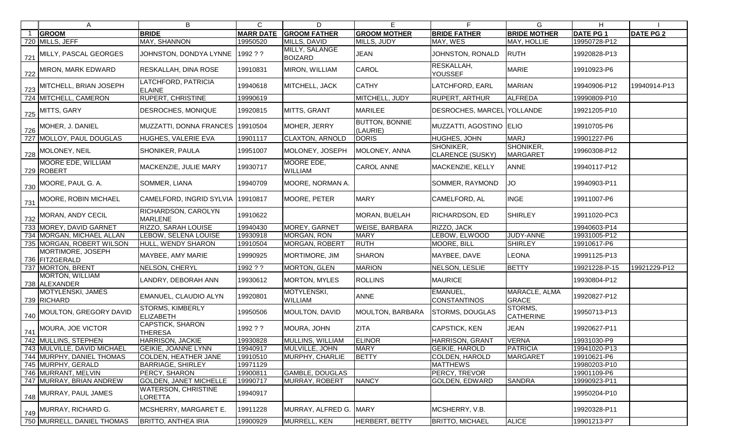| | A | B | C | D | E | F | G | H | I |
|---|---|---|---|---|---|---|---|---|---|
| 1 | **GROOM** | **BRIDE** | **MARR DATE** | **GROOM FATHER** | **GROOM MOTHER** | **BRIDE FATHER** | **BRIDE MOTHER** | **DATE PG 1** | **DATE PG 2** |
| 720 | MILLS, JEFF | MAY, SHANNON | 19950520 | MILLS, DAVID | MILLS, JUDY | MAY, WES | MAY, HOLLIE | 19950728-P12 | |
| 721 | MILLY, PASCAL GEORGES | JOHNSTON, DONDYA LYNNE | 1992 ? ? | MILLY, SALANGE BOIZARD | JEAN | JOHNSTON, RONALD | RUTH | 19920828-P13 | |
| 722 | MIRON, MARK EDWARD | RESKALLAH, DINA ROSE | 19910831 | MIRON, WILLIAM | CAROL | RESKALLAH, YOUSSEF | MARIE | 19910923-P6 | |
| 723 | MITCHELL, BRIAN JOSEPH | LATCHFORD, PATRICIA ELAINE | 19940618 | MITCHELL, JACK | CATHY | LATCHFORD, EARL | MARIAN | 19940906-P12 | 19940914-P13 |
| 724 | MITCHELL, CAMERON | RUPERT, CHRISTINE | 19990619 | | MITCHELL, JUDY | RUPERT, ARTHUR | ALFREDA | 19990809-P10 | |
| 725 | MITTS, GARY | DESROCHES, MONIQUE | 19920815 | MITTS, GRANT | MARILEE | DESROCHES, MARCEL | YOLLANDE | 19921205-P10 | |
| 726 | MOHER, J. DANIEL | MUZZATTI, DONNA FRANCES | 19910504 | MOHER, JERRY | BUTTON, BONNIE (LAURIE) | MUZZATTI, AGOSTINO | ELIO | 19910705-P6 | |
| 727 | MOLLOY, PAUL DOUGLAS | HUGHES, VALERIE EVA | 19901117 | CLAXTON, ARNOLD | DORIS | HUGHES, JOHN | MARJ | 19901227-P6 | |
| 728 | MOLONEY, NEIL | SHONIKER, PAULA | 19951007 | MOLONEY, JOSEPH | MOLONEY, ANNA | SHONIKER, CLARENCE (SUSKY) | SHONIKER, MARGARET | 19960308-P12 | |
| 729 | MOORE EDE, WILLIAM ROBERT | MACKENZIE, JULIE MARY | 19930717 | MOORE EDE, WILLIAM | CAROL ANNE | MACKENZIE, KELLY | ANNE | 19940117-P12 | |
| 730 | MOORE, PAUL G. A. | SOMMER, LIANA | 19940709 | MOORE, NORMAN A. | | SOMMER, RAYMOND | JO | 19940903-P11 | |
| 731 | MOORE, ROBIN MICHAEL | CAMELFORD, INGRID SYLVIA | 19910817 | MOORE, PETER | MARY | CAMELFORD, AL | INGE | 19911007-P6 | |
| 732 | MORAN, ANDY CECIL | RICHARDSON, CAROLYN MARLENE | 19910622 | | MORAN, BUELAH | RICHARDSON, ED | SHIRLEY | 19911020-PC3 | |
| 733 | MOREY, DAVID GARNET | RIZZO, SARAH LOUISE | 19940430 | MOREY, GARNET | WEISE, BARBARA | RIZZO, JACK | | 19940603-P14 | |
| 734 | MORGAN, MICHAEL ALLAN | LEBOW, SELENA LOUISE | 19930918 | MORGAN, RON | MARY | LEBOW, ELWOOD | JUDY-ANNE | 19931005-P12 | |
| 735 | MORGAN, ROBERT WILSON | HULL, WENDY SHARON | 19910504 | MORGAN, ROBERT | RUTH | MOORE, BILL | SHIRLEY | 19910617-P6 | |
| 736 | MORTIMORE, JOSEPH FITZGERALD | MAYBEE, AMY MARIE | 19990925 | MORTIMORE, JIM | SHARON | MAYBEE, DAVE | LEONA | 19991125-P13 | |
| 737 | MORTON, BRENT | NELSON, CHERYL | 1992 ? ? | MORTON, GLEN | MARION | NELSON, LESLIE | BETTY | 19921228-P-15 | 19921229-P12 |
| 738 | MORTON, WILLIAM ALEXANDER | LANDRY, DEBORAH ANN | 19930612 | MORTON, MYLES | ROLLINS | MAURICE | | 19930804-P12 | |
| 739 | MOTYLENSKI, JAMES RICHARD | EMANUEL, CLAUDIO ALYN | 19920801 | MOTYLENSKI, WILLIAM | ANNE | EMANUEL, CONSTANTINOS | MARACLE, ALMA GRACE | 19920827-P12 | |
| 740 | MOULTON, GREGORY DAVID | STORMS, KIMBERLY ELIZABETH | 19950506 | MOULTON, DAVID | MOULTON, BARBARA | STORMS, DOUGLAS | STORMS, CATHERINE | 19950713-P13 | |
| 741 | MOURA, JOE VICTOR | CAPSTICK, SHARON THERESA | 1992 ? ? | MOURA, JOHN | ZITA | CAPSTICK, KEN | JEAN | 19920627-P11 | |
| 742 | MULLINS, STEPHEN | HARRISON, JACKIE | 19930828 | MULLINS, WILLIAM | ELINOR | HARRISON, GRANT | VERNA | 19931030-P9 | |
| 743 | MULVILLE, DAVID MICHAEL | GEIKIE, JOANNE LYNN | 19940917 | MULVILLE, JOHN | MARY | GEIKIE, HAROLD | PATRICIA | 19941020-P13 | |
| 744 | MURPHY, DANIEL THOMAS | COLDEN, HEATHER JANE | 19910510 | MURPHY, CHARLIE | BETTY | COLDEN, HAROLD | MARGARET | 19910621-P6 | |
| 745 | MURPHY, GERALD | BARRIAGE, SHIRLEY | 19971129 | | | MATTHEWS | | 19980203-P10 | |
| 746 | MURRANT, MELVIN | PERCY, SHARON | 19900811 | GAMBLE, DOUGLAS | | PERCY, TREVOR | | 19901109-P6 | |
| 747 | MURRAY, BRIAN ANDREW | GOLDEN, JANET MICHELLE | 19990717 | MURRAY, ROBERT | NANCY | GOLDEN, EDWARD | SANDRA | 19990923-P11 | |
| 748 | MURRAY, PAUL JAMES | WATERSON, CHRISTINE LORETTA | 19940917 | | | | | 19950204-P10 | |
| 749 | MURRAY, RICHARD G. | MCSHERRY, MARGARET E. | 19911228 | MURRAY, ALFRED G. | MARY | MCSHERRY, V.B. | | 19920328-P11 | |
| 750 | MURRELL, DANIEL THOMAS | BRITTO, ANTHEA IRIA | 19900929 | MURRELL, KEN | HERBERT, BETTY | BRITTO, MICHAEL | ALICE | 19901213-P7 | |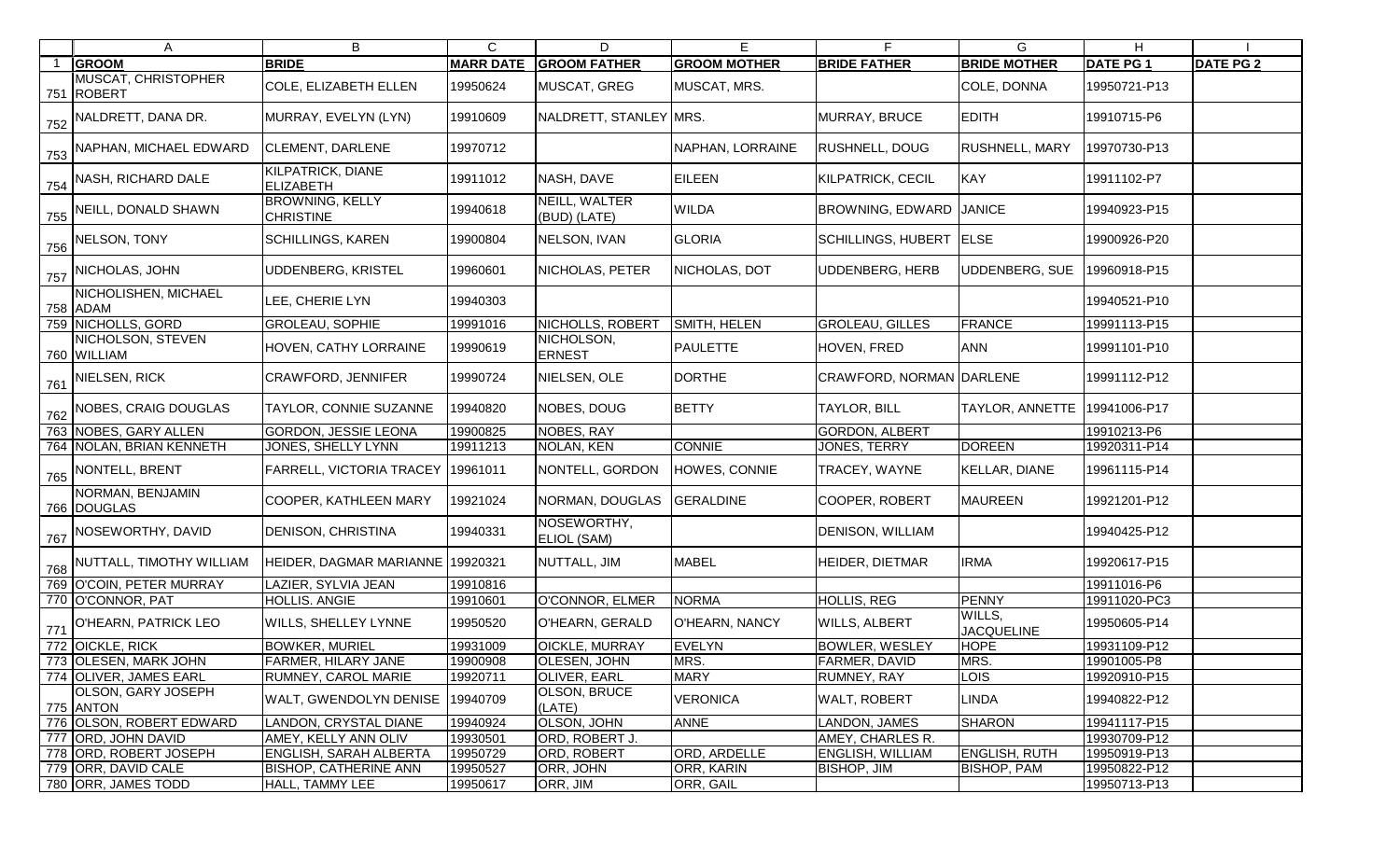| | A | B | C | D | E | F | G | H | I |
|---|---|---|---|---|---|---|---|---|---|
| 1 | **GROOM** | **BRIDE** | **MARR DATE** | **GROOM FATHER** | **GROOM MOTHER** | **BRIDE FATHER** | **BRIDE MOTHER** | **DATE PG 1** | **DATE PG 2** |
| 751 | MUSCAT, CHRISTOPHER ROBERT | COLE, ELIZABETH ELLEN | 19950624 | MUSCAT, GREG | MUSCAT, MRS. | | COLE, DONNA | 19950721-P13 | |
| 752 | NALDRETT, DANA DR. | MURRAY, EVELYN (LYN) | 19910609 | NALDRETT, STANLEY | MRS. | MURRAY, BRUCE | EDITH | 19910715-P6 | |
| 753 | NAPHAN, MICHAEL EDWARD | CLEMENT, DARLENE | 19970712 | | NAPHAN, LORRAINE | RUSHNELL, DOUG | RUSHNELL, MARY | 19970730-P13 | |
| 754 | NASH, RICHARD DALE | KILPATRICK, DIANE ELIZABETH | 19911012 | NASH, DAVE | EILEEN | KILPATRICK, CECIL | KAY | 19911102-P7 | |
| 755 | NEILL, DONALD SHAWN | BROWNING, KELLY CHRISTINE | 19940618 | NEILL, WALTER (BUD) (LATE) | WILDA | BROWNING, EDWARD | JANICE | 19940923-P15 | |
| 756 | NELSON, TONY | SCHILLINGS, KAREN | 19900804 | NELSON, IVAN | GLORIA | SCHILLINGS, HUBERT | ELSE | 19900926-P20 | |
| 757 | NICHOLAS, JOHN | UDDENBERG, KRISTEL | 19960601 | NICHOLAS, PETER | NICHOLAS, DOT | UDDENBERG, HERB | UDDENBERG, SUE | 19960918-P15 | |
| 758 | NICHOLISHEN, MICHAEL ADAM | LEE, CHERIE LYN | 19940303 | | | | | 19940521-P10 | |
| 759 | NICHOLLS, GORD | GROLEAU, SOPHIE | 19991016 | NICHOLLS, ROBERT | SMITH, HELEN | GROLEAU, GILLES | FRANCE | 19991113-P15 | |
| 760 | NICHOLSON, STEVEN WILLIAM | HOVEN, CATHY LORRAINE | 19990619 | NICHOLSON, ERNEST | PAULETTE | HOVEN, FRED | ANN | 19991101-P10 | |
| 761 | NIELSEN, RICK | CRAWFORD, JENNIFER | 19990724 | NIELSEN, OLE | DORTHE | CRAWFORD, NORMAN | DARLENE | 19991112-P12 | |
| 762 | NOBES, CRAIG DOUGLAS | TAYLOR, CONNIE SUZANNE | 19940820 | NOBES, DOUG | BETTY | TAYLOR, BILL | TAYLOR, ANNETTE | 19941006-P17 | |
| 763 | NOBES, GARY ALLEN | GORDON, JESSIE LEONA | 19900825 | NOBES, RAY | | GORDON, ALBERT | | 19910213-P6 | |
| 764 | NOLAN, BRIAN KENNETH | JONES, SHELLY LYNN | 19911213 | NOLAN, KEN | CONNIE | JONES, TERRY | DOREEN | 19920311-P14 | |
| 765 | NONTELL, BRENT | FARRELL, VICTORIA TRACEY | 19961011 | NONTELL, GORDON | HOWES, CONNIE | TRACEY, WAYNE | KELLAR, DIANE | 19961115-P14 | |
| 766 | NORMAN, BENJAMIN DOUGLAS | COOPER, KATHLEEN MARY | 19921024 | NORMAN, DOUGLAS | GERALDINE | COOPER, ROBERT | MAUREEN | 19921201-P12 | |
| 767 | NOSEWORTHY, DAVID | DENISON, CHRISTINA | 19940331 | NOSEWORTHY, ELIOL (SAM) | | DENISON, WILLIAM | | 19940425-P12 | |
| 768 | NUTTALL, TIMOTHY WILLIAM | HEIDER, DAGMAR MARIANNE | 19920321 | NUTTALL, JIM | MABEL | HEIDER, DIETMAR | IRMA | 19920617-P15 | |
| 769 | O'COIN, PETER MURRAY | LAZIER, SYLVIA JEAN | 19910816 | | | | | 19911016-P6 | |
| 770 | O'CONNOR, PAT | HOLLIS. ANGIE | 19910601 | O'CONNOR, ELMER | NORMA | HOLLIS, REG | PENNY | 19911020-PC3 | |
| 771 | O'HEARN, PATRICK LEO | WILLS, SHELLEY LYNNE | 19950520 | O'HEARN, GERALD | O'HEARN, NANCY | WILLS, ALBERT | WILLS, JACQUELINE | 19950605-P14 | |
| 772 | OICKLE, RICK | BOWKER, MURIEL | 19931009 | OICKLE, MURRAY | EVELYN | BOWLER, WESLEY | HOPE | 19931109-P12 | |
| 773 | OLESEN, MARK JOHN | FARMER, HILARY JANE | 19900908 | OLESEN, JOHN | MRS. | FARMER, DAVID | MRS. | 19901005-P8 | |
| 774 | OLIVER, JAMES EARL | RUMNEY, CAROL MARIE | 19920711 | OLIVER, EARL | MARY | RUMNEY, RAY | LOIS | 19920910-P15 | |
| 775 | OLSON, GARY JOSEPH ANTON | WALT, GWENDOLYN DENISE | 19940709 | OLSON, BRUCE (LATE) | VERONICA | WALT, ROBERT | LINDA | 19940822-P12 | |
| 776 | OLSON, ROBERT EDWARD | LANDON, CRYSTAL DIANE | 19940924 | OLSON, JOHN | ANNE | LANDON, JAMES | SHARON | 19941117-P15 | |
| 777 | ORD, JOHN DAVID | AMEY, KELLY ANN OLIV | 19930501 | ORD, ROBERT J. | | AMEY, CHARLES R. | | 19930709-P12 | |
| 778 | ORD, ROBERT JOSEPH | ENGLISH, SARAH ALBERTA | 19950729 | ORD, ROBERT | ORD, ARDELLE | ENGLISH, WILLIAM | ENGLISH, RUTH | 19950919-P13 | |
| 779 | ORR, DAVID CALE | BISHOP, CATHERINE ANN | 19950527 | ORR, JOHN | ORR, KARIN | BISHOP, JIM | BISHOP, PAM | 19950822-P12 | |
| 780 | ORR, JAMES TODD | HALL, TAMMY LEE | 19950617 | ORR, JIM | ORR, GAIL | | | 19950713-P13 | |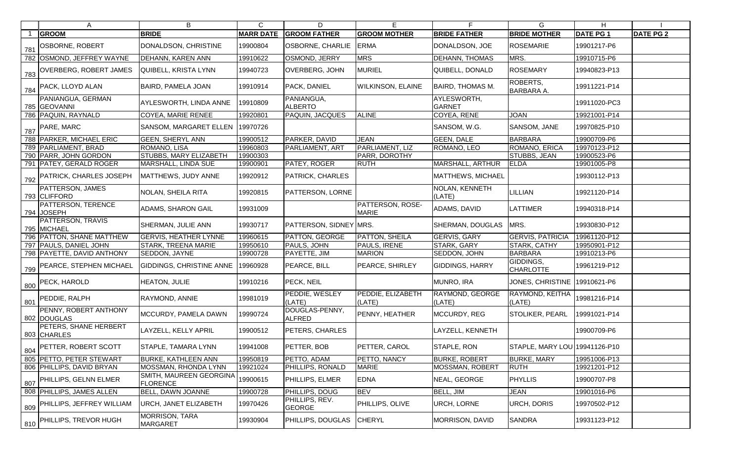| GROOM | BRIDE | MARR DATE | GROOM FATHER | GROOM MOTHER | BRIDE FATHER | BRIDE MOTHER | DATE PG 1 | DATE PG 2 |
|---|---|---|---|---|---|---|---|---|
| OSBORNE, ROBERT | DONALDSON, CHRISTINE | 19900804 | OSBORNE, CHARLIE | ERMA | DONALDSON, JOE | ROSEMARIE | 19901217-P6 | |
| OSMOND, JEFFREY WAYNE | DEHANN, KAREN ANN | 19910622 | OSMOND, JERRY | MRS | DEHANN, THOMAS | MRS. | 19910715-P6 | |
| OVERBERG, ROBERT JAMES | QUIBELL, KRISTA LYNN | 19940723 | OVERBERG, JOHN | MURIEL | QUIBELL, DONALD | ROSEMARY | 19940823-P13 | |
| PACK, LLOYD ALAN | BAIRD, PAMELA JOAN | 19910914 | PACK, DANIEL | WILKINSON, ELAINE | BAIRD, THOMAS M. | ROBERTS, BARBARA A. | 19911221-P14 | |
| PANIANGUA, GERMAN GEOVANNI | AYLESWORTH, LINDA ANNE | 19910809 | PANIANGUA, ALBERTO | | AYLESWORTH, GARNET | | 19911020-PC3 | |
| PAQUIN, RAYNALD | COYEA, MARIE RENEE | 19920801 | PAQUIN, JACQUES | ALINE | COYEA, RENE | JOAN | 19921001-P14 | |
| PARE, MARC | SANSOM, MARGARET ELLEN | 19970726 | | | SANSOM, W.G. | SANSOM, JANE | 19970825-P10 | |
| PARKER, MICHAEL ERIC | GEEN, SHERYL ANN | 19900512 | PARKER, DAVID | JEAN | GEEN, DALE | BARBARA | 19900709-P6 | |
| PARLIAMENT, BRAD | ROMANO, LISA | 19960803 | PARLIAMENT, ART | PARLIAMENT, LIZ | ROMANO, LEO | ROMANO, ERICA | 19970123-P12 | |
| PARR, JOHN GORDON | STUBBS, MARY ELIZABETH | 19900303 | | PARR, DOROTHY | | STUBBS, JEAN | 19900523-P6 | |
| PATEY, GERALD ROGER | MARSHALL, LINDA SUE | 19900901 | PATEY, ROGER | RUTH | MARSHALL, ARTHUR | ELDA | 19901005-P8 | |
| PATRICK, CHARLES JOSEPH | MATTHEWS, JUDY ANNE | 19920912 | PATRICK, CHARLES | | MATTHEWS, MICHAEL | | 19930112-P13 | |
| PATTERSON, JAMES CLIFFORD | NOLAN, SHEILA RITA | 19920815 | PATTERSON, LORNE | | NOLAN, KENNETH (LATE) | LILLIAN | 19921120-P14 | |
| PATTERSON, TERENCE JOSEPH | ADAMS, SHARON GAIL | 19931009 | | PATTERSON, ROSE-MARIE | ADAMS, DAVID | LATTIMER | 19940318-P14 | |
| PATTERSON, TRAVIS MICHAEL | SHERMAN, JULIE ANN | 19930717 | PATTERSON, SIDNEY | MRS. | SHERMAN, DOUGLAS | MRS. | 19930830-P12 | |
| PATTON, SHANE MATTHEW | GERVIS, HEATHER LYNNE | 19960615 | PATTON, GEORGE | PATTON, SHEILA | GERVIS, GARY | GERVIS, PATRICIA | 19961120-P12 | |
| PAULS, DANIEL JOHN | STARK, TREENA MARIE | 19950610 | PAULS, JOHN | PAULS, IRENE | STARK, GARY | STARK, CATHY | 19950901-P12 | |
| PAYETTE, DAVID ANTHONY | SEDDON, JAYNE | 19900728 | PAYETTE, JIM | MARION | SEDDON, JOHN | BARBARA | 19910213-P6 | |
| PEARCE, STEPHEN MICHAEL | GIDDINGS, CHRISTINE ANNE | 19960928 | PEARCE, BILL | PEARCE, SHIRLEY | GIDDINGS, HARRY | GIDDINGS, CHARLOTTE | 19961219-P12 | |
| PECK, HAROLD | HEATON, JULIE | 19910216 | PECK, NEIL | | MUNRO, IRA | JONES, CHRISTINE | 19910621-P6 | |
| PEDDIE, RALPH | RAYMOND, ANNIE | 19981019 | PEDDIE, WESLEY (LATE) | PEDDIE, ELIZABETH (LATE) | RAYMOND, GEORGE (LATE) | RAYMOND, KEITHA (LATE) | 19981216-P14 | |
| PENNY, ROBERT ANTHONY DOUGLAS | MCCURDY, PAMELA DAWN | 19990724 | DOUGLAS-PENNY, ALFRED | PENNY, HEATHER | MCCURDY, REG | STOLIKER, PEARL | 19991021-P14 | |
| PETERS, SHANE HERBERT CHARLES | LAYZELL, KELLY APRIL | 19900512 | PETERS, CHARLES | | LAYZELL, KENNETH | | 19900709-P6 | |
| PETTER, ROBERT SCOTT | STAPLE, TAMARA LYNN | 19941008 | PETTER, BOB | PETTER, CAROL | STAPLE, RON | STAPLE, MARY LOU | 19941126-P10 | |
| PETTO, PETER STEWART | BURKE, KATHLEEN ANN | 19950819 | PETTO, ADAM | PETTO, NANCY | BURKE, ROBERT | BURKE, MARY | 19951006-P13 | |
| PHILLIPS, DAVID BRYAN | MOSSMAN, RHONDA LYNN | 19921024 | PHILLIPS, RONALD | MARIE | MOSSMAN, ROBERT | RUTH | 19921201-P12 | |
| PHILLIPS, GELNN ELMER | SMITH, MAUREEN GEORGINA FLORENCE | 19900615 | PHILLIPS, ELMER | EDNA | NEAL, GEORGE | PHYLLIS | 19900707-P8 | |
| PHILLIPS, JAMES ALLEN | BELL, DAWN JOANNE | 19900728 | PHILLIPS, DOUG | BEV | BELL, JIM | JEAN | 19901016-P6 | |
| PHILLIPS, JEFFREY WILLIAM | URCH, JANET ELIZABETH | 19970426 | PHILLIPS, REV. GEORGE | PHILLIPS, OLIVE | URCH, LORNE | URCH, DORIS | 19970502-P12 | |
| PHILLIPS, TREVOR HUGH | MORRISON, TARA MARGARET | 19930904 | PHILLIPS, DOUGLAS | CHERYL | MORRISON, DAVID | SANDRA | 19931123-P12 | |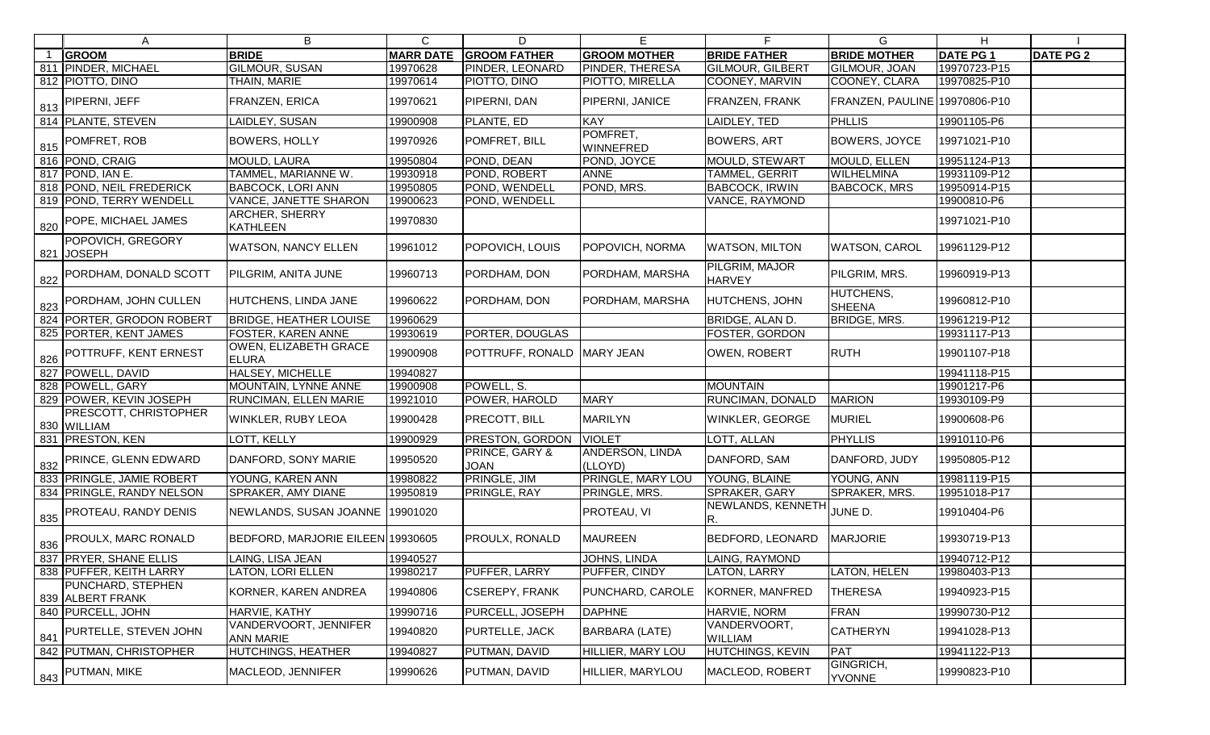| | A | B | C | D | E | F | G | H | I |
|---|---|---|---|---|---|---|---|---|---|
| 1 | GROOM | BRIDE | MARR DATE | GROOM FATHER | GROOM MOTHER | BRIDE FATHER | BRIDE MOTHER | DATE PG 1 | DATE PG 2 |
| 811 | PINDER, MICHAEL | GILMOUR, SUSAN | 19970628 | PINDER, LEONARD | PINDER, THERESA | GILMOUR, GILBERT | GILMOUR, JOAN | 19970723-P15 | |
| 812 | PIOTTO, DINO | THAIN, MARIE | 19970614 | PIOTTO, DINO | PIOTTO, MIRELLA | COONEY, MARVIN | COONEY, CLARA | 19970825-P10 | |
| 813 | PIPERNI, JEFF | FRANZEN, ERICA | 19970621 | PIPERNI, DAN | PIPERNI, JANICE | FRANZEN, FRANK | FRANZEN, PAULINE | 19970806-P10 | |
| 814 | PLANTE, STEVEN | LAIDLEY, SUSAN | 19900908 | PLANTE, ED | KAY | LAIDLEY, TED | PHLLIS | 19901105-P6 | |
| 815 | POMFRET, ROB | BOWERS, HOLLY | 19970926 | POMFRET, BILL | POMFRET, WINNEFRED | BOWERS, ART | BOWERS, JOYCE | 19971021-P10 | |
| 816 | POND, CRAIG | MOULD, LAURA | 19950804 | POND, DEAN | POND, JOYCE | MOULD, STEWART | MOULD, ELLEN | 19951124-P13 | |
| 817 | POND, IAN E. | TAMMEL, MARIANNE W. | 19930918 | POND, ROBERT | ANNE | TAMMEL, GERRIT | WILHELMINA | 19931109-P12 | |
| 818 | POND, NEIL FREDERICK | BABCOCK, LORI ANN | 19950805 | POND, WENDELL | POND, MRS. | BABCOCK, IRWIN | BABCOCK, MRS | 19950914-P15 | |
| 819 | POND, TERRY WENDELL | VANCE, JANETTE SHARON | 19900623 | POND, WENDELL | | VANCE, RAYMOND | | 19900810-P6 | |
| 820 | POPE, MICHAEL JAMES | ARCHER, SHERRY KATHLEEN | 19970830 | | | | | 19971021-P10 | |
| 821 | POPOVICH, GREGORY JOSEPH | WATSON, NANCY ELLEN | 19961012 | POPOVICH, LOUIS | POPOVICH, NORMA | WATSON, MILTON | WATSON, CAROL | 19961129-P12 | |
| 822 | PORDHAM, DONALD SCOTT | PILGRIM, ANITA JUNE | 19960713 | PORDHAM, DON | PORDHAM, MARSHA | PILGRIM, MAJOR HARVEY | PILGRIM, MRS. | 19960919-P13 | |
| 823 | PORDHAM, JOHN CULLEN | HUTCHENS, LINDA JANE | 19960622 | PORDHAM, DON | PORDHAM, MARSHA | HUTCHENS, JOHN | HUTCHENS, SHEENA | 19960812-P10 | |
| 824 | PORTER, GRODON ROBERT | BRIDGE, HEATHER LOUISE | 19960629 | | | BRIDGE, ALAN D. | BRIDGE, MRS. | 19961219-P12 | |
| 825 | PORTER, KENT JAMES | FOSTER, KAREN ANNE | 19930619 | PORTER, DOUGLAS | | FOSTER, GORDON | | 19931117-P13 | |
| 826 | POTTRUFF, KENT ERNEST | OWEN, ELIZABETH GRACE ELURA | 19900908 | POTTRUFF, RONALD | MARY JEAN | OWEN, ROBERT | RUTH | 19901107-P18 | |
| 827 | POWELL, DAVID | HALSEY, MICHELLE | 19940827 | | | | | 19941118-P15 | |
| 828 | POWELL, GARY | MOUNTAIN, LYNNE ANNE | 19900908 | POWELL, S. | | MOUNTAIN | | 19901217-P6 | |
| 829 | POWER, KEVIN JOSEPH | RUNCIMAN, ELLEN MARIE | 19921010 | POWER, HAROLD | MARY | RUNCIMAN, DONALD | MARION | 19930109-P9 | |
| 830 | PRESCOTT, CHRISTOPHER WILLIAM | WINKLER, RUBY LEOA | 19900428 | PRECOTT, BILL | MARILYN | WINKLER, GEORGE | MURIEL | 19900608-P6 | |
| 831 | PRESTON, KEN | LOTT, KELLY | 19900929 | PRESTON, GORDON | VIOLET | LOTT, ALLAN | PHYLLIS | 19910110-P6 | |
| 832 | PRINCE, GLENN EDWARD | DANFORD, SONY MARIE | 19950520 | PRINCE, GARY & JOAN | ANDERSON, LINDA (LLOYD) | DANFORD, SAM | DANFORD, JUDY | 19950805-P12 | |
| 833 | PRINGLE, JAMIE ROBERT | YOUNG, KAREN ANN | 19980822 | PRINGLE, JIM | PRINGLE, MARY LOU | YOUNG, BLAINE | YOUNG, ANN | 19981119-P15 | |
| 834 | PRINGLE, RANDY NELSON | SPRAKER, AMY DIANE | 19950819 | PRINGLE, RAY | PRINGLE, MRS. | SPRAKER, GARY | SPRAKER, MRS. | 19951018-P17 | |
| 835 | PROTEAU, RANDY DENIS | NEWLANDS, SUSAN JOANNE | 19901020 | | PROTEAU, VI | NEWLANDS, KENNETH R. | JUNE D. | 19910404-P6 | |
| 836 | PROULX, MARC RONALD | BEDFORD, MARJORIE EILEEN | 19930605 | PROULX, RONALD | MAUREEN | BEDFORD, LEONARD | MARJORIE | 19930719-P13 | |
| 837 | PRYER, SHANE ELLIS | LAING, LISA JEAN | 19940527 | | JOHNS, LINDA | LAING, RAYMOND | | 19940712-P12 | |
| 838 | PUFFER, KEITH LARRY | LATON, LORI ELLEN | 19980217 | PUFFER, LARRY | PUFFER, CINDY | LATON, LARRY | LATON, HELEN | 19980403-P13 | |
| 839 | PUNCHARD, STEPHEN ALBERT FRANK | KORNER, KAREN ANDREA | 19940806 | CSEREPY, FRANK | PUNCHARD, CAROLE | KORNER, MANFRED | THERESA | 19940923-P15 | |
| 840 | PURCELL, JOHN | HARVIE, KATHY | 19990716 | PURCELL, JOSEPH | DAPHNE | HARVIE, NORM | FRAN | 19990730-P12 | |
| 841 | PURTELLE, STEVEN JOHN | VANDERVOORT, JENNIFER ANN MARIE | 19940820 | PURTELLE, JACK | BARBARA (LATE) | VANDERVOORT, WILLIAM | CATHERYN | 19941028-P13 | |
| 842 | PUTMAN, CHRISTOPHER | HUTCHINGS, HEATHER | 19940827 | PUTMAN, DAVID | HILLIER, MARY LOU | HUTCHINGS, KEVIN | PAT | 19941122-P13 | |
| 843 | PUTMAN, MIKE | MACLEOD, JENNIFER | 19990626 | PUTMAN, DAVID | HILLIER, MARYLOU | MACLEOD, ROBERT | GINGRICH, YVONNE | 19990823-P10 | |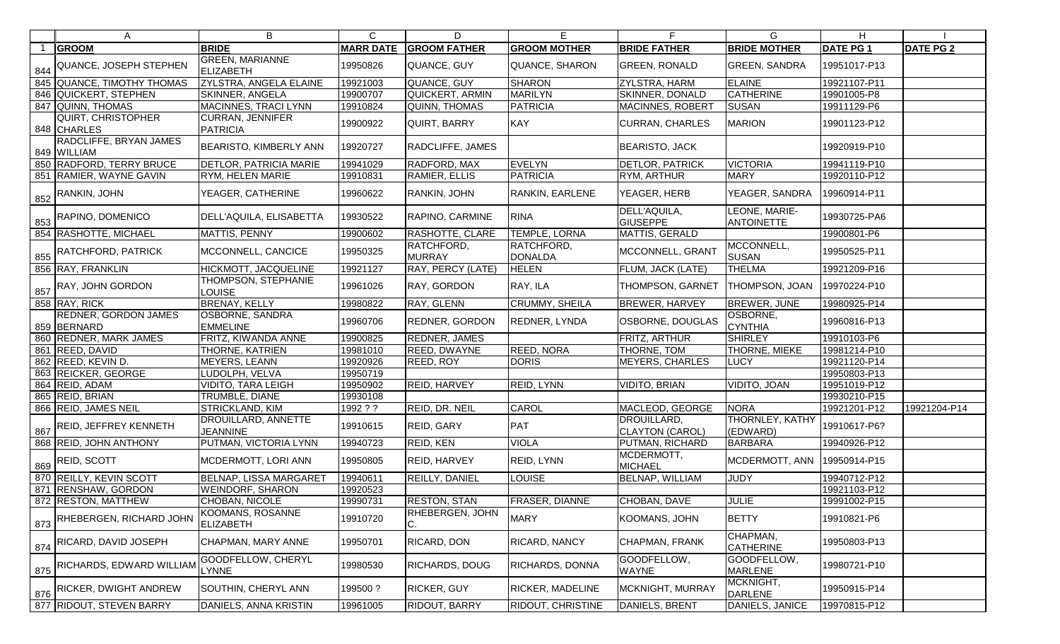| | A | B | C | D | E | F | G | H | I |
|---|---|---|---|---|---|---|---|---|---|
| 1 | **GROOM** | **BRIDE** | **MARR DATE** | **GROOM FATHER** | **GROOM MOTHER** | **BRIDE FATHER** | **BRIDE MOTHER** | **DATE PG 1** | **DATE PG 2** |
| 844 | QUANCE, JOSEPH STEPHEN | GREEN, MARIANNE ELIZABETH | 19950826 | QUANCE, GUY | QUANCE, SHARON | GREEN, RONALD | GREEN, SANDRA | 19951017-P13 | |
| 845 | QUANCE, TIMOTHY THOMAS | ZYLSTRA, ANGELA ELAINE | 19921003 | QUANCE, GUY | SHARON | ZYLSTRA, HARM | ELAINE | 19921107-P11 | |
| 846 | QUICKERT, STEPHEN | SKINNER, ANGELA | 19900707 | QUICKERT, ARMIN | MARILYN | SKINNER, DONALD | CATHERINE | 19901005-P8 | |
| 847 | QUINN, THOMAS | MACINNES, TRACI LYNN | 19910824 | QUINN, THOMAS | PATRICIA | MACINNES, ROBERT | SUSAN | 19911129-P6 | |
| 848 | QUIRT, CHRISTOPHER CHARLES | CURRAN, JENNIFER PATRICIA | 19900922 | QUIRT, BARRY | KAY | CURRAN, CHARLES | MARION | 19901123-P12 | |
| 849 | RADCLIFFE, BRYAN JAMES WILLIAM | BEARISTO, KIMBERLY ANN | 19920727 | RADCLIFFE, JAMES | | BEARISTO, JACK | | 19920919-P10 | |
| 850 | RADFORD, TERRY BRUCE | DETLOR, PATRICIA MARIE | 19941029 | RADFORD, MAX | EVELYN | DETLOR, PATRICK | VICTORIA | 19941119-P10 | |
| 851 | RAMIER, WAYNE GAVIN | RYM, HELEN MARIE | 19910831 | RAMIER, ELLIS | PATRICIA | RYM, ARTHUR | MARY | 19920110-P12 | |
| 852 | RANKIN, JOHN | YEAGER, CATHERINE | 19960622 | RANKIN, JOHN | RANKIN, EARLENE | YEAGER, HERB | YEAGER, SANDRA | 19960914-P11 | |
| 853 | RAPINO, DOMENICO | DELL'AQUILA, ELISABETTA | 19930522 | RAPINO, CARMINE | RINA | DELL'AQUILA, GIUSEPPE | LEONE, MARIE-ANTOINETTE | 19930725-PA6 | |
| 854 | RASHOTTE, MICHAEL | MATTIS, PENNY | 19900602 | RASHOTTE, CLARE | TEMPLE, LORNA | MATTIS, GERALD | | 19900801-P6 | |
| 855 | RATCHFORD, PATRICK | MCCONNELL, CANCICE | 19950325 | RATCHFORD, MURRAY | RATCHFORD, DONALDA | MCCONNELL, GRANT | MCCONNELL, SUSAN | 19950525-P11 | |
| 856 | RAY, FRANKLIN | HICKMOTT, JACQUELINE | 19921127 | RAY, PERCY (LATE) | HELEN | FLUM, JACK (LATE) | THELMA | 19921209-P16 | |
| 857 | RAY, JOHN GORDON | THOMPSON, STEPHANIE LOUISE | 19961026 | RAY, GORDON | RAY, ILA | THOMPSON, GARNET | THOMPSON, JOAN | 19970224-P10 | |
| 858 | RAY, RICK | BRENAY, KELLY | 19980822 | RAY, GLENN | CRUMMY, SHEILA | BREWER, HARVEY | BREWER, JUNE | 19980925-P14 | |
| 859 | REDNER, GORDON JAMES BERNARD | OSBORNE, SANDRA EMMELINE | 19960706 | REDNER, GORDON | REDNER, LYNDA | OSBORNE, DOUGLAS | OSBORNE, CYNTHIA | 19960816-P13 | |
| 860 | REDNER, MARK JAMES | FRITZ, KIWANDA ANNE | 19900825 | REDNER, JAMES | | FRITZ, ARTHUR | SHIRLEY | 19910103-P6 | |
| 861 | REED, DAVID | THORNE, KATRIEN | 19981010 | REED, DWAYNE | REED, NORA | THORNE, TOM | THORNE, MIEKE | 19981214-P10 | |
| 862 | REED, KEVIN D. | MEYERS, LEANN | 19920926 | REED, ROY | DORIS | MEYERS, CHARLES | LUCY | 19921120-P14 | |
| 863 | REICKER, GEORGE | LUDOLPH, VELVA | 19950719 | | | | | 19950803-P13 | |
| 864 | REID, ADAM | VIDITO, TARA LEIGH | 19950902 | REID, HARVEY | REID, LYNN | VIDITO, BRIAN | VIDITO, JOAN | 19951019-P12 | |
| 865 | REID, BRIAN | TRUMBLE, DIANE | 19930108 | | | | | 19930210-P15 | |
| 866 | REID, JAMES NEIL | STRICKLAND, KIM | 1992 ? ? | REID, DR. NEIL | CAROL | MACLEOD, GEORGE | NORA | 19921201-P12 | 19921204-P14 |
| 867 | REID, JEFFREY KENNETH | DROUILLARD, ANNETTE JEANNINE | 19910615 | REID, GARY | PAT | DROUILLARD, CLAYTON (CAROL) | THORNLEY, KATHY (EDWARD) | 19910617-P6? | |
| 868 | REID, JOHN ANTHONY | PUTMAN, VICTORIA LYNN | 19940723 | REID, KEN | VIOLA | PUTMAN, RICHARD | BARBARA | 19940926-P12 | |
| 869 | REID, SCOTT | MCDERMOTT, LORI ANN | 19950805 | REID, HARVEY | REID, LYNN | MCDERMOTT, MICHAEL | MCDERMOTT, ANN | 19950914-P15 | |
| 870 | REILLY, KEVIN SCOTT | BELNAP, LISSA MARGARET | 19940611 | REILLY, DANIEL | LOUISE | BELNAP, WILLIAM | JUDY | 19940712-P12 | |
| 871 | RENSHAW, GORDON | WEINDORF, SHARON | 19920523 | | | | | 19921103-P12 | |
| 872 | RESTON, MATTHEW | CHOBAN, NICOLE | 19990731 | RESTON, STAN | FRASER, DIANNE | CHOBAN, DAVE | JULIE | 19991002-P15 | |
| 873 | RHEBERGEN, RICHARD JOHN | KOOMANS, ROSANNE ELIZABETH | 19910720 | RHEBERGEN, JOHN C. | MARY | KOOMANS, JOHN | BETTY | 19910821-P6 | |
| 874 | RICARD, DAVID JOSEPH | CHAPMAN, MARY ANNE | 19950701 | RICARD, DON | RICARD, NANCY | CHAPMAN, FRANK | CHAPMAN, CATHERINE | 19950803-P13 | |
| 875 | RICHARDS, EDWARD WILLIAM | GOODFELLOW, CHERYL LYNNE | 19980530 | RICHARDS, DOUG | RICHARDS, DONNA | GOODFELLOW, WAYNE | GOODFELLOW, MARLENE | 19980721-P10 | |
| 876 | RICKER, DWIGHT ANDREW | SOUTHIN, CHERYL ANN | 199500 ? | RICKER, GUY | RICKER, MADELINE | MCKNIGHT, MURRAY | MCKNIGHT, DARLENE | 19950915-P14 | |
| 877 | RIDOUT, STEVEN BARRY | DANIELS, ANNA KRISTIN | 19961005 | RIDOUT, BARRY | RIDOUT, CHRISTINE | DANIELS, BRENT | DANIELS, JANICE | 19970815-P12 | |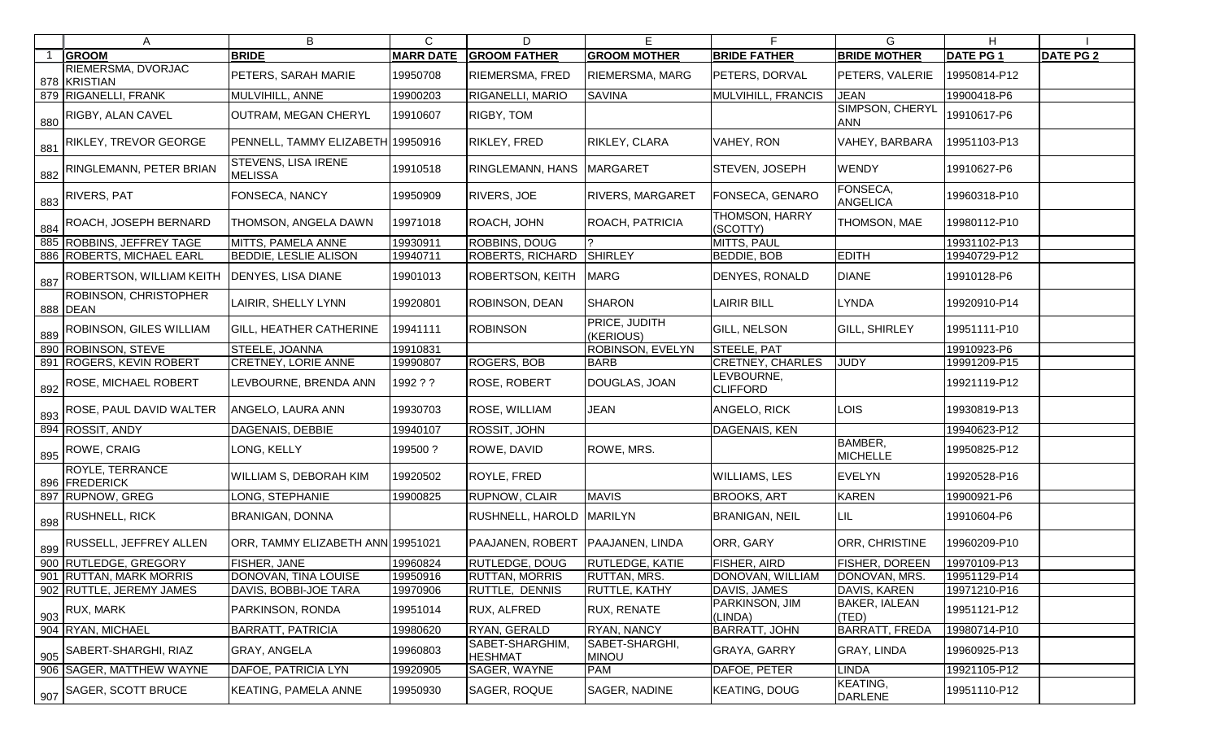| | A | B | C | D | E | F | G | H | I |
|---|---|---|---|---|---|---|---|---|---|
| 1 | **GROOM** | **BRIDE** | **MARR DATE** | **GROOM FATHER** | **GROOM MOTHER** | **BRIDE FATHER** | **BRIDE MOTHER** | **DATE PG 1** | **DATE PG 2** |
| 878 | RIEMERSMA, DVORJAC KRISTIAN | PETERS, SARAH MARIE | 19950708 | RIEMERSMA, FRED | RIEMERSMA, MARG | PETERS, DORVAL | PETERS, VALERIE | 19950814-P12 | |
| 879 | RIGANELLI, FRANK | MULVIHILL, ANNE | 19900203 | RIGANELLI, MARIO | SAVINA | MULVIHILL, FRANCIS | JEAN | 19900418-P6 | |
| 880 | RIGBY, ALAN CAVEL | OUTRAM, MEGAN CHERYL | 19910607 | RIGBY, TOM | | | SIMPSON, CHERYL ANN | 19910617-P6 | |
| 881 | RIKLEY, TREVOR GEORGE | PENNELL, TAMMY ELIZABETH | 19950916 | RIKLEY, FRED | RIKLEY, CLARA | VAHEY, RON | VAHEY, BARBARA | 19951103-P13 | |
| 882 | RINGLEMANN, PETER BRIAN | STEVENS, LISA IRENE MELISSA | 19910518 | RINGLEMANN, HANS | MARGARET | STEVEN, JOSEPH | WENDY | 19910627-P6 | |
| 883 | RIVERS, PAT | FONSECA, NANCY | 19950909 | RIVERS, JOE | RIVERS, MARGARET | FONSECA, GENARO | FONSECA, ANGELICA | 19960318-P10 | |
| 884 | ROACH, JOSEPH BERNARD | THOMSON, ANGELA DAWN | 19971018 | ROACH, JOHN | ROACH, PATRICIA | THOMSON, HARRY (SCOTTY) | THOMSON, MAE | 19980112-P10 | |
| 885 | ROBBINS, JEFFREY TAGE | MITTS, PAMELA ANNE | 19930911 | ROBBINS, DOUG | ? | MITTS, PAUL | | 19931102-P13 | |
| 886 | ROBERTS, MICHAEL EARL | BEDDIE, LESLIE ALISON | 19940711 | ROBERTS, RICHARD | SHIRLEY | BEDDIE, BOB | EDITH | 19940729-P12 | |
| 887 | ROBERTSON, WILLIAM KEITH | DENYES, LISA DIANE | 19901013 | ROBERTSON, KEITH | MARG | DENYES, RONALD | DIANE | 19910128-P6 | |
| 888 | ROBINSON, CHRISTOPHER DEAN | LAIRIR, SHELLY LYNN | 19920801 | ROBINSON, DEAN | SHARON | LAIRIR BILL | LYNDA | 19920910-P14 | |
| 889 | ROBINSON, GILES WILLIAM | GILL, HEATHER CATHERINE | 19941111 | ROBINSON | PRICE, JUDITH (KERIOUS) | GILL, NELSON | GILL, SHIRLEY | 19951111-P10 | |
| 890 | ROBINSON, STEVE | STEELE, JOANNA | 19910831 | | ROBINSON, EVELYN | STEELE, PAT | | 19910923-P6 | |
| 891 | ROGERS, KEVIN ROBERT | CRETNEY, LORIE ANNE | 19990807 | ROGERS, BOB | BARB | CRETNEY, CHARLES | JUDY | 19991209-P15 | |
| 892 | ROSE, MICHAEL ROBERT | LEVBOURNE, BRENDA ANN | 1992 ? ? | ROSE, ROBERT | DOUGLAS, JOAN | LEVBOURNE, CLIFFORD | | 19921119-P12 | |
| 893 | ROSE, PAUL DAVID WALTER | ANGELO, LAURA ANN | 19930703 | ROSE, WILLIAM | JEAN | ANGELO, RICK | LOIS | 19930819-P13 | |
| 894 | ROSSIT, ANDY | DAGENAIS, DEBBIE | 19940107 | ROSSIT, JOHN | | DAGENAIS, KEN | | 19940623-P12 | |
| 895 | ROWE, CRAIG | LONG, KELLY | 199500 ? | ROWE, DAVID | ROWE, MRS. | | BAMBER, MICHELLE | 19950825-P12 | |
| 896 | ROYLE, TERRANCE FREDERICK | WILLIAM S, DEBORAH KIM | 19920502 | ROYLE, FRED | | WILLIAMS, LES | EVELYN | 19920528-P16 | |
| 897 | RUPNOW, GREG | LONG, STEPHANIE | 19900825 | RUPNOW, CLAIR | MAVIS | BROOKS, ART | KAREN | 19900921-P6 | |
| 898 | RUSHNELL, RICK | BRANIGAN, DONNA | | RUSHNELL, HAROLD | MARILYN | BRANIGAN, NEIL | LIL | 19910604-P6 | |
| 899 | RUSSELL, JEFFREY ALLEN | ORR, TAMMY ELIZABETH ANN | 19951021 | PAAJANEN, ROBERT | PAAJANEN, LINDA | ORR, GARY | ORR, CHRISTINE | 19960209-P10 | |
| 900 | RUTLEDGE, GREGORY | FISHER, JANE | 19960824 | RUTLEDGE, DOUG | RUTLEDGE, KATIE | FISHER, AIRD | FISHER, DOREEN | 19970109-P13 | |
| 901 | RUTTAN, MARK MORRIS | DONOVAN, TINA LOUISE | 19950916 | RUTTAN, MORRIS | RUTTAN, MRS. | DONOVAN, WILLIAM | DONOVAN, MRS. | 19951129-P14 | |
| 902 | RUTTLE, JEREMY JAMES | DAVIS, BOBBI-JOE TARA | 19970906 | RUTTLE, DENNIS | RUTTLE, KATHY | DAVIS, JAMES | DAVIS, KAREN | 19971210-P16 | |
| 903 | RUX, MARK | PARKINSON, RONDA | 19951014 | RUX, ALFRED | RUX, RENATE | PARKINSON, JIM (LINDA) | BAKER, IALEAN (TED) | 19951121-P12 | |
| 904 | RYAN, MICHAEL | BARRATT, PATRICIA | 19980620 | RYAN, GERALD | RYAN, NANCY | BARRATT, JOHN | BARRATT, FREDA | 19980714-P10 | |
| 905 | SABERT-SHARGHI, RIAZ | GRAY, ANGELA | 19960803 | SABET-SHARGHIM, HESHMAT | SABET-SHARGHI, MINOU | GRAYA, GARRY | GRAY, LINDA | 19960925-P13 | |
| 906 | SAGER, MATTHEW WAYNE | DAFOE, PATRICIA LYN | 19920905 | SAGER, WAYNE | PAM | DAFOE, PETER | LINDA | 19921105-P12 | |
| 907 | SAGER, SCOTT BRUCE | KEATING, PAMELA ANNE | 19950930 | SAGER, ROQUE | SAGER, NADINE | KEATING, DOUG | KEATING, DARLENE | 19951110-P12 | |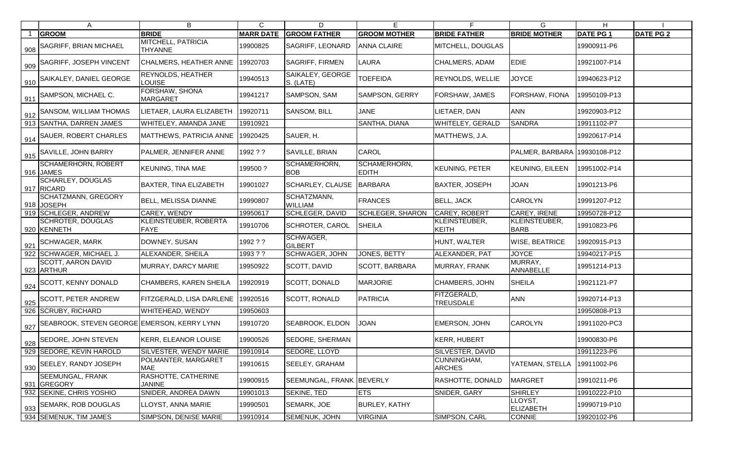| | A | B | C | D | E | F | G | H | I |
|---|---|---|---|---|---|---|---|---|---|
| 1 | **GROOM** | **BRIDE** | **MARR DATE** | **GROOM FATHER** | **GROOM MOTHER** | **BRIDE FATHER** | **BRIDE MOTHER** | **DATE PG 1** | **DATE PG 2** |
| 908 | SAGRIFF, BRIAN MICHAEL | MITCHELL, PATRICIA THYANNE | 19900825 | SAGRIFF, LEONARD | ANNA CLAIRE | MITCHELL, DOUGLAS | | 19900911-P6 | |
| 909 | SAGRIFF, JOSEPH VINCENT | CHALMERS, HEATHER ANNE | 19920703 | SAGRIFF, FIRMEN | LAURA | CHALMERS, ADAM | EDIE | 19921007-P14 | |
| 910 | SAIKALEY, DANIEL GEORGE | REYNOLDS, HEATHER LOUISE | 19940513 | SAIKALEY, GEORGE S. (LATE) | TOEFEIDA | REYNOLDS, WELLIE | JOYCE | 19940623-P12 | |
| 911 | SAMPSON, MICHAEL C. | FORSHAW, SHONA MARGARET | 19941217 | SAMPSON, SAM | SAMPSON, GERRY | FORSHAW, JAMES | FORSHAW, FIONA | 19950109-P13 | |
| 912 | SANSOM, WILLIAM THOMAS | LIETAER, LAURA ELIZABETH | 19920711 | SANSOM, BILL | JANE | LIETAER, DAN | ANN | 19920903-P12 | |
| 913 | SANTHA, DARREN JAMES | WHITELEY, AMANDA JANE | 19910921 | | SANTHA, DIANA | WHITELEY, GERALD | SANDRA | 19911102-P7 | |
| 914 | SAUER, ROBERT CHARLES | MATTHEWS, PATRICIA ANNE | 19920425 | SAUER, H. | | MATTHEWS, J.A. | | 19920617-P14 | |
| 915 | SAVILLE, JOHN BARRY | PALMER, JENNIFER ANNE | 1992 ? ? | SAVILLE, BRIAN | CAROL | | PALMER, BARBARA | 19930108-P12 | |
| 916 | SCHAMERHORN, ROBERT JAMES | KEUNING, TINA MAE | 199500 ? | SCHAMERHORN, BOB | SCHAMERHORN, EDITH | KEUNING, PETER | KEUNING, EILEEN | 19951002-P14 | |
| 917 | SCHARLEY, DOUGLAS RICARD | BAXTER, TINA ELIZABETH | 19901027 | SCHARLEY, CLAUSE | BARBARA | BAXTER, JOSEPH | JOAN | 19901213-P6 | |
| 918 | SCHATZMANN, GREGORY JOSEPH | BELL, MELISSA DIANNE | 19990807 | SCHATZMANN, WILLIAM | FRANCES | BELL, JACK | CAROLYN | 19991207-P12 | |
| 919 | SCHLEGER, ANDREW | CAREY, WENDY | 19950617 | SCHLEGER, DAVID | SCHLEGER, SHARON | CAREY, ROBERT | CAREY, IRENE | 19950728-P12 | |
| 920 | SCHROTER, DOUGLAS KENNETH | KLEINSTEUBER, ROBERTA FAYE | 19910706 | SCHROTER, CAROL | SHEILA | KLEINSTEUBER, KEITH | KLEINSTEUBER, BARB | 19910823-P6 | |
| 921 | SCHWAGER, MARK | DOWNEY, SUSAN | 1992 ? ? | SCHWAGER, GILBERT | | HUNT, WALTER | WISE, BEATRICE | 19920915-P13 | |
| 922 | SCHWAGER, MICHAEL J. | ALEXANDER, SHEILA | 1993 ? ? | SCHWAGER, JOHN | JONES, BETTY | ALEXANDER, PAT | JOYCE | 19940217-P15 | |
| 923 | SCOTT, AARON DAVID ARTHUR | MURRAY, DARCY MARIE | 19950922 | SCOTT, DAVID | SCOTT, BARBARA | MURRAY, FRANK | MURRAY, ANNABELLE | 19951214-P13 | |
| 924 | SCOTT, KENNY DONALD | CHAMBERS, KAREN SHEILA | 19920919 | SCOTT, DONALD | MARJORIE | CHAMBERS, JOHN | SHEILA | 19921121-P7 | |
| 925 | SCOTT, PETER ANDREW | FITZGERALD, LISA DARLENE | 19920516 | SCOTT, RONALD | PATRICIA | FITZGERALD, TREUSDALE | ANN | 19920714-P13 | |
| 926 | SCRUBY, RICHARD | WHITEHEAD, WENDY | 19950603 | | | | | 19950808-P13 | |
| 927 | SEABROOK, STEVEN GEORGE | EMERSON, KERRY LYNN | 19910720 | SEABROOK, ELDON | JOAN | EMERSON, JOHN | CAROLYN | 19911020-PC3 | |
| 928 | SEDORE, JOHN STEVEN | KERR, ELEANOR LOUISE | 19900526 | SEDORE, SHERMAN | | KERR, HUBERT | | 19900830-P6 | |
| 929 | SEDORE, KEVIN HAROLD | SILVESTER, WENDY MARIE | 19910914 | SEDORE, LLOYD | | SILVESTER, DAVID | | 19911223-P6 | |
| 930 | SEELEY, RANDY JOSEPH | POLMANTER, MARGARET MAE | 19910615 | SEELEY, GRAHAM | | CUNNINGHAM, ARCHES | YATEMAN, STELLA | 19911002-P6 | |
| 931 | SEEMUNGAL, FRANK GREGORY | RASHOTTE, CATHERINE JANINE | 19900915 | SEEMUNGAL, FRANK | BEVERLY | RASHOTTE, DONALD | MARGRET | 19910211-P6 | |
| 932 | SEKINE, CHRIS YOSHIO | SNIDER, ANDREA DAWN | 19901013 | SEKINE, TED | ETS | SNIDER, GARY | SHIRLEY | 19910222-P10 | |
| 933 | SEMARK, ROB DOUGLAS | LLOYST, ANNA MARIE | 19990501 | SEMARK, JOE | BURLEY, KATHY | | LLOYST, ELIZABETH | 19990719-P10 | |
| 934 | SEMENUK, TIM JAMES | SIMPSON, DENISE MARIE | 19910914 | SEMENUK, JOHN | VIRGINIA | SIMPSON, CARL | CONNIE | 19920102-P6 | |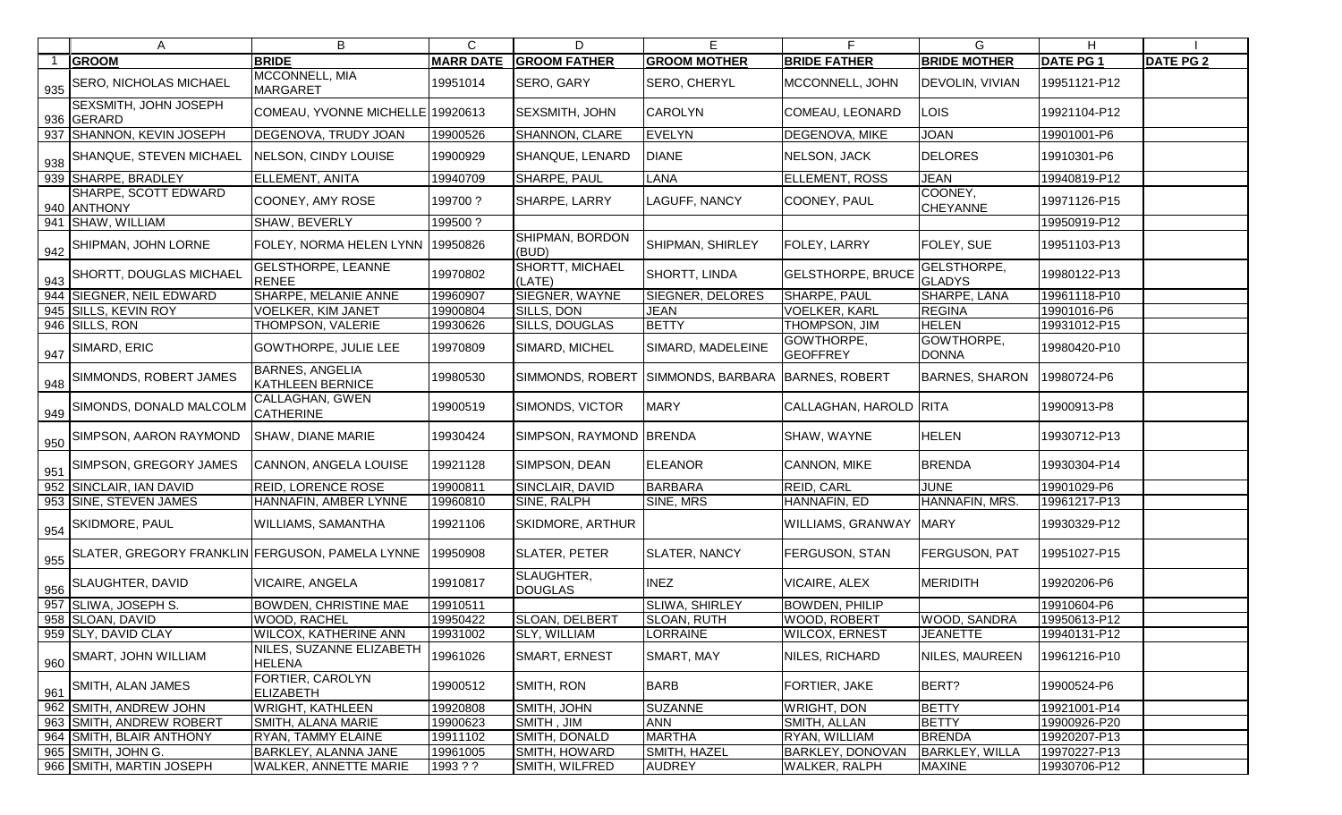| | GROOM | BRIDE | MARR DATE | GROOM FATHER | GROOM MOTHER | BRIDE FATHER | BRIDE MOTHER | DATE PG 1 | DATE PG 2 |
|---|---|---|---|---|---|---|---|---|---|
| 935 | SERO, NICHOLAS MICHAEL | MCCONNELL, MIA MARGARET | 19951014 | SERO, GARY | SERO, CHERYL | MCCONNELL, JOHN | DEVOLIN, VIVIAN | 19951121-P12 | |
| 936 | SEXSMITH, JOHN JOSEPH GERARD | COMEAU, YVONNE MICHELLE | 19920613 | SEXSMITH, JOHN | CAROLYN | COMEAU, LEONARD | LOIS | 19921104-P12 | |
| 937 | SHANNON, KEVIN JOSEPH | DEGENOVA, TRUDY JOAN | 19900526 | SHANNON, CLARE | EVELYN | DEGENOVA, MIKE | JOAN | 19901001-P6 | |
| 938 | SHANQUE, STEVEN MICHAEL | NELSON, CINDY LOUISE | 19900929 | SHANQUE, LENARD | DIANE | NELSON, JACK | DELORES | 19910301-P6 | |
| 939 | SHARPE, BRADLEY | ELLEMENT, ANITA | 19940709 | SHARPE, PAUL | LANA | ELLEMENT, ROSS | JEAN | 19940819-P12 | |
| 940 | SHARPE, SCOTT EDWARD ANTHONY | COONEY, AMY ROSE | 199700 ? | SHARPE, LARRY | LAGUFF, NANCY | COONEY, PAUL | COONEY, CHEYANNE | 19971126-P15 | |
| 941 | SHAW, WILLIAM | SHAW, BEVERLY | 199500 ? | | | | | 19950919-P12 | |
| 942 | SHIPMAN, JOHN LORNE | FOLEY, NORMA HELEN LYNN | 19950826 | SHIPMAN, BORDON (BUD) | SHIPMAN, SHIRLEY | FOLEY, LARRY | FOLEY, SUE | 19951103-P13 | |
| 943 | SHORTT, DOUGLAS MICHAEL | GELSTHORPE, LEANNE RENEE | 19970802 | SHORTT, MICHAEL (LATE) | SHORTT, LINDA | GELSTHORPE, BRUCE | GELSTHORPE, GLADYS | 19980122-P13 | |
| 944 | SIEGNER, NEIL EDWARD | SHARPE, MELANIE ANNE | 19960907 | SIEGNER, WAYNE | SIEGNER, DELORES | SHARPE, PAUL | SHARPE, LANA | 19961118-P10 | |
| 945 | SILLS, KEVIN ROY | VOELKER, KIM JANET | 19900804 | SILLS, DON | JEAN | VOELKER, KARL | REGINA | 19901016-P6 | |
| 946 | SILLS, RON | THOMPSON, VALERIE | 19930626 | SILLS, DOUGLAS | BETTY | THOMPSON, JIM | HELEN | 19931012-P15 | |
| 947 | SIMARD, ERIC | GOWTHORPE, JULIE LEE | 19970809 | SIMARD, MICHEL | SIMARD, MADELEINE | GOWTHORPE, GEOFFREY | GOWTHORPE, DONNA | 19980420-P10 | |
| 948 | SIMMONDS, ROBERT JAMES | BARNES, ANGELIA KATHLEEN BERNICE | 19980530 | SIMMONDS, ROBERT | SIMMONDS, BARBARA | BARNES, ROBERT | BARNES, SHARON | 19980724-P6 | |
| 949 | SIMONDS, DONALD MALCOLM | CALLAGHAN, GWEN CATHERINE | 19900519 | SIMONDS, VICTOR | MARY | CALLAGHAN, HAROLD | RITA | 19900913-P8 | |
| 950 | SIMPSON, AARON RAYMOND | SHAW, DIANE MARIE | 19930424 | SIMPSON, RAYMOND | BRENDA | SHAW, WAYNE | HELEN | 19930712-P13 | |
| 951 | SIMPSON, GREGORY JAMES | CANNON, ANGELA LOUISE | 19921128 | SIMPSON, DEAN | ELEANOR | CANNON, MIKE | BRENDA | 19930304-P14 | |
| 952 | SINCLAIR, IAN DAVID | REID, LORENCE ROSE | 19900811 | SINCLAIR, DAVID | BARBARA | REID, CARL | JUNE | 19901029-P6 | |
| 953 | SINE, STEVEN JAMES | HANNAFIN, AMBER LYNNE | 19960810 | SINE, RALPH | SINE, MRS | HANNAFIN, ED | HANNAFIN, MRS. | 19961217-P13 | |
| 954 | SKIDMORE, PAUL | WILLIAMS, SAMANTHA | 19921106 | SKIDMORE, ARTHUR | | WILLIAMS, GRANWAY | MARY | 19930329-P12 | |
| 955 | SLATER, GREGORY FRANKLIN | FERGUSON, PAMELA LYNNE | 19950908 | SLATER, PETER | SLATER, NANCY | FERGUSON, STAN | FERGUSON, PAT | 19951027-P15 | |
| 956 | SLAUGHTER, DAVID | VICAIRE, ANGELA | 19910817 | SLAUGHTER, DOUGLAS | INEZ | VICAIRE, ALEX | MERIDITH | 19920206-P6 | |
| 957 | SLIWA, JOSEPH S. | BOWDEN, CHRISTINE MAE | 19910511 | | SLIWA, SHIRLEY | BOWDEN, PHILIP | | 19910604-P6 | |
| 958 | SLOAN, DAVID | WOOD, RACHEL | 19950422 | SLOAN, DELBERT | SLOAN, RUTH | WOOD, ROBERT | WOOD, SANDRA | 19950613-P12 | |
| 959 | SLY, DAVID CLAY | WILCOX, KATHERINE ANN | 19931002 | SLY, WILLIAM | LORRAINE | WILCOX, ERNEST | JEANETTE | 19940131-P12 | |
| 960 | SMART, JOHN WILLIAM | NILES, SUZANNE ELIZABETH HELENA | 19961026 | SMART, ERNEST | SMART, MAY | NILES, RICHARD | NILES, MAUREEN | 19961216-P10 | |
| 961 | SMITH, ALAN JAMES | FORTIER, CAROLYN ELIZABETH | 19900512 | SMITH, RON | BARB | FORTIER, JAKE | BERT? | 19900524-P6 | |
| 962 | SMITH, ANDREW JOHN | WRIGHT, KATHLEEN | 19920808 | SMITH, JOHN | SUZANNE | WRIGHT, DON | BETTY | 19921001-P14 | |
| 963 | SMITH, ANDREW ROBERT | SMITH, ALANA MARIE | 19900623 | SMITH , JIM | ANN | SMITH, ALLAN | BETTY | 19900926-P20 | |
| 964 | SMITH, BLAIR ANTHONY | RYAN, TAMMY ELAINE | 19911102 | SMITH, DONALD | MARTHA | RYAN, WILLIAM | BRENDA | 19920207-P13 | |
| 965 | SMITH, JOHN G. | BARKLEY, ALANNA JANE | 19961005 | SMITH, HOWARD | SMITH, HAZEL | BARKLEY, DONOVAN | BARKLEY, WILLA | 19970227-P13 | |
| 966 | SMITH, MARTIN JOSEPH | WALKER, ANNETTE MARIE | 1993 ? ? | SMITH, WILFRED | AUDREY | WALKER, RALPH | MAXINE | 19930706-P12 | |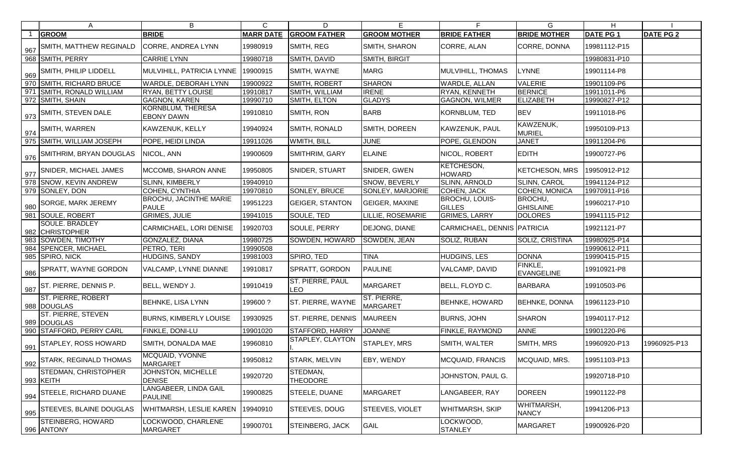| | GROOM | BRIDE | MARR DATE | GROOM FATHER | GROOM MOTHER | BRIDE FATHER | BRIDE MOTHER | DATE PG 1 | DATE PG 2 |
|---|---|---|---|---|---|---|---|---|---|
| 967 | SMITH, MATTHEW REGINALD | CORRE, ANDREA LYNN | 19980919 | SMITH, REG | SMITH, SHARON | CORRE, ALAN | CORRE, DONNA | 19981112-P15 | |
| 968 | SMITH, PERRY | CARRIE LYNN | 19980718 | SMITH, DAVID | SMITH, BIRGIT | | | 19980831-P10 | |
| 969 | SMITH, PHILIP LIDDELL | MULVIHILL, PATRICIA LYNNE | 19900915 | SMITH, WAYNE | MARG | MULVIHILL, THOMAS | LYNNE | 19901114-P8 | |
| 970 | SMITH, RICHARD BRUCE | WARDLE, DEBORAH LYNN | 19900922 | SMITH, ROBERT | SHARON | WARDLE, ALLAN | VALERIE | 19901109-P6 | |
| 971 | SMITH, RONALD WILLIAM | RYAN, BETTY LOUISE | 19910817 | SMITH, WILLIAM | IRENE | RYAN, KENNETH | BERNICE | 19911011-P6 | |
| 972 | SMITH, SHAIN | GAGNON, KAREN | 19990710 | SMITH, ELTON | GLADYS | GAGNON, WILMER | ELIZABETH | 19990827-P12 | |
| 973 | SMITH, STEVEN DALE | KORNBLUM, THERESA EBONY DAWN | 19910810 | SMITH, RON | BARB | KORNBLUM, TED | BEV | 19911018-P6 | |
| 974 | SMITH, WARREN | KAWZENUK, KELLY | 19940924 | SMITH, RONALD | SMITH, DOREEN | KAWZENUK, PAUL | KAWZENUK, MURIEL | 19950109-P13 | |
| 975 | SMITH, WILLIAM JOSEPH | POPE, HEIDI LINDA | 19911026 | WMITH, BILL | JUNE | POPE, GLENDON | JANET | 19911204-P6 | |
| 976 | SMITHRIM, BRYAN DOUGLAS | NICOL, ANN | 19900609 | SMITHRIM, GARY | ELAINE | NICOL, ROBERT | EDITH | 19900727-P6 | |
| 977 | SNIDER, MICHAEL JAMES | MCCOMB, SHARON ANNE | 19950805 | SNIDER, STUART | SNIDER, GWEN | KETCHESON, HOWARD | KETCHESON, MRS | 19950912-P12 | |
| 978 | SNOW, KEVIN ANDREW | SLINN, KIMBERLY | 19940910 | | SNOW, BEVERLY | SLINN, ARNOLD | SLINN, CAROL | 19941124-P12 | |
| 979 | SONLEY, DON | COHEN, CYNTHIA | 19970810 | SONLEY, BRUCE | SONLEY, MARJORIE | COHEN, JACK | COHEN, MONICA | 19970911-P16 | |
| 980 | SORGE, MARK JEREMY | BROCHU, JACINTHE MARIE PAULE | 19951223 | GEIGER, STANTON | GEIGER, MAXINE | BROCHU, LOUIS-GILLES | BROCHU, GHISLAINE | 19960217-P10 | |
| 981 | SOULE, ROBERT | GRIMES, JULIE | 19941015 | SOULE, TED | LILLIE, ROSEMARIE | GRIMES, LARRY | DOLORES | 19941115-P12 | |
| 982 | SOULE. BRADLEY CHRISTOPHER | CARMICHAEL, LORI DENISE | 19920703 | SOULE, PERRY | DEJONG, DIANE | CARMICHAEL, DENNIS | PATRICIA | 19921121-P7 | |
| 983 | SOWDEN, TIMOTHY | GONZALEZ, DIANA | 19980725 | SOWDEN, HOWARD | SOWDEN, JEAN | SOLIZ, RUBAN | SOLIZ, CRISTINA | 19980925-P14 | |
| 984 | SPENCER, MICHAEL | PETRO, TERI | 19990508 | | | | | 19990612-P11 | |
| 985 | SPIRO, NICK | HUDGINS, SANDY | 19981003 | SPIRO, TED | TINA | HUDGINS, LES | DONNA | 19990415-P15 | |
| 986 | SPRATT, WAYNE GORDON | VALCAMP, LYNNE DIANNE | 19910817 | SPRATT, GORDON | PAULINE | VALCAMP, DAVID | FINKLE, EVANGELINE | 19910921-P8 | |
| 987 | ST. PIERRE, DENNIS P. | BELL, WENDY J. | 19910419 | ST. PIERRE, PAUL LEO | MARGARET | BELL, FLOYD C. | BARBARA | 19910503-P6 | |
| 988 | ST. PIERRE, ROBERT DOUGLAS | BEHNKE, LISA LYNN | 199600 ? | ST. PIERRE, WAYNE | ST. PIERRE, MARGARET | BEHNKE, HOWARD | BEHNKE, DONNA | 19961123-P10 | |
| 989 | ST. PIERRE, STEVEN DOUGLAS | BURNS, KIMBERLY LOUISE | 19930925 | ST. PIERRE, DENNIS | MAUREEN | BURNS, JOHN | SHARON | 19940117-P12 | |
| 990 | STAFFORD, PERRY CARL | FINKLE, DONI-LU | 19901020 | STAFFORD, HARRY | JOANNE | FINKLE, RAYMOND | ANNE | 19901220-P6 | |
| 991 | STAPLEY, ROSS HOWARD | SMITH, DONALDA MAE | 19960810 | STAPLEY, CLAYTON I. | STAPLEY, MRS | SMITH, WALTER | SMITH, MRS | 19960920-P13 | 19960925-P13 |
| 992 | STARK, REGINALD THOMAS | MCQUAID, YVONNE MARGARET | 19950812 | STARK, MELVIN | EBY, WENDY | MCQUAID, FRANCIS | MCQUAID, MRS. | 19951103-P13 | |
| 993 | STEDMAN, CHRISTOPHER KEITH | JOHNSTON, MICHELLE DENISE | 19920720 | STEDMAN, THEODORE | | JOHNSTON, PAUL G. | | 19920718-P10 | |
| 994 | STEELE, RICHARD DUANE | LANGABEER, LINDA GAIL PAULINE | 19900825 | STEELE, DUANE | MARGARET | LANGABEER, RAY | DOREEN | 19901122-P8 | |
| 995 | STEEVES, BLAINE DOUGLAS | WHITMARSH, LESLIE KAREN | 19940910 | STEEVES, DOUG | STEEVES, VIOLET | WHITMARSH, SKIP | WHITMARSH, NANCY | 19941206-P13 | |
| 996 | STEINBERG, HOWARD ANTONY | LOCKWOOD, CHARLENE MARGARET | 19900701 | STEINBERG, JACK | GAIL | LOCKWOOD, STANLEY | MARGARET | 19900926-P20 | |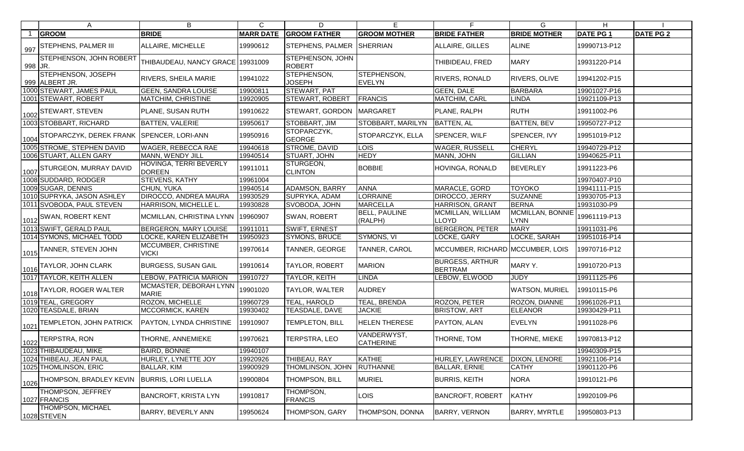| | GROOM | BRIDE | MARR DATE | GROOM FATHER | GROOM MOTHER | BRIDE FATHER | BRIDE MOTHER | DATE PG 1 | DATE PG 2 |
|---|---|---|---|---|---|---|---|---|---|
| 997 | STEPHENS, PALMER III | ALLAIRE, MICHELLE | 19990612 | STEPHENS, PALMER | SHERRIAN | ALLAIRE, GILLES | ALINE | 19990713-P12 | |
| 998 | STEPHENSON, JOHN ROBERT JR. | THIBAUDEAU, NANCY GRACE | 19931009 | STEPHENSON, JOHN ROBERT | | THIBIDEAU, FRED | MARY | 19931220-P14 | |
| 999 | STEPHENSON, JOSEPH ALBERT JR. | RIVERS, SHEILA MARIE | 19941022 | STEPHENSON, JOSEPH | STEPHENSON, EVELYN | RIVERS, RONALD | RIVERS, OLIVE | 19941202-P15 | |
| 1000 | STEWART, JAMES PAUL | GEEN, SANDRA LOUISE | 19900811 | STEWART, PAT | | GEEN, DALE | BARBARA | 19901027-P16 | |
| 1001 | STEWART, ROBERT | MATCHIM, CHRISTINE | 19920905 | STEWART, ROBERT | FRANCIS | MATCHIM, CARL | LINDA | 19921109-P13 | |
| 1002 | STEWART, STEVEN | PLANE, SUSAN RUTH | 19910622 | STEWART, GORDON | MARGARET | PLANE, RALPH | RUTH | 19911002-P6 | |
| 1003 | STOBBART, RICHARD | BATTEN, VALERIE | 19950617 | STOBBART, JIM | STOBBART, MARILYN | BATTEN, AL | BATTEN, BEV | 19950727-P12 | |
| 1004 | STOPARCZYK, DEREK FRANK | SPENCER, LORI-ANN | 19950916 | STOPARCZYK, GEORGE | STOPARCZYK, ELLA | SPENCER, WILF | SPENCER, IVY | 19951019-P12 | |
| 1005 | STROME, STEPHEN DAVID | WAGER, REBECCA RAE | 19940618 | STROME, DAVID | LOIS | WAGER, RUSSELL | CHERYL | 19940729-P12 | |
| 1006 | STUART, ALLEN GARY | MANN, WENDY JILL | 19940514 | STUART, JOHN | HEDY | MANN, JOHN | GILLIAN | 19940625-P11 | |
| 1007 | STURGEON, MURRAY DAVID | HOVINGA, TERRI BEVERLY DOREEN | 19911011 | STURGEON, CLINTON | BOBBIE | HOVINGA, RONALD | BEVERLEY | 19911223-P6 | |
| 1008 | SUDDARD, RODGER | STEVENS, KATHY | 19961004 | | | | | 19970407-P10 | |
| 1009 | SUGAR, DENNIS | CHUN, YUKA | 19940514 | ADAMSON, BARRY | ANNA | MARACLE, GORD | TOYOKO | 19941111-P15 | |
| 1010 | SUPRYKA, JASON ASHLEY | DIROCCO, ANDREA MAURA | 19930529 | SUPRYKA, ADAM | LORRAINE | DIROCCO, JERRY | SUZANNE | 19930705-P13 | |
| 1011 | SVOBODA, PAUL STEVEN | HARRISON, MICHELLE L. | 19930828 | SVOBODA, JOHN | MARCELLA | HARRISON, GRANT | BERNA | 19931030-P9 | |
| 1012 | SWAN, ROBERT KENT | MCMILLAN, CHRISTINA LYNN | 19960907 | SWAN, ROBERT | BELL, PAULINE (RALPH) | MCMILLAN, WILLIAM LLOYD | MCMILLAN, BONNIE LYNN | 19961119-P13 | |
| 1013 | SWIFT, GERALD PAUL | BERGERON, MARY LOUISE | 19911011 | SWIFT, ERNEST | | BERGERON, PETER | MARY | 19911031-P6 | |
| 1014 | SYMONS, MICHAEL TODD | LOCKE, KAREN ELIZABETH | 19950923 | SYMONS, BRUCE | SYMONS, VI | LOCKE, GARY | LOCKE, SARAH | 19951016-P14 | |
| 1015 | TANNER, STEVEN JOHN | MCCUMBER, CHRISTINE VICKI | 19970614 | TANNER, GEORGE | TANNER, CAROL | MCCUMBER, RICHARD | MCCUMBER, LOIS | 19970716-P12 | |
| 1016 | TAYLOR, JOHN CLARK | BURGESS, SUSAN GAIL | 19910614 | TAYLOR, ROBERT | MARION | BURGESS, ARTHUR BERTRAM | MARY Y. | 19910720-P13 | |
| 1017 | TAYLOR, KEITH ALLEN | LEBOW, PATRICIA MARION | 19910727 | TAYLOR, KEITH | LINDA | LEBOW, ELWOOD | JUDY | 19911125-P6 | |
| 1018 | TAYLOR, ROGER WALTER | MCMASTER, DEBORAH LYNN MARIE | 19901020 | TAYLOR, WALTER | AUDREY | | WATSON, MURIEL | 19910115-P6 | |
| 1019 | TEAL, GREGORY | ROZON, MICHELLE | 19960729 | TEAL, HAROLD | TEAL, BRENDA | ROZON, PETER | ROZON, DIANNE | 19961026-P11 | |
| 1020 | TEASDALE, BRIAN | MCCORMICK, KAREN | 19930402 | TEASDALE, DAVE | JACKIE | BRISTOW, ART | ELEANOR | 19930429-P11 | |
| 1021 | TEMPLETON, JOHN PATRICK | PAYTON, LYNDA CHRISTINE | 19910907 | TEMPLETON, BILL | HELEN THERESE | PAYTON, ALAN | EVELYN | 19911028-P6 | |
| 1022 | TERPSTRA, RON | THORNE, ANNEMIEKE | 19970621 | TERPSTRA, LEO | VANDERWYST, CATHERINE | THORNE, TOM | THORNE, MIEKE | 19970813-P12 | |
| 1023 | THIBAUDEAU, MIKE | BAIRD, BONNIE | 19940107 | | | | | 19940309-P15 | |
| 1024 | THIBEAU, JEAN PAUL | HURLEY, LYNETTE JOY | 19920926 | THIBEAU, RAY | KATHIE | HURLEY, LAWRENCE | DIXON, LENORE | 19921106-P14 | |
| 1025 | THOMLINSON, ERIC | BALLAR, KIM | 19900929 | THOMLINSON, JOHN | RUTHANNE | BALLAR, ERNIE | CATHY | 19901120-P6 | |
| 1026 | THOMPSON, BRADLEY KEVIN | BURRIS, LORI LUELLA | 19900804 | THOMPSON, BILL | MURIEL | BURRIS, KEITH | NORA | 19910121-P6 | |
| 1027 | THOMPSON, JEFFREY FRANCIS | BANCROFT, KRISTA LYN | 19910817 | THOMPSON, FRANCIS | LOIS | BANCROFT, ROBERT | KATHY | 19920109-P6 | |
| 1028 | THOMPSON, MICHAEL STEVEN | BARRY, BEVERLY ANN | 19950624 | THOMPSON, GARY | THOMPSON, DONNA | BARRY, VERNON | BARRY, MYRTLE | 19950803-P13 | |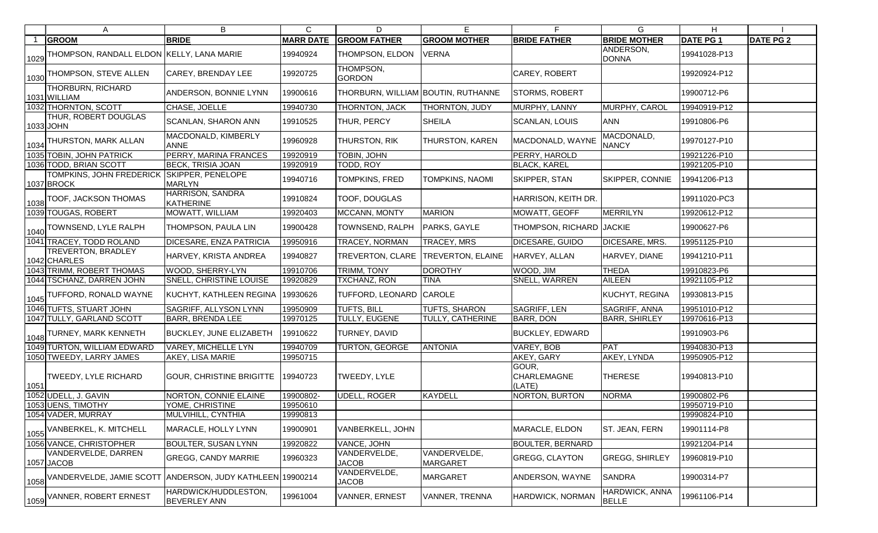| | A | B | C | D | E | F | G | H | I |
|---|---|---|---|---|---|---|---|---|---|
| 1 | **GROOM** | **BRIDE** | **MARR DATE** | **GROOM FATHER** | **GROOM MOTHER** | **BRIDE FATHER** | **BRIDE MOTHER** | **DATE PG 1** | **DATE PG 2** |
| 1029 | THOMPSON, RANDALL ELDON | KELLY, LANA MARIE | 19940924 | THOMPSON, ELDON | VERNA | | ANDERSON, DONNA | 19941028-P13 | |
| 1030 | THOMPSON, STEVE ALLEN | CAREY, BRENDAY LEE | 19920725 | THOMPSON, GORDON | | CAREY, ROBERT | | 19920924-P12 | |
| 1031 | THORBURN, RICHARD WILLIAM | ANDERSON, BONNIE LYNN | 19900616 | THORBURN, WILLIAM | BOUTIN, RUTHANNE | STORMS, ROBERT | | 19900712-P6 | |
| 1032 | THORNTON, SCOTT | CHASE, JOELLE | 19940730 | THORNTON, JACK | THORNTON, JUDY | MURPHY, LANNY | MURPHY, CAROL | 19940919-P12 | |
| 1033 | THUR, ROBERT DOUGLAS JOHN | SCANLAN, SHARON ANN | 19910525 | THUR, PERCY | SHEILA | SCANLAN, LOUIS | ANN | 19910806-P6 | |
| 1034 | THURSTON, MARK ALLAN | MACDONALD, KIMBERLY ANNE | 19960928 | THURSTON, RIK | THURSTON, KAREN | MACDONALD, WAYNE | MACDONALD, NANCY | 19970127-P10 | |
| 1035 | TOBIN, JOHN PATRICK | PERRY, MARINA FRANCES | 19920919 | TOBIN, JOHN | | PERRY, HAROLD | | 19921226-P10 | |
| 1036 | TODD, BRIAN SCOTT | BECK, TRISIA JOAN | 19920919 | TODD, ROY | | BLACK, KAREL | | 19921205-P10 | |
| 1037 | TOMPKINS, JOHN FREDERICK BROCK | SKIPPER, PENELOPE MARLYN | 19940716 | TOMPKINS, FRED | TOMPKINS, NAOMI | SKIPPER, STAN | SKIPPER, CONNIE | 19941206-P13 | |
| 1038 | TOOF, JACKSON THOMAS | HARRISON, SANDRA KATHERINE | 19910824 | TOOF, DOUGLAS | | HARRISON, KEITH DR. | | 19911020-PC3 | |
| 1039 | TOUGAS, ROBERT | MOWATT, WILLIAM | 19920403 | MCCANN, MONTY | MARION | MOWATT, GEOFF | MERRILYN | 19920612-P12 | |
| 1040 | TOWNSEND, LYLE RALPH | THOMPSON, PAULA LIN | 19900428 | TOWNSEND, RALPH | PARKS, GAYLE | THOMPSON, RICHARD | JACKIE | 19900627-P6 | |
| 1041 | TRACEY, TODD ROLAND | DICESARE, ENZA PATRICIA | 19950916 | TRACEY, NORMAN | TRACEY, MRS | DICESARE, GUIDO | DICESARE, MRS. | 19951125-P10 | |
| 1042 | TREVERTON, BRADLEY CHARLES | HARVEY, KRISTA ANDREA | 19940827 | TREVERTON, CLARE | TREVERTON, ELAINE | HARVEY, ALLAN | HARVEY, DIANE | 19941210-P11 | |
| 1043 | TRIMM, ROBERT THOMAS | WOOD, SHERRY-LYN | 19910706 | TRIMM, TONY | DOROTHY | WOOD, JIM | THEDA | 19910823-P6 | |
| 1044 | TSCHANZ, DARREN JOHN | SNELL, CHRISTINE LOUISE | 19920829 | TXCHANZ, RON | TINA | SNELL, WARREN | AILEEN | 19921105-P12 | |
| 1045 | TUFFORD, RONALD WAYNE | KUCHYT, KATHLEEN REGINA | 19930626 | TUFFORD, LEONARD | CAROLE | | KUCHYT, REGINA | 19930813-P15 | |
| 1046 | TUFTS, STUART JOHN | SAGRIFF, ALLYSON LYNN | 19950909 | TUFTS, BILL | TUFTS, SHARON | SAGRIFF, LEN | SAGRIFF, ANNA | 19951010-P12 | |
| 1047 | TULLY, GARLAND SCOTT | BARR, BRENDA LEE | 19970125 | TULLY, EUGENE | TULLY, CATHERINE | BARR, DON | BARR, SHIRLEY | 19970616-P13 | |
| 1048 | TURNEY, MARK KENNETH | BUCKLEY, JUNE ELIZABETH | 19910622 | TURNEY, DAVID | | BUCKLEY, EDWARD | | 19910903-P6 | |
| 1049 | TURTON, WILLIAM EDWARD | VAREY, MICHELLE LYN | 19940709 | TURTON, GEORGE | ANTONIA | VAREY, BOB | PAT | 19940830-P13 | |
| 1050 | TWEEDY, LARRY JAMES | AKEY, LISA MARIE | 19950715 | | | AKEY, GARY | AKEY, LYNDA | 19950905-P12 | |
| 1051 | TWEEDY, LYLE RICHARD | GOUR, CHRISTINE BRIGITTE | 19940723 | TWEEDY, LYLE | | GOUR, CHARLEMAGNE (LATE) | THERESE | 19940813-P10 | |
| 1052 | UDELL, J. GAVIN | NORTON, CONNIE ELAINE | 19900802- | UDELL, ROGER | KAYDELL | NORTON, BURTON | NORMA | 19900802-P6 | |
| 1053 | UENS, TIMOTHY | YOME, CHRISTINE | 19950610 | | | | | 19950719-P10 | |
| 1054 | VADER, MURRAY | MULVIHILL, CYNTHIA | 19990813 | | | | | 19990824-P10 | |
| 1055 | VANBERKEL, K. MITCHELL | MARACLE, HOLLY LYNN | 19900901 | VANBERKELL, JOHN | | MARACLE, ELDON | ST. JEAN, FERN | 19901114-P8 | |
| 1056 | VANCE, CHRISTOPHER | BOULTER, SUSAN LYNN | 19920822 | VANCE, JOHN | | BOULTER, BERNARD | | 19921204-P14 | |
| 1057 | VANDERVELDE, DARREN JACOB | GREGG, CANDY MARRIE | 19960323 | VANDERVELDE, JACOB | VANDERVELDE, MARGARET | GREGG, CLAYTON | GREGG, SHIRLEY | 19960819-P10 | |
| 1058 | VANDERVELDE, JAMIE SCOTT | ANDERSON, JUDY KATHLEEN | 19900214 | VANDERVELDE, JACOB | MARGARET | ANDERSON, WAYNE | SANDRA | 19900314-P7 | |
| 1059 | VANNER, ROBERT ERNEST | HARDWICK/HUDDLESTON, BEVERLEY ANN | 19961004 | VANNER, ERNEST | VANNER, TRENNA | HARDWICK, NORMAN | HARDWICK, ANNA BELLE | 19961106-P14 | |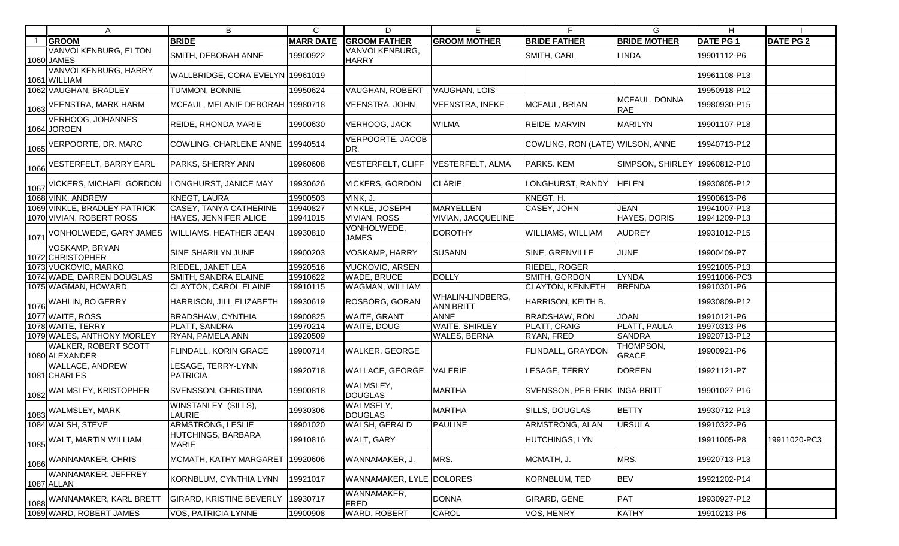| | A | B | C | D | E | F | G | H | I |
|---|---|---|---|---|---|---|---|---|---|
| 1 | GROOM | BRIDE | MARR DATE | GROOM FATHER | GROOM MOTHER | BRIDE FATHER | BRIDE MOTHER | DATE PG 1 | DATE PG 2 |
| 1060 | VANVOLKENBURG, ELTON JAMES | SMITH, DEBORAH ANNE | 19900922 | VANVOLKENBURG, HARRY | | SMITH, CARL | LINDA | 19901112-P6 | |
| 1061 | VANVOLKENBURG, HARRY WILLIAM | WALLBRIDGE, CORA EVELYN | 19961019 | | | | | 19961108-P13 | |
| 1062 | VAUGHAN, BRADLEY | TUMMON, BONNIE | 19950624 | VAUGHAN, ROBERT | VAUGHAN, LOIS | | | 19950918-P12 | |
| 1063 | VEENSTRA, MARK HARM | MCFAUL, MELANIE DEBORAH | 19980718 | VEENSTRA, JOHN | VEENSTRA, INEKE | MCFAUL, BRIAN | MCFAUL, DONNA RAE | 19980930-P15 | |
| 1064 | VERHOOG, JOHANNES JOROEN | REIDE, RHONDA MARIE | 19900630 | VERHOOG, JACK | WILMA | REIDE, MARVIN | MARILYN | 19901107-P18 | |
| 1065 | VERPOORTE, DR. MARC | COWLING, CHARLENE ANNE | 19940514 | VERPOORTE, JACOB DR. | | COWLING, RON (LATE) | WILSON, ANNE | 19940713-P12 | |
| 1066 | VESTERFELT, BARRY EARL | PARKS, SHERRY ANN | 19960608 | VESTERFELT, CLIFF | VESTERFELT, ALMA | PARKS. KEM | SIMPSON, SHIRLEY | 19960812-P10 | |
| 1067 | VICKERS, MICHAEL GORDON | LONGHURST, JANICE MAY | 19930626 | VICKERS, GORDON | CLARIE | LONGHURST, RANDY | HELEN | 19930805-P12 | |
| 1068 | VINK, ANDREW | KNEGT, LAURA | 19900503 | VINK, J. | | KNEGT, H. | | 19900613-P6 | |
| 1069 | VINKLE, BRADLEY PATRICK | CASEY, TANYA CATHERINE | 19940827 | VINKLE, JOSEPH | MARYELLEN | CASEY, JOHN | JEAN | 19941007-P13 | |
| 1070 | VIVIAN, ROBERT ROSS | HAYES, JENNIFER ALICE | 19941015 | VIVIAN, ROSS | VIVIAN, JACQUELINE | | HAYES, DORIS | 19941209-P13 | |
| 1071 | VONHOLWEDE, GARY JAMES | WILLIAMS, HEATHER JEAN | 19930810 | VONHOLWEDE, JAMES | DOROTHY | WILLIAMS, WILLIAM | AUDREY | 19931012-P15 | |
| 1072 | VOSKAMP, BRYAN CHRISTOPHER | SINE SHARILYN JUNE | 19900203 | VOSKAMP, HARRY | SUSANN | SINE, GRENVILLE | JUNE | 19900409-P7 | |
| 1073 | VUCKOVIC, MARKO | RIEDEL, JANET LEA | 19920516 | VUCKOVIC, ARSEN | | RIEDEL, ROGER | | 19921005-P13 | |
| 1074 | WADE, DARREN DOUGLAS | SMITH, SANDRA ELAINE | 19910622 | WADE, BRUCE | DOLLY | SMITH, GORDON | LYNDA | 19911006-PC3 | |
| 1075 | WAGMAN, HOWARD | CLAYTON, CAROL ELAINE | 19910115 | WAGMAN, WILLIAM | | CLAYTON, KENNETH | BRENDA | 19910301-P6 | |
| 1076 | WAHLIN, BO GERRY | HARRISON, JILL ELIZABETH | 19930619 | ROSBORG, GORAN | WHALIN-LINDBERG, ANN BRITT | HARRISON, KEITH B. | | 19930809-P12 | |
| 1077 | WAITE, ROSS | BRADSHAW, CYNTHIA | 19900825 | WAITE, GRANT | ANNE | BRADSHAW, RON | JOAN | 19910121-P6 | |
| 1078 | WAITE, TERRY | PLATT, SANDRA | 19970214 | WAITE, DOUG | WAITE, SHIRLEY | PLATT, CRAIG | PLATT, PAULA | 19970313-P6 | |
| 1079 | WALES, ANTHONY MORLEY | RYAN, PAMELA ANN | 19920509 | | WALES, BERNA | RYAN, FRED | SANDRA | 19920713-P12 | |
| 1080 | WALKER, ROBERT SCOTT ALEXANDER | FLINDALL, KORIN GRACE | 19900714 | WALKER. GEORGE | | FLINDALL, GRAYDON | THOMPSON, GRACE | 19900921-P6 | |
| 1081 | WALLACE, ANDREW CHARLES | LESAGE, TERRY-LYNN PATRICIA | 19920718 | WALLACE, GEORGE | VALERIE | LESAGE, TERRY | DOREEN | 19921121-P7 | |
| 1082 | WALMSLEY, KRISTOPHER | SVENSSON, CHRISTINA | 19900818 | WALMSLEY, DOUGLAS | MARTHA | SVENSSON, PER-ERIK | INGA-BRITT | 19901027-P16 | |
| 1083 | WALMSLEY, MARK | WINSTANLEY (SILLS), LAURIE | 19930306 | WALMSELY, DOUGLAS | MARTHA | SILLS, DOUGLAS | BETTY | 19930712-P13 | |
| 1084 | WALSH, STEVE | ARMSTRONG, LESLIE | 19901020 | WALSH, GERALD | PAULINE | ARMSTRONG, ALAN | URSULA | 19910322-P6 | |
| 1085 | WALT, MARTIN WILLIAM | HUTCHINGS, BARBARA MARIE | 19910816 | WALT, GARY | | HUTCHINGS, LYN | | 19911005-P8 | 19911020-PC3 |
| 1086 | WANNAMAKER, CHRIS | MCMATH, KATHY MARGARET | 19920606 | WANNAMAKER, J. | MRS. | MCMATH, J. | MRS. | 19920713-P13 | |
| 1087 | WANNAMAKER, JEFFREY ALLAN | KORNBLUM, CYNTHIA LYNN | 19921017 | WANNAMAKER, LYLE | DOLORES | KORNBLUM, TED | BEV | 19921202-P14 | |
| 1088 | WANNAMAKER, KARL BRETT | GIRARD, KRISTINE BEVERLY | 19930717 | WANNAMAKER, FRED | DONNA | GIRARD, GENE | PAT | 19930927-P12 | |
| 1089 | WARD, ROBERT JAMES | VOS, PATRICIA LYNNE | 19900908 | WARD, ROBERT | CAROL | VOS, HENRY | KATHY | 19910213-P6 | |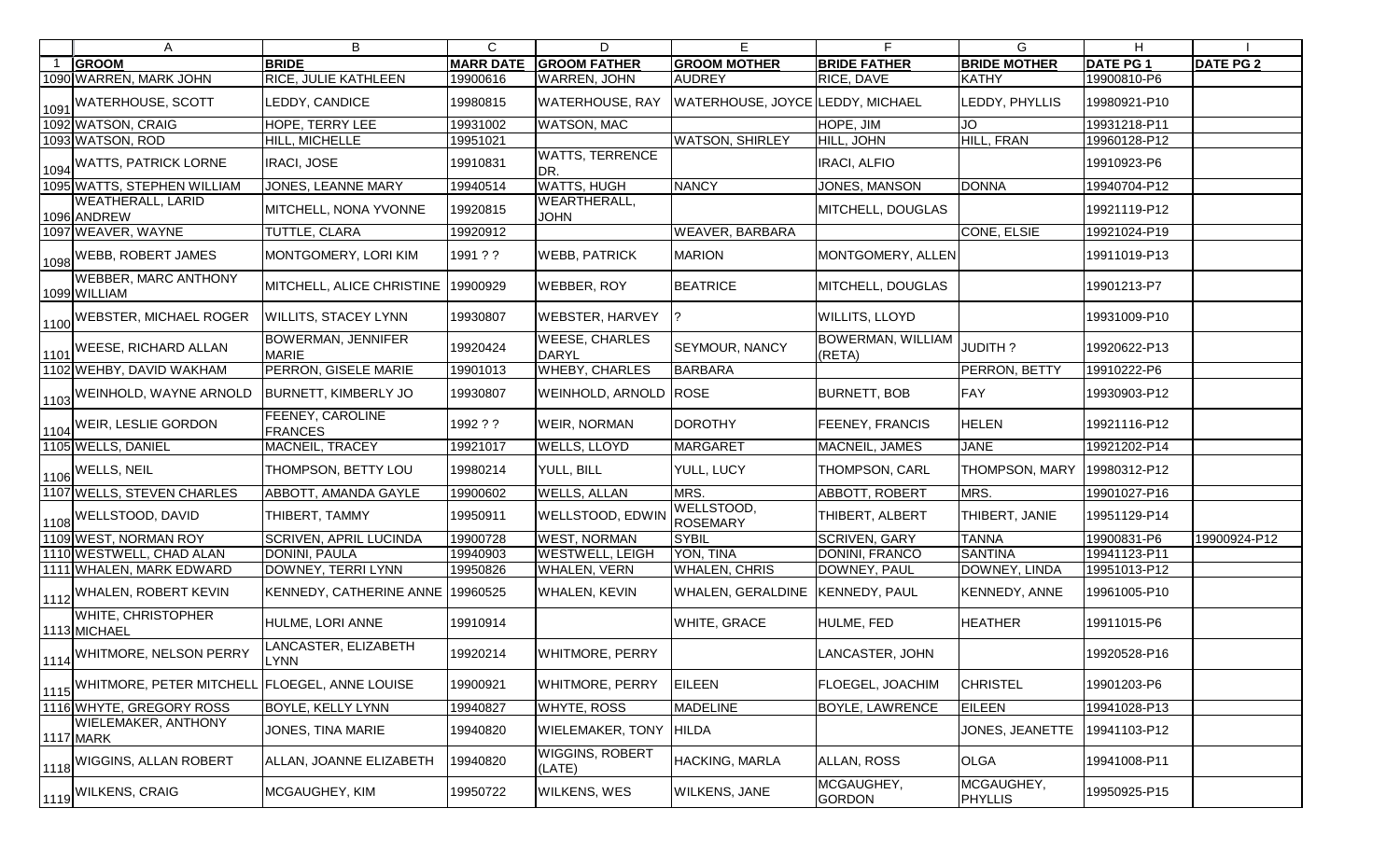| | A | B | C | D | E | F | G | H | I |
|---|---|---|---|---|---|---|---|---|---|
| 1 | GROOM | BRIDE | MARR DATE | GROOM FATHER | GROOM MOTHER | BRIDE FATHER | BRIDE MOTHER | DATE PG 1 | DATE PG 2 |
| 1090 | WARREN, MARK JOHN | RICE, JULIE KATHLEEN | 19900616 | WARREN, JOHN | AUDREY | RICE, DAVE | KATHY | 19900810-P6 | |
| 1091 | WATERHOUSE, SCOTT | LEDDY, CANDICE | 19980815 | WATERHOUSE, RAY | WATERHOUSE, JOYCE | LEDDY, MICHAEL | LEDDY, PHYLLIS | 19980921-P10 | |
| 1092 | WATSON, CRAIG | HOPE, TERRY LEE | 19931002 | WATSON, MAC | | HOPE, JIM | JO | 19931218-P11 | |
| 1093 | WATSON, ROD | HILL, MICHELLE | 19951021 | | WATSON, SHIRLEY | HILL, JOHN | HILL, FRAN | 19960128-P12 | |
| 1094 | WATTS, PATRICK LORNE | IRACI, JOSE | 19910831 | WATTS, TERRENCE DR. | | IRACI, ALFIO | | 19910923-P6 | |
| 1095 | WATTS, STEPHEN WILLIAM | JONES, LEANNE MARY | 19940514 | WATTS, HUGH | NANCY | JONES, MANSON | DONNA | 19940704-P12 | |
| 1096 | WEATHERALL, LARID ANDREW | MITCHELL, NONA YVONNE | 19920815 | WEARTHERALL, JOHN | | MITCHELL, DOUGLAS | | 19921119-P12 | |
| 1097 | WEAVER, WAYNE | TUTTLE, CLARA | 19920912 | | WEAVER, BARBARA | | CONE, ELSIE | 19921024-P19 | |
| 1098 | WEBB, ROBERT JAMES | MONTGOMERY, LORI KIM | 1991 ? ? | WEBB, PATRICK | MARION | MONTGOMERY, ALLEN | | 19911019-P13 | |
| 1099 | WEBBER, MARC ANTHONY WILLIAM | MITCHELL, ALICE CHRISTINE | 19900929 | WEBBER, ROY | BEATRICE | MITCHELL, DOUGLAS | | 19901213-P7 | |
| 1100 | WEBSTER, MICHAEL ROGER | WILLITS, STACEY LYNN | 19930807 | WEBSTER, HARVEY | ? | WILLITS, LLOYD | | 19931009-P10 | |
| 1101 | WEESE, RICHARD ALLAN | BOWERMAN, JENNIFER MARIE | 19920424 | WEESE, CHARLES DARYL | SEYMOUR, NANCY | BOWERMAN, WILLIAM (RETA) | JUDITH ? | 19920622-P13 | |
| 1102 | WEHBY, DAVID WAKHAM | PERRON, GISELE MARIE | 19901013 | WHEBY, CHARLES | BARBARA | | PERRON, BETTY | 19910222-P6 | |
| 1103 | WEINHOLD, WAYNE ARNOLD | BURNETT, KIMBERLY JO | 19930807 | WEINHOLD, ARNOLD | ROSE | BURNETT, BOB | FAY | 19930903-P12 | |
| 1104 | WEIR, LESLIE GORDON | FEENEY, CAROLINE FRANCES | 1992 ? ? | WEIR, NORMAN | DOROTHY | FEENEY, FRANCIS | HELEN | 19921116-P12 | |
| 1105 | WELLS, DANIEL | MACNEIL, TRACEY | 19921017 | WELLS, LLOYD | MARGARET | MACNEIL, JAMES | JANE | 19921202-P14 | |
| 1106 | WELLS, NEIL | THOMPSON, BETTY LOU | 19980214 | YULL, BILL | YULL, LUCY | THOMPSON, CARL | THOMPSON, MARY | 19980312-P12 | |
| 1107 | WELLS, STEVEN CHARLES | ABBOTT, AMANDA GAYLE | 19900602 | WELLS, ALLAN | MRS. | ABBOTT, ROBERT | MRS. | 19901027-P16 | |
| 1108 | WELLSTOOD, DAVID | THIBERT, TAMMY | 19950911 | WELLSTOOD, EDWIN | WELLSTOOD, ROSEMARY | THIBERT, ALBERT | THIBERT, JANIE | 19951129-P14 | |
| 1109 | WEST, NORMAN ROY | SCRIVEN, APRIL LUCINDA | 19900728 | WEST, NORMAN | SYBIL | SCRIVEN, GARY | TANNA | 19900831-P6 | 19900924-P12 |
| 1110 | WESTWELL, CHAD ALAN | DONINI, PAULA | 19940903 | WESTWELL, LEIGH | YON, TINA | DONINI, FRANCO | SANTINA | 19941123-P11 | |
| 1111 | WHALEN, MARK EDWARD | DOWNEY, TERRI LYNN | 19950826 | WHALEN, VERN | WHALEN, CHRIS | DOWNEY, PAUL | DOWNEY, LINDA | 19951013-P12 | |
| 1112 | WHALEN, ROBERT KEVIN | KENNEDY, CATHERINE ANNE | 19960525 | WHALEN, KEVIN | WHALEN, GERALDINE | KENNEDY, PAUL | KENNEDY, ANNE | 19961005-P10 | |
| 1113 | WHITE, CHRISTOPHER MICHAEL | HULME, LORI ANNE | 19910914 | | WHITE, GRACE | HULME, FED | HEATHER | 19911015-P6 | |
| 1114 | WHITMORE, NELSON PERRY | LANCASTER, ELIZABETH LYNN | 19920214 | WHITMORE, PERRY | | LANCASTER, JOHN | | 19920528-P16 | |
| 1115 | WHITMORE, PETER MITCHELL | FLOEGEL, ANNE LOUISE | 19900921 | WHITMORE, PERRY | EILEEN | FLOEGEL, JOACHIM | CHRISTEL | 19901203-P6 | |
| 1116 | WHYTE, GREGORY ROSS | BOYLE, KELLY LYNN | 19940827 | WHYTE, ROSS | MADELINE | BOYLE, LAWRENCE | EILEEN | 19941028-P13 | |
| 1117 | WIELEMAKER, ANTHONY MARK | JONES, TINA MARIE | 19940820 | WIELEMAKER, TONY | HILDA | | JONES, JEANETTE | 19941103-P12 | |
| 1118 | WIGGINS, ALLAN ROBERT | ALLAN, JOANNE ELIZABETH | 19940820 | WIGGINS, ROBERT (LATE) | HACKING, MARLA | ALLAN, ROSS | OLGA | 19941008-P11 | |
| 1119 | WILKENS, CRAIG | MCGAUGHEY, KIM | 19950722 | WILKENS, WES | WILKENS, JANE | MCGAUGHEY, GORDON | MCGAUGHEY, PHYLLIS | 19950925-P15 | |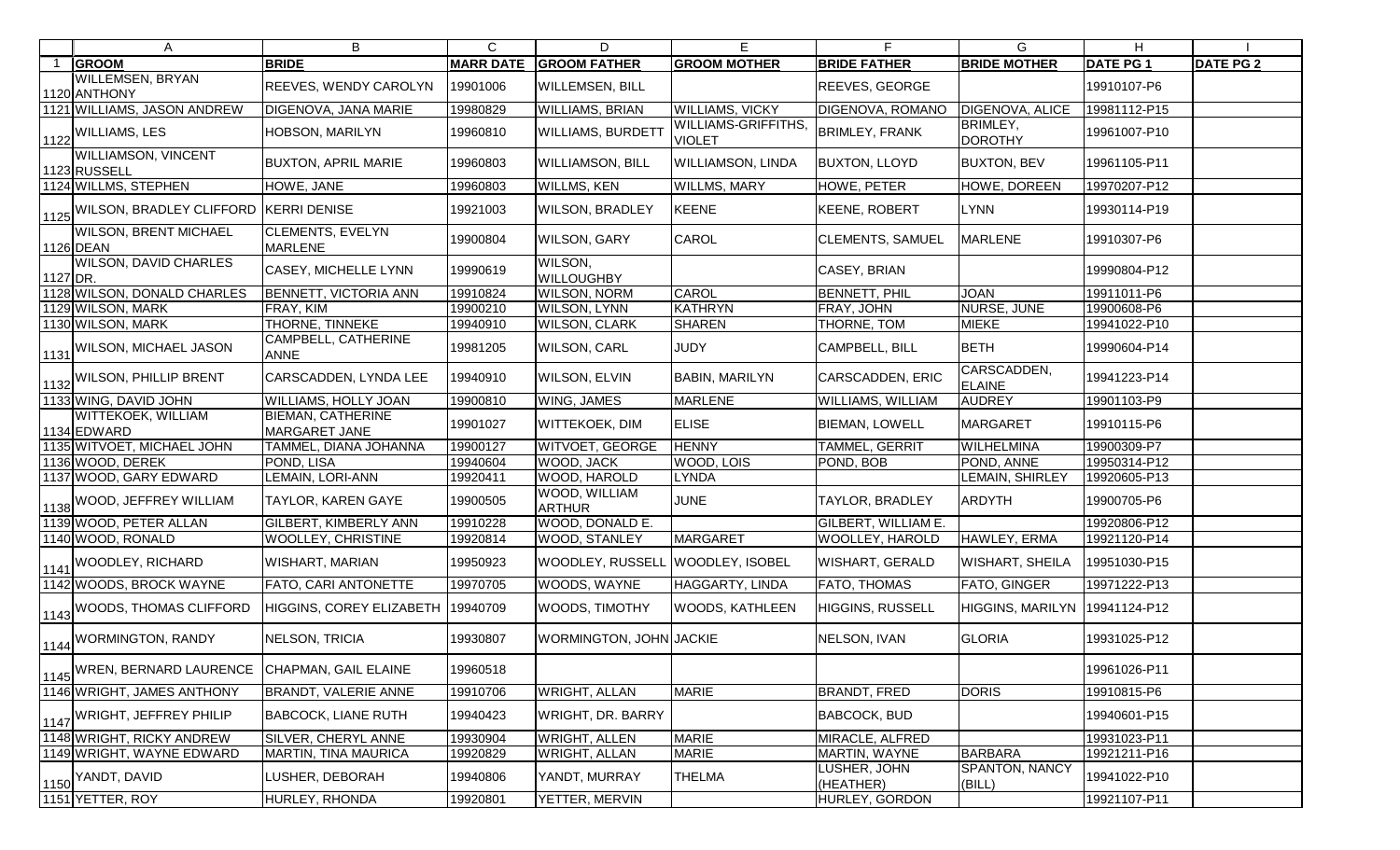| | A | B | C | D | E | F | G | H | I |
|---|---|---|---|---|---|---|---|---|---|
| 1 | **GROOM** | **BRIDE** | **MARR DATE** | **GROOM FATHER** | **GROOM MOTHER** | **BRIDE FATHER** | **BRIDE MOTHER** | **DATE PG 1** | **DATE PG 2** |
| 1120 | WILLEMSEN, BRYAN ANTHONY | REEVES, WENDY CAROLYN | 19901006 | WILLEMSEN, BILL | | REEVES, GEORGE | | 19910107-P6 | |
| 1121 | WILLIAMS, JASON ANDREW | DIGENOVA, JANA MARIE | 19980829 | WILLIAMS, BRIAN | WILLIAMS, VICKY | DIGENOVA, ROMANO | DIGENOVA, ALICE | 19981112-P15 | |
| 1122 | WILLIAMS, LES | HOBSON, MARILYN | 19960810 | WILLIAMS, BURDETT | WILLIAMS-GRIFFITHS, VIOLET | BRIMLEY, FRANK | BRIMLEY, DOROTHY | 19961007-P10 | |
| 1123 | WILLIAMSON, VINCENT RUSSELL | BUXTON, APRIL MARIE | 19960803 | WILLIAMSON, BILL | WILLIAMSON, LINDA | BUXTON, LLOYD | BUXTON, BEV | 19961105-P11 | |
| 1124 | WILLMS, STEPHEN | HOWE, JANE | 19960803 | WILLMS, KEN | WILLMS, MARY | HOWE, PETER | HOWE, DOREEN | 19970207-P12 | |
| 1125 | WILSON, BRADLEY CLIFFORD | KERRI DENISE | 19921003 | WILSON, BRADLEY | KEENE | KEENE, ROBERT | LYNN | 19930114-P19 | |
| 1126 | WILSON, BRENT MICHAEL DEAN | CLEMENTS, EVELYN MARLENE | 19900804 | WILSON, GARY | CAROL | CLEMENTS, SAMUEL | MARLENE | 19910307-P6 | |
| 1127 | WILSON, DAVID CHARLES DR. | CASEY, MICHELLE LYNN | 19990619 | WILSON, WILLOUGHBY | | CASEY, BRIAN | | 19990804-P12 | |
| 1128 | WILSON, DONALD CHARLES | BENNETT, VICTORIA ANN | 19910824 | WILSON, NORM | CAROL | BENNETT, PHIL | JOAN | 19911011-P6 | |
| 1129 | WILSON, MARK | FRAY, KIM | 19900210 | WILSON, LYNN | KATHRYN | FRAY, JOHN | NURSE, JUNE | 19900608-P6 | |
| 1130 | WILSON, MARK | THORNE, TINNEKE | 19940910 | WILSON, CLARK | SHAREN | THORNE, TOM | MIEKE | 19941022-P10 | |
| 1131 | WILSON, MICHAEL JASON | CAMPBELL, CATHERINE ANNE | 19981205 | WILSON, CARL | JUDY | CAMPBELL, BILL | BETH | 19990604-P14 | |
| 1132 | WILSON, PHILLIP BRENT | CARSCADDEN, LYNDA LEE | 19940910 | WILSON, ELVIN | BABIN, MARILYN | CARSCADDEN, ERIC | CARSCADDEN, ELAINE | 19941223-P14 | |
| 1133 | WING, DAVID JOHN | WILLIAMS, HOLLY JOAN | 19900810 | WING, JAMES | MARLENE | WILLIAMS, WILLIAM | AUDREY | 19901103-P9 | |
| 1134 | WITTEKOEK, WILLIAM EDWARD | BIEMAN, CATHERINE MARGARET JANE | 19901027 | WITTEKOEK, DIM | ELISE | BIEMAN, LOWELL | MARGARET | 19910115-P6 | |
| 1135 | WITVOET, MICHAEL JOHN | TAMMEL, DIANA JOHANNA | 19900127 | WITVOET, GEORGE | HENNY | TAMMEL, GERRIT | WILHELMINA | 19900309-P7 | |
| 1136 | WOOD, DEREK | POND, LISA | 19940604 | WOOD, JACK | WOOD, LOIS | POND, BOB | POND, ANNE | 19950314-P12 | |
| 1137 | WOOD, GARY EDWARD | LEMAIN, LORI-ANN | 19920411 | WOOD, HAROLD | LYNDA | | LEMAIN, SHIRLEY | 19920605-P13 | |
| 1138 | WOOD, JEFFREY WILLIAM | TAYLOR, KAREN GAYE | 19900505 | WOOD, WILLIAM ARTHUR | JUNE | TAYLOR, BRADLEY | ARDYTH | 19900705-P6 | |
| 1139 | WOOD, PETER ALLAN | GILBERT, KIMBERLY ANN | 19910228 | WOOD, DONALD E. | | GILBERT, WILLIAM E. | | 19920806-P12 | |
| 1140 | WOOD, RONALD | WOOLLEY, CHRISTINE | 19920814 | WOOD, STANLEY | MARGARET | WOOLLEY, HAROLD | HAWLEY, ERMA | 19921120-P14 | |
| 1141 | WOODLEY, RICHARD | WISHART, MARIAN | 19950923 | WOODLEY, RUSSELL | WOODLEY, ISOBEL | WISHART, GERALD | WISHART, SHEILA | 19951030-P15 | |
| 1142 | WOODS, BROCK WAYNE | FATO, CARI ANTONETTE | 19970705 | WOODS, WAYNE | HAGGARTY, LINDA | FATO, THOMAS | FATO, GINGER | 19971222-P13 | |
| 1143 | WOODS, THOMAS CLIFFORD | HIGGINS, COREY ELIZABETH | 19940709 | WOODS, TIMOTHY | WOODS, KATHLEEN | HIGGINS, RUSSELL | HIGGINS, MARILYN | 19941124-P12 | |
| 1144 | WORMINGTON, RANDY | NELSON, TRICIA | 19930807 | WORMINGTON, JOHN | JACKIE | NELSON, IVAN | GLORIA | 19931025-P12 | |
| 1145 | WREN, BERNARD LAURENCE | CHAPMAN, GAIL ELAINE | 19960518 | | | | | 19961026-P11 | |
| 1146 | WRIGHT, JAMES ANTHONY | BRANDT, VALERIE ANNE | 19910706 | WRIGHT, ALLAN | MARIE | BRANDT, FRED | DORIS | 19910815-P6 | |
| 1147 | WRIGHT, JEFFREY PHILIP | BABCOCK, LIANE RUTH | 19940423 | WRIGHT, DR. BARRY | | BABCOCK, BUD | | 19940601-P15 | |
| 1148 | WRIGHT, RICKY ANDREW | SILVER, CHERYL ANNE | 19930904 | WRIGHT, ALLEN | MARIE | MIRACLE, ALFRED | | 19931023-P11 | |
| 1149 | WRIGHT, WAYNE EDWARD | MARTIN, TINA MAURICA | 19920829 | WRIGHT, ALLAN | MARIE | MARTIN, WAYNE | BARBARA | 19921211-P16 | |
| 1150 | YANDT, DAVID | LUSHER, DEBORAH | 19940806 | YANDT, MURRAY | THELMA | LUSHER, JOHN (HEATHER) | SPANTON, NANCY (BILL) | 19941022-P10 | |
| 1151 | YETTER, ROY | HURLEY, RHONDA | 19920801 | YETTER, MERVIN | | HURLEY, GORDON | | 19921107-P11 | |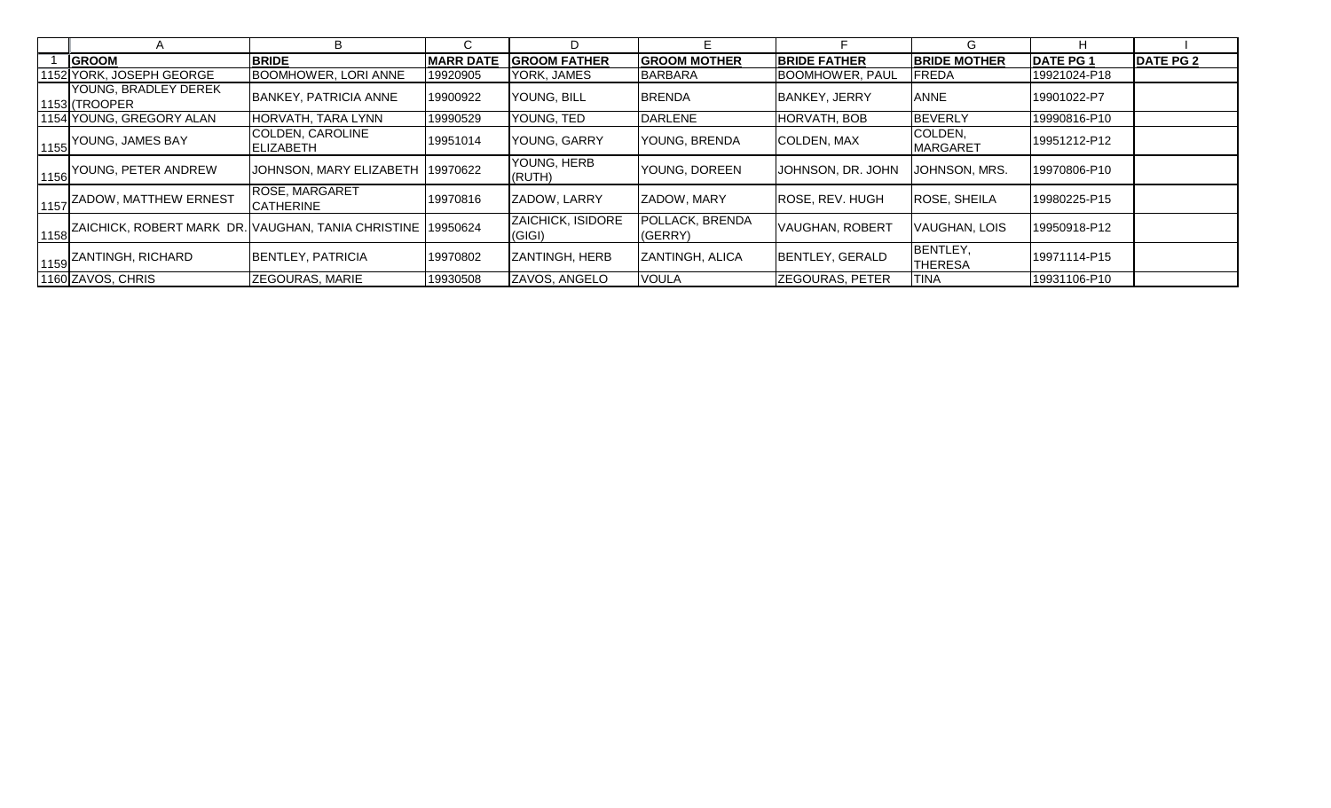| | A | B | C | D | E | F | G | H | I |
|---|---|---|---|---|---|---|---|---|---|
| 1 | **GROOM** | **BRIDE** | **MARR DATE** | **GROOM FATHER** | **GROOM MOTHER** | **BRIDE FATHER** | **BRIDE MOTHER** | **DATE PG 1** | **DATE PG 2** |
| 1152 | YORK, JOSEPH GEORGE | BOOMHOWER, LORI ANNE | 19920905 | YORK, JAMES | BARBARA | BOOMHOWER, PAUL | FREDA | 19921024-P18 | |
| 1153 | YOUNG, BRADLEY DEREK (TROOPER | BANKEY, PATRICIA ANNE | 19900922 | YOUNG, BILL | BRENDA | BANKEY, JERRY | ANNE | 19901022-P7 | |
| 1154 | YOUNG, GREGORY ALAN | HORVATH, TARA LYNN | 19990529 | YOUNG, TED | DARLENE | HORVATH, BOB | BEVERLY | 19990816-P10 | |
| 1155 | YOUNG, JAMES BAY | COLDEN, CAROLINE ELIZABETH | 19951014 | YOUNG, GARRY | YOUNG, BRENDA | COLDEN, MAX | COLDEN, MARGARET | 19951212-P12 | |
| 1156 | YOUNG, PETER ANDREW | JOHNSON, MARY ELIZABETH | 19970622 | YOUNG, HERB (RUTH) | YOUNG, DOREEN | JOHNSON, DR. JOHN | JOHNSON, MRS. | 19970806-P10 | |
| 1157 | ZADOW, MATTHEW ERNEST | ROSE, MARGARET CATHERINE | 19970816 | ZADOW, LARRY | ZADOW, MARY | ROSE, REV. HUGH | ROSE, SHEILA | 19980225-P15 | |
| 1158 | ZAICHICK, ROBERT MARK DR. | VAUGHAN, TANIA CHRISTINE | 19950624 | ZAICHICK, ISIDORE (GIGI) | POLLACK, BRENDA (GERRY) | VAUGHAN, ROBERT | VAUGHAN, LOIS | 19950918-P12 | |
| 1159 | ZANTINGH, RICHARD | BENTLEY, PATRICIA | 19970802 | ZANTINGH, HERB | ZANTINGH, ALICA | BENTLEY, GERALD | BENTLEY, THERESA | 19971114-P15 | |
| 1160 | ZAVOS, CHRIS | ZEGOURAS, MARIE | 19930508 | ZAVOS, ANGELO | VOULA | ZEGOURAS, PETER | TINA | 19931106-P10 | |